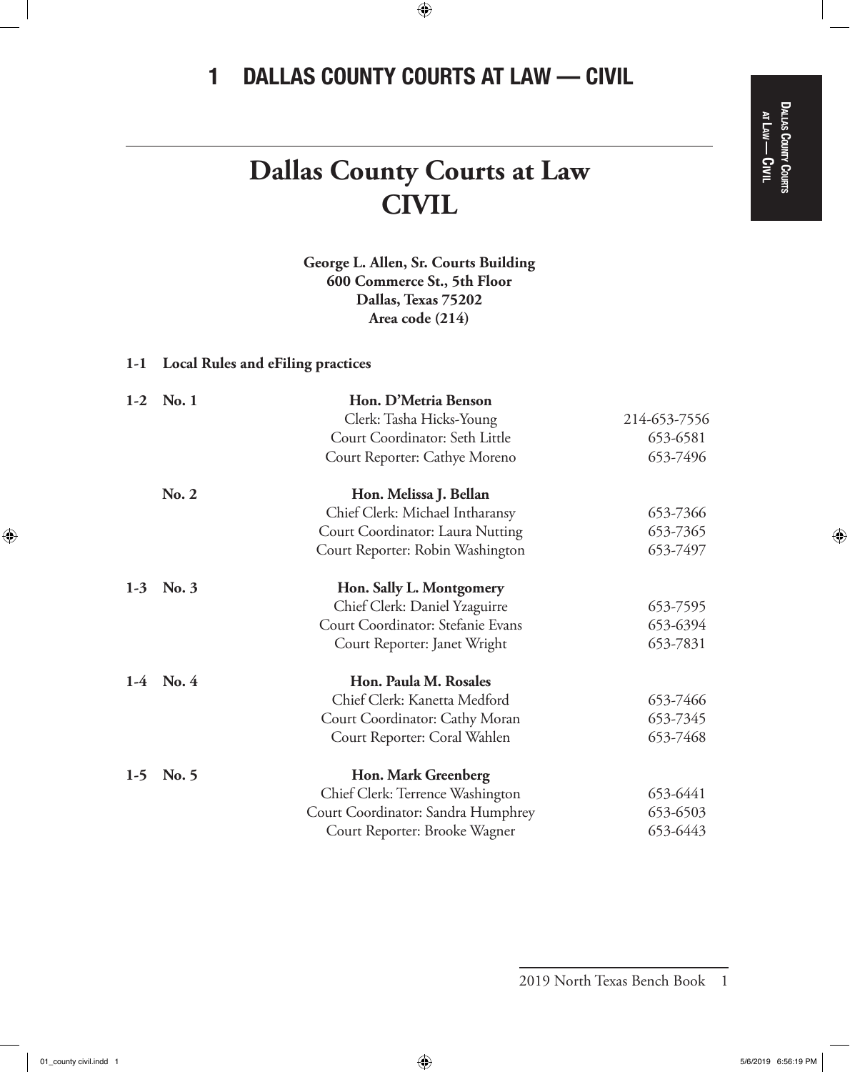# 1 DALLAS COUNTY COURTS AT LAW — CIVIL

## Dallas County Courts at Law CIVIL

**George L. Allen, Sr. Courts Building**
**600 Commerce St., 5th Floor**
**Dallas, Texas 75202**
**Area code (214)**

**1-1 Local Rules and eFiling practices**

| | | | |
|---|---|---|---|
| **1-2** | **No. 1** | **Hon. D'Metria Benson** | |
| | | Clerk: Tasha Hicks-Young | 214-653-7556 |
| | | Court Coordinator: Seth Little | 653-6581 |
| | | Court Reporter: Cathye Moreno | 653-7496 |
| | **No. 2** | **Hon. Melissa J. Bellan** | |
| | | Chief Clerk: Michael Intharansy | 653-7366 |
| | | Court Coordinator: Laura Nutting | 653-7365 |
| | | Court Reporter: Robin Washington | 653-7497 |
| **1-3** | **No. 3** | **Hon. Sally L. Montgomery** | |
| | | Chief Clerk: Daniel Yzaguirre | 653-7595 |
| | | Court Coordinator: Stefanie Evans | 653-6394 |
| | | Court Reporter: Janet Wright | 653-7831 |
| **1-4** | **No. 4** | **Hon. Paula M. Rosales** | |
| | | Chief Clerk: Kanetta Medford | 653-7466 |
| | | Court Coordinator: Cathy Moran | 653-7345 |
| | | Court Reporter: Coral Wahlen | 653-7468 |
| **1-5** | **No. 5** | **Hon. Mark Greenberg** | |
| | | Chief Clerk: Terrence Washington | 653-6441 |
| | | Court Coordinator: Sandra Humphrey | 653-6503 |
| | | Court Reporter: Brooke Wagner | 653-6443 |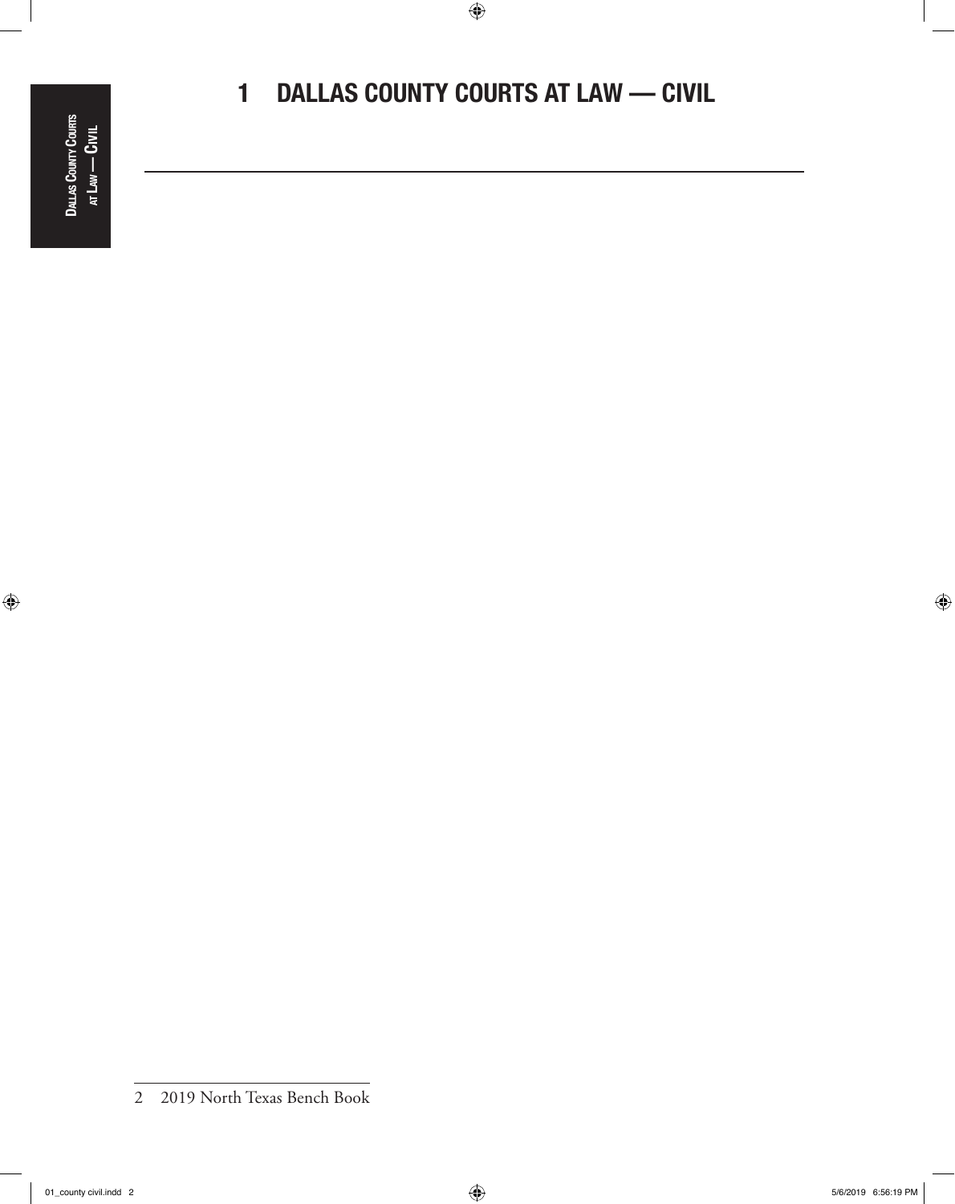# 1 DALLAS COUNTY COURTS AT LAW — CIVIL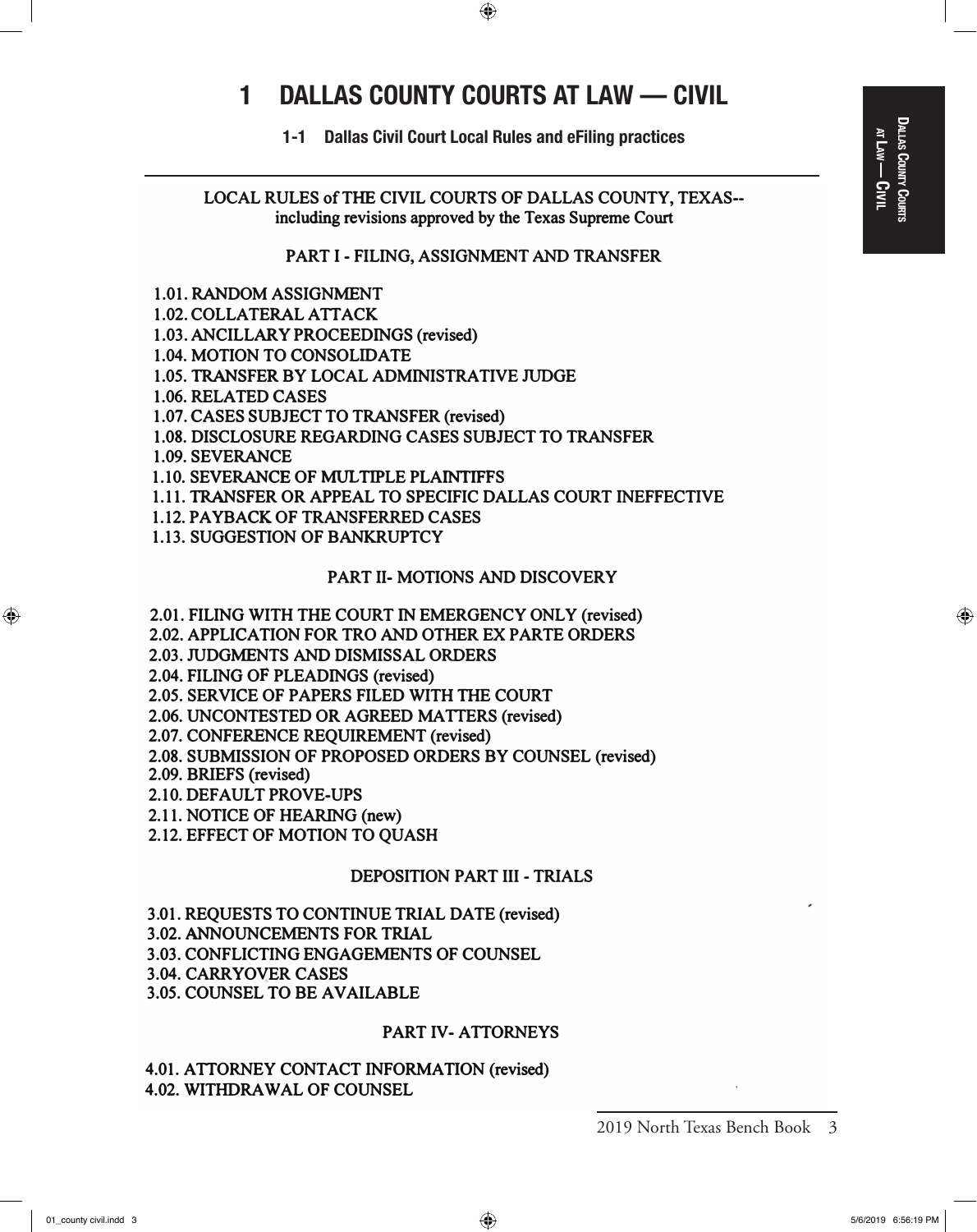# 1 DALLAS COUNTY COURTS AT LAW — CIVIL

## 1-1 Dallas Civil Court Local Rules and eFiling practices

LOCAL RULES of THE CIVIL COURTS OF DALLAS COUNTY, TEXAS--
including revisions approved by the Texas Supreme Court

PART I - FILING, ASSIGNMENT AND TRANSFER

1.01. RANDOM ASSIGNMENT
1.02. COLLATERAL ATTACK
1.03. ANCILLARY PROCEEDINGS (revised)
1.04. MOTION TO CONSOLIDATE
1.05. TRANSFER BY LOCAL ADMINISTRATIVE JUDGE
1.06. RELATED CASES
1.07. CASES SUBJECT TO TRANSFER (revised)
1.08. DISCLOSURE REGARDING CASES SUBJECT TO TRANSFER
1.09. SEVERANCE
1.10. SEVERANCE OF MULTIPLE PLAINTIFFS
1.11. TRANSFER OR APPEAL TO SPECIFIC DALLAS COURT INEFFECTIVE
1.12. PAYBACK OF TRANSFERRED CASES
1.13. SUGGESTION OF BANKRUPTCY

PART II- MOTIONS AND DISCOVERY

2.01. FILING WITH THE COURT IN EMERGENCY ONLY (revised)
2.02. APPLICATION FOR TRO AND OTHER EX PARTE ORDERS
2.03. JUDGMENTS AND DISMISSAL ORDERS
2.04. FILING OF PLEADINGS (revised)
2.05. SERVICE OF PAPERS FILED WITH THE COURT
2.06. UNCONTESTED OR AGREED MATTERS (revised)
2.07. CONFERENCE REQUIREMENT (revised)
2.08. SUBMISSION OF PROPOSED ORDERS BY COUNSEL (revised)
2.09. BRIEFS (revised)
2.10. DEFAULT PROVE-UPS
2.11. NOTICE OF HEARING (new)
2.12. EFFECT OF MOTION TO QUASH

DEPOSITION PART III - TRIALS

3.01. REQUESTS TO CONTINUE TRIAL DATE (revised)
3.02. ANNOUNCEMENTS FOR TRIAL
3.03. CONFLICTING ENGAGEMENTS OF COUNSEL
3.04. CARRYOVER CASES
3.05. COUNSEL TO BE AVAILABLE

PART IV- ATTORNEYS

4.01. ATTORNEY CONTACT INFORMATION (revised)
4.02. WITHDRAWAL OF COUNSEL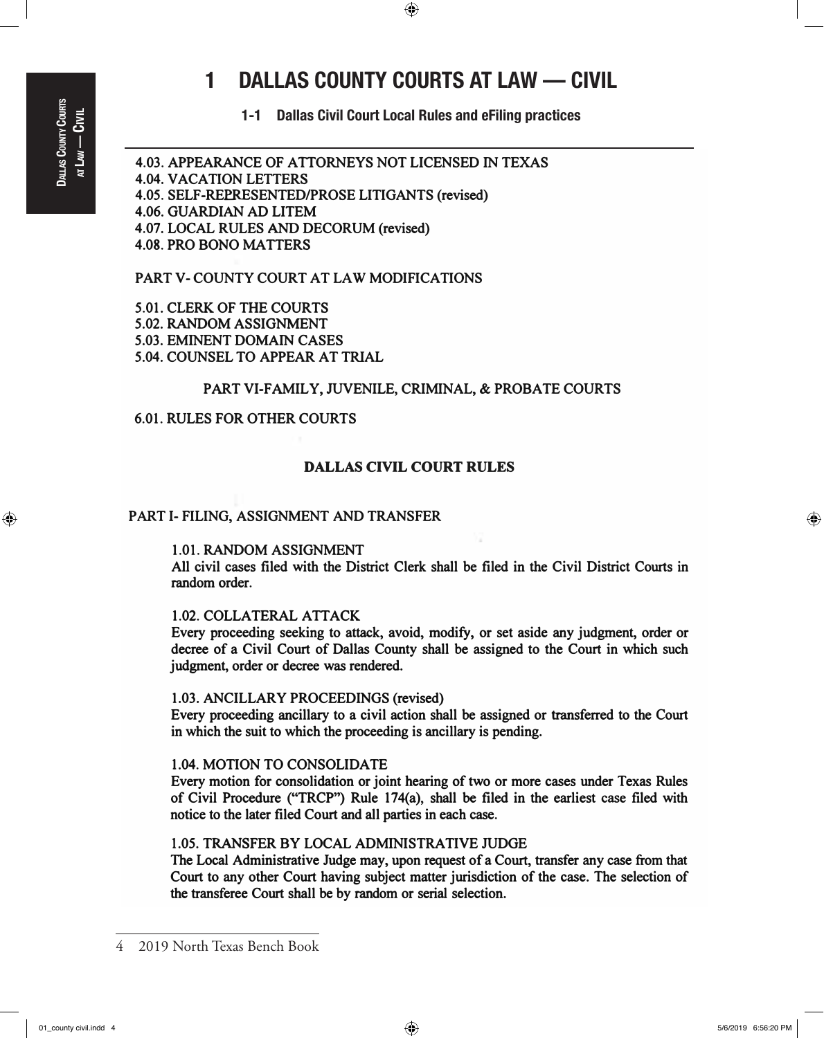# 1 DALLAS COUNTY COURTS AT LAW — CIVIL

## 1-1 Dallas Civil Court Local Rules and eFiling practices

4.03. APPEARANCE OF ATTORNEYS NOT LICENSED IN TEXAS
4.04. VACATION LETTERS
4.05. SELF-REPRESENTED/PROSE LITIGANTS (revised)
4.06. GUARDIAN AD LITEM
4.07. LOCAL RULES AND DECORUM (revised)
4.08. PRO BONO MATTERS

PART V- COUNTY COURT AT LAW MODIFICATIONS

5.01. CLERK OF THE COURTS
5.02. RANDOM ASSIGNMENT
5.03. EMINENT DOMAIN CASES
5.04. COUNSEL TO APPEAR AT TRIAL

PART VI-FAMILY, JUVENILE, CRIMINAL, & PROBATE COURTS

6.01. RULES FOR OTHER COURTS

### DALLAS CIVIL COURT RULES

### PART I- FILING, ASSIGNMENT AND TRANSFER

**1.01. RANDOM ASSIGNMENT**
All civil cases filed with the District Clerk shall be filed in the Civil District Courts in random order.

**1.02. COLLATERAL ATTACK**
Every proceeding seeking to attack, avoid, modify, or set aside any judgment, order or decree of a Civil Court of Dallas County shall be assigned to the Court in which such judgment, order or decree was rendered.

**1.03. ANCILLARY PROCEEDINGS (revised)**
Every proceeding ancillary to a civil action shall be assigned or transferred to the Court in which the suit to which the proceeding is ancillary is pending.

**1.04. MOTION TO CONSOLIDATE**
Every motion for consolidation or joint hearing of two or more cases under Texas Rules of Civil Procedure ("TRCP") Rule 174(a), shall be filed in the earliest case filed with notice to the later filed Court and all parties in each case.

**1.05. TRANSFER BY LOCAL ADMINISTRATIVE JUDGE**
The Local Administrative Judge may, upon request of a Court, transfer any case from that Court to any other Court having subject matter jurisdiction of the case. The selection of the transferee Court shall be by random or serial selection.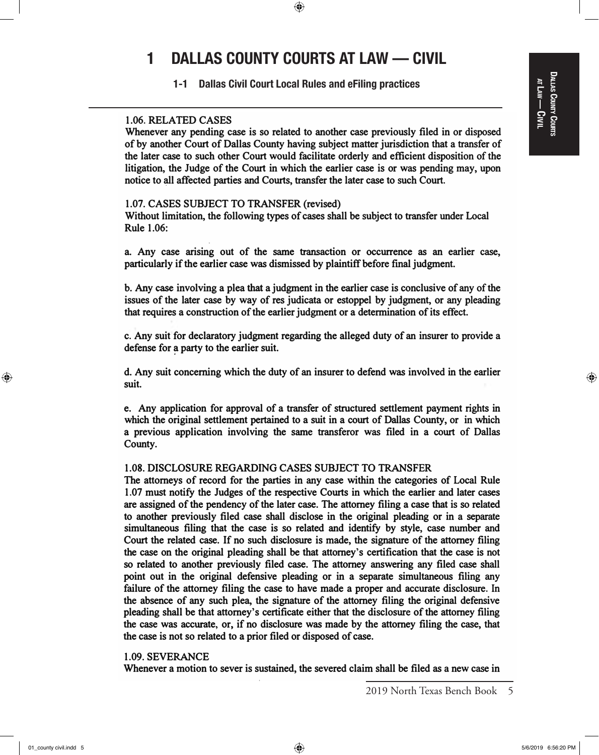# 1 DALLAS COUNTY COURTS AT LAW — CIVIL

### 1-1 Dallas Civil Court Local Rules and eFiling practices

**1.06. RELATED CASES**

Whenever any pending case is so related to another case previously filed in or disposed of by another Court of Dallas County having subject matter jurisdiction that a transfer of the later case to such other Court would facilitate orderly and efficient disposition of the litigation, the Judge of the Court in which the earlier case is or was pending may, upon notice to all affected parties and Courts, transfer the later case to such Court.

**1.07. CASES SUBJECT TO TRANSFER (revised)**

Without limitation, the following types of cases shall be subject to transfer under Local Rule 1.06:

a. Any case arising out of the same transaction or occurrence as an earlier case, particularly if the earlier case was dismissed by plaintiff before final judgment.

b. Any case involving a plea that a judgment in the earlier case is conclusive of any of the issues of the later case by way of res judicata or estoppel by judgment, or any pleading that requires a construction of the earlier judgment or a determination of its effect.

c. Any suit for declaratory judgment regarding the alleged duty of an insurer to provide a defense for a party to the earlier suit.

d. Any suit concerning which the duty of an insurer to defend was involved in the earlier suit.

e. Any application for approval of a transfer of structured settlement payment rights in which the original settlement pertained to a suit in a court of Dallas County, or in which a previous application involving the same transferor was filed in a court of Dallas County.

**1.08. DISCLOSURE REGARDING CASES SUBJECT TO TRANSFER**

The attorneys of record for the parties in any case within the categories of Local Rule 1.07 must notify the Judges of the respective Courts in which the earlier and later cases are assigned of the pendency of the later case. The attorney filing a case that is so related to another previously filed case shall disclose in the original pleading or in a separate simultaneous filing that the case is so related and identify by style, case number and Court the related case. If no such disclosure is made, the signature of the attorney filing the case on the original pleading shall be that attorney's certification that the case is not so related to another previously filed case. The attorney answering any filed case shall point out in the original defensive pleading or in a separate simultaneous filing any failure of the attorney filing the case to have made a proper and accurate disclosure. In the absence of any such plea, the signature of the attorney filing the original defensive pleading shall be that attorney's certificate either that the disclosure of the attorney filing the case was accurate, or, if no disclosure was made by the attorney filing the case, that the case is not so related to a prior filed or disposed of case.

**1.09. SEVERANCE**

Whenever a motion to sever is sustained, the severed claim shall be filed as a new case in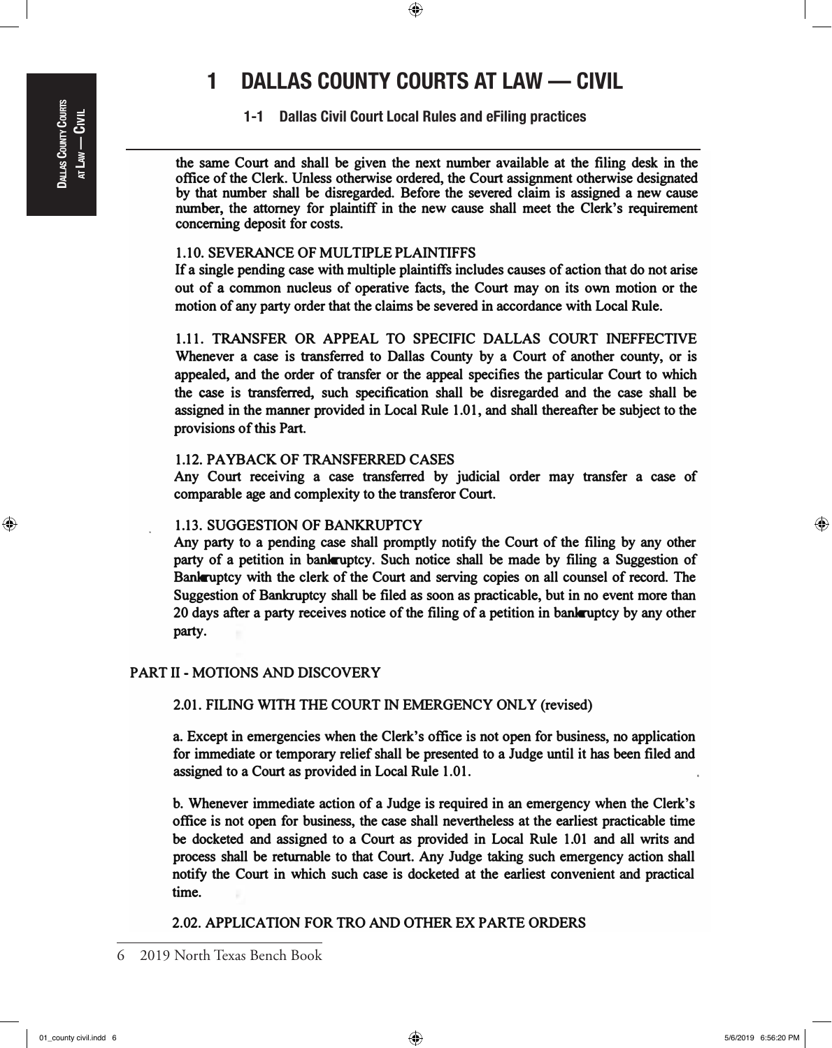# 1 DALLAS COUNTY COURTS AT LAW — CIVIL

## 1-1 Dallas Civil Court Local Rules and eFiling practices

the same Court and shall be given the next number available at the filing desk in the office of the Clerk. Unless otherwise ordered, the Court assignment otherwise designated by that number shall be disregarded. Before the severed claim is assigned a new cause number, the attorney for plaintiff in the new cause shall meet the Clerk's requirement concerning deposit for costs.

1.10. SEVERANCE OF MULTIPLE PLAINTIFFS
If a single pending case with multiple plaintiffs includes causes of action that do not arise out of a common nucleus of operative facts, the Court may on its own motion or the motion of any party order that the claims be severed in accordance with Local Rule.

1.11. TRANSFER OR APPEAL TO SPECIFIC DALLAS COURT INEFFECTIVE
Whenever a case is transferred to Dallas County by a Court of another county, or is appealed, and the order of transfer or the appeal specifies the particular Court to which the case is transferred, such specification shall be disregarded and the case shall be assigned in the manner provided in Local Rule 1.01, and shall thereafter be subject to the provisions of this Part.

1.12. PAYBACK OF TRANSFERRED CASES
Any Court receiving a case transferred by judicial order may transfer a case of comparable age and complexity to the transferor Court.

1.13. SUGGESTION OF BANKRUPTCY
Any party to a pending case shall promptly notify the Court of the filing by any other party of a petition in bankruptcy. Such notice shall be made by filing a Suggestion of Bankruptcy with the clerk of the Court and serving copies on all counsel of record. The Suggestion of Bankruptcy shall be filed as soon as practicable, but in no event more than 20 days after a party receives notice of the filing of a petition in bankruptcy by any other party.

PART II - MOTIONS AND DISCOVERY

2.01. FILING WITH THE COURT IN EMERGENCY ONLY (revised)

a. Except in emergencies when the Clerk's office is not open for business, no application for immediate or temporary relief shall be presented to a Judge until it has been filed and assigned to a Court as provided in Local Rule 1.01.

b. Whenever immediate action of a Judge is required in an emergency when the Clerk's office is not open for business, the case shall nevertheless at the earliest practicable time be docketed and assigned to a Court as provided in Local Rule 1.01 and all writs and process shall be returnable to that Court. Any Judge taking such emergency action shall notify the Court in which such case is docketed at the earliest convenient and practical time.

2.02. APPLICATION FOR TRO AND OTHER EX PARTE ORDERS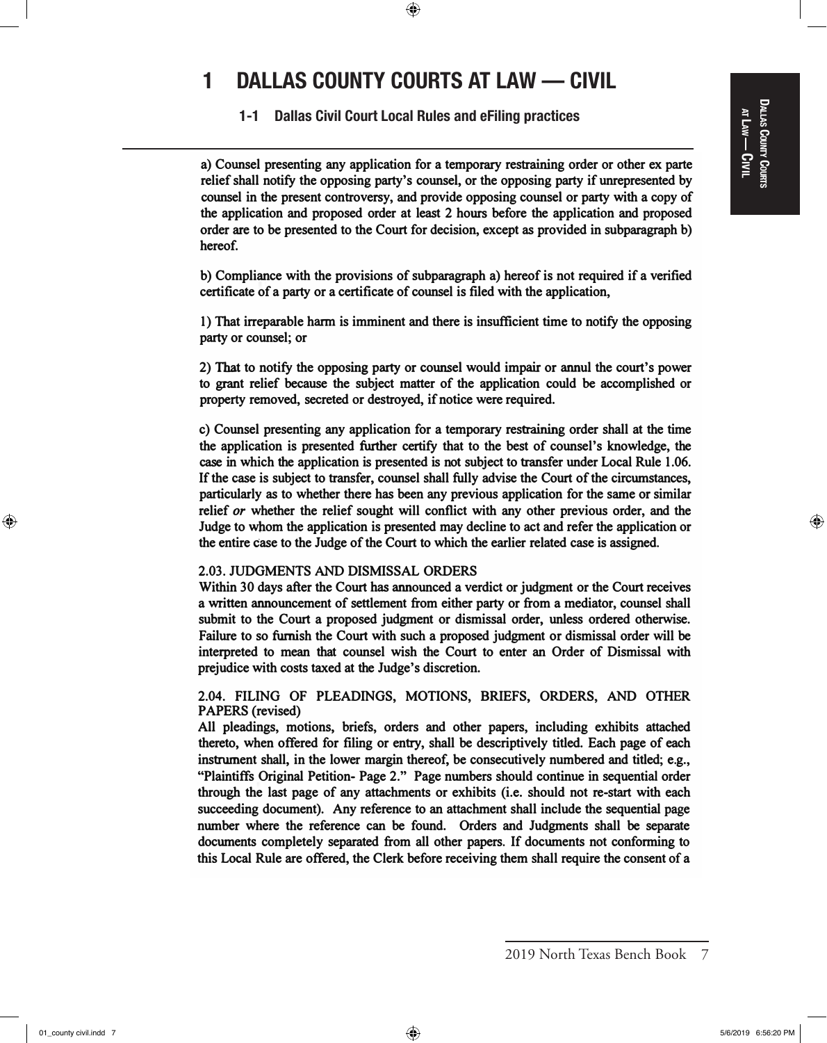# 1 DALLAS COUNTY COURTS AT LAW — CIVIL

## 1-1 Dallas Civil Court Local Rules and eFiling practices

a) Counsel presenting any application for a temporary restraining order or other ex parte relief shall notify the opposing party's counsel, or the opposing party if unrepresented by counsel in the present controversy, and provide opposing counsel or party with a copy of the application and proposed order at least 2 hours before the application and proposed order are to be presented to the Court for decision, except as provided in subparagraph b) hereof.

b) Compliance with the provisions of subparagraph a) hereof is not required if a verified certificate of a party or a certificate of counsel is filed with the application,

1) That irreparable harm is imminent and there is insufficient time to notify the opposing party or counsel; or

2) That to notify the opposing party or counsel would impair or annul the court's power to grant relief because the subject matter of the application could be accomplished or property removed, secreted or destroyed, if notice were required.

c) Counsel presenting any application for a temporary restraining order shall at the time the application is presented further certify that to the best of counsel's knowledge, the case in which the application is presented is not subject to transfer under Local Rule 1.06. If the case is subject to transfer, counsel shall fully advise the Court of the circumstances, particularly as to whether there has been any previous application for the same or similar relief *or* whether the relief sought will conflict with any other previous order, and the Judge to whom the application is presented may decline to act and refer the application or the entire case to the Judge of the Court to which the earlier related case is assigned.

**2.03. JUDGMENTS AND DISMISSAL ORDERS**

Within 30 days after the Court has announced a verdict or judgment or the Court receives a written announcement of settlement from either party or from a mediator, counsel shall submit to the Court a proposed judgment or dismissal order, unless ordered otherwise. Failure to so furnish the Court with such a proposed judgment or dismissal order will be interpreted to mean that counsel wish the Court to enter an Order of Dismissal with prejudice with costs taxed at the Judge's discretion.

**2.04. FILING OF PLEADINGS, MOTIONS, BRIEFS, ORDERS, AND OTHER PAPERS (revised)**

All pleadings, motions, briefs, orders and other papers, including exhibits attached thereto, when offered for filing or entry, shall be descriptively titled. Each page of each instrument shall, in the lower margin thereof, be consecutively numbered and titled; e.g., "Plaintiffs Original Petition- Page 2." Page numbers should continue in sequential order through the last page of any attachments or exhibits (i.e. should not re-start with each succeeding document). Any reference to an attachment shall include the sequential page number where the reference can be found. Orders and Judgments shall be separate documents completely separated from all other papers. If documents not conforming to this Local Rule are offered, the Clerk before receiving them shall require the consent of a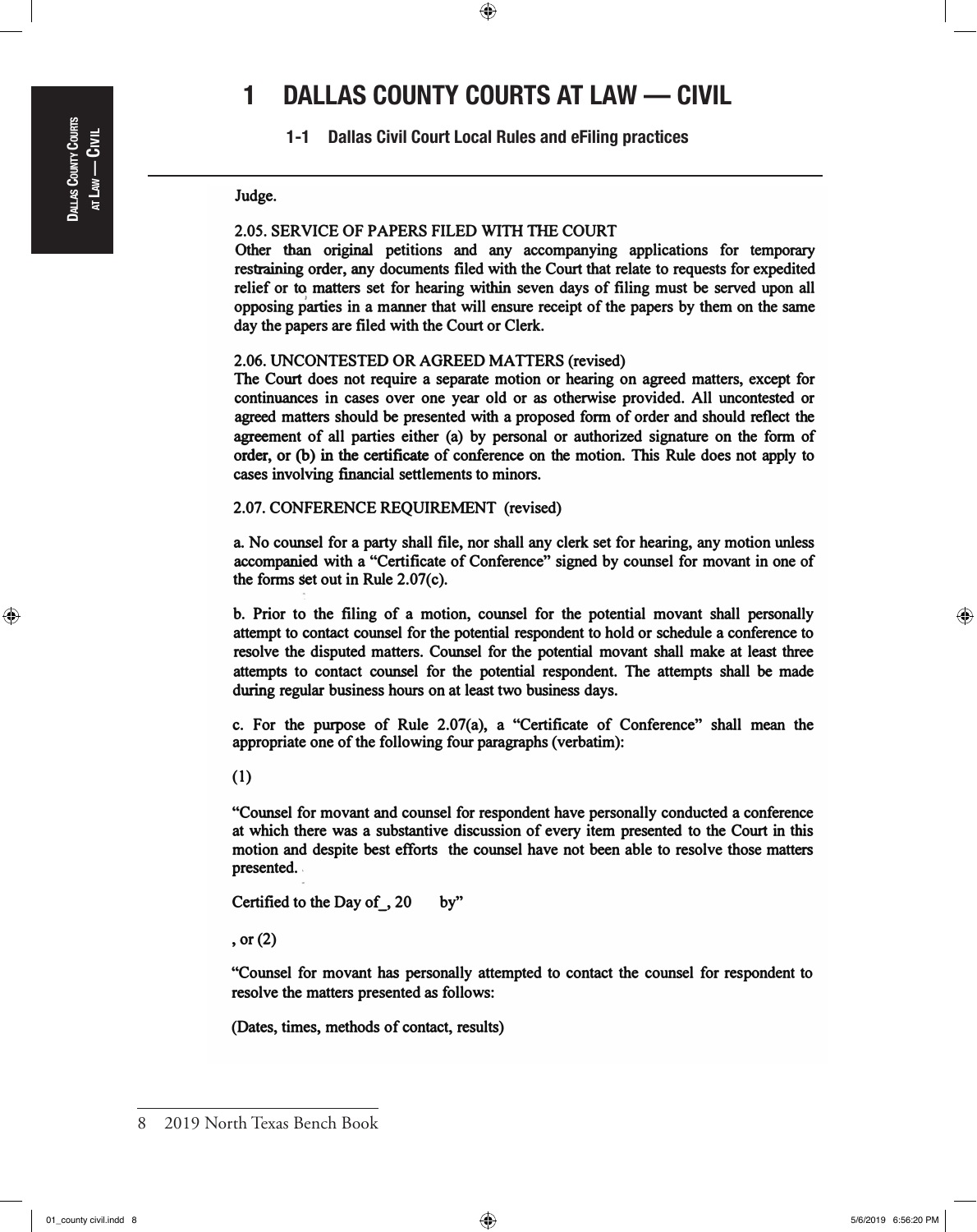Judge.

**2.05. SERVICE OF PAPERS FILED WITH THE COURT**

Other than original petitions and any accompanying applications for temporary restraining order, any documents filed with the Court that relate to requests for expedited relief or to matters set for hearing within seven days of filing must be served upon all opposing parties in a manner that will ensure receipt of the papers by them on the same day the papers are filed with the Court or Clerk.

**2.06. UNCONTESTED OR AGREED MATTERS (revised)**

The Court does not require a separate motion or hearing on agreed matters, except for continuances in cases over one year old or as otherwise provided. All uncontested or agreed matters should be presented with a proposed form of order and should reflect the agreement of all parties either (a) by personal or authorized signature on the form of order, or (b) in the certificate of conference on the motion. This Rule does not apply to cases involving financial settlements to minors.

**2.07. CONFERENCE REQUIREMENT (revised)**

a. No counsel for a party shall file, nor shall any clerk set for hearing, any motion unless accompanied with a "Certificate of Conference" signed by counsel for movant in one of the forms set out in Rule 2.07(c).

b. Prior to the filing of a motion, counsel for the potential movant shall personally attempt to contact counsel for the potential respondent to hold or schedule a conference to resolve the disputed matters. Counsel for the potential movant shall make at least three attempts to contact counsel for the potential respondent. The attempts shall be made during regular business hours on at least two business days.

c. For the purpose of Rule 2.07(a), a "Certificate of Conference" shall mean the appropriate one of the following four paragraphs (verbatim):

(1)

"Counsel for movant and counsel for respondent have personally conducted a conference at which there was a substantive discussion of every item presented to the Court in this motion and despite best efforts the counsel have not been able to resolve those matters presented.

Certified to the Day of_, 20 by"

, or (2)

"Counsel for movant has personally attempted to contact the counsel for respondent to resolve the matters presented as follows:

(Dates, times, methods of contact, results)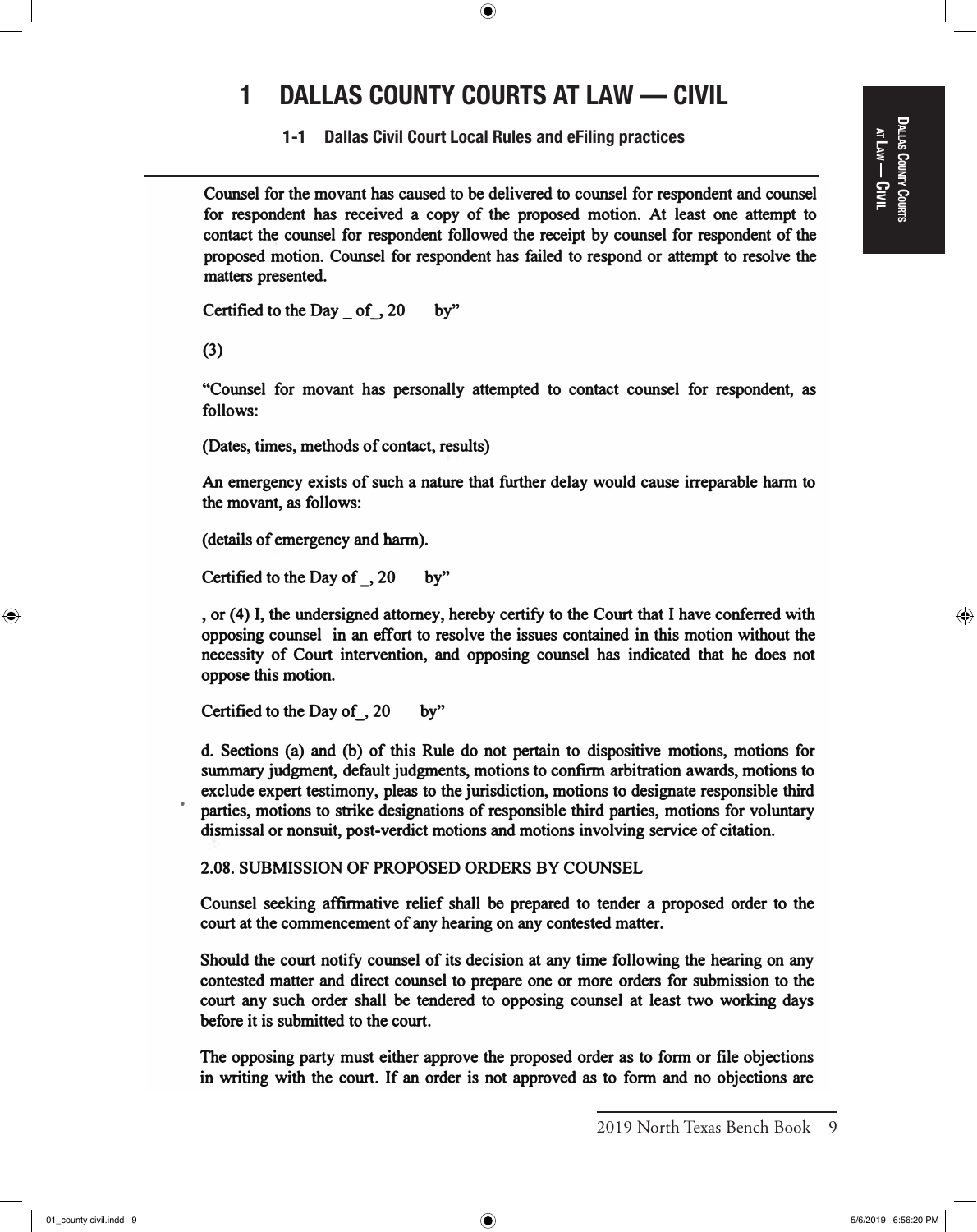# 1 DALLAS COUNTY COURTS AT LAW — CIVIL

## 1-1 Dallas Civil Court Local Rules and eFiling practices

Counsel for the movant has caused to be delivered to counsel for respondent and counsel for respondent has received a copy of the proposed motion. At least one attempt to contact the counsel for respondent followed the receipt by counsel for respondent of the proposed motion. Counsel for respondent has failed to respond or attempt to resolve the matters presented.

Certified to the Day _ of_, 20 by"

(3)

"Counsel for movant has personally attempted to contact counsel for respondent, as follows:

(Dates, times, methods of contact, results)

An emergency exists of such a nature that further delay would cause irreparable harm to the movant, as follows:

(details of emergency and harm).

Certified to the Day of _, 20 by"

, or (4) I, the undersigned attorney, hereby certify to the Court that I have conferred with opposing counsel in an effort to resolve the issues contained in this motion without the necessity of Court intervention, and opposing counsel has indicated that he does not oppose this motion.

Certified to the Day of_, 20 by"

d. Sections (a) and (b) of this Rule do not pertain to dispositive motions, motions for summary judgment, default judgments, motions to confirm arbitration awards, motions to exclude expert testimony, pleas to the jurisdiction, motions to designate responsible third parties, motions to strike designations of responsible third parties, motions for voluntary dismissal or nonsuit, post-verdict motions and motions involving service of citation.

2.08. SUBMISSION OF PROPOSED ORDERS BY COUNSEL

Counsel seeking affirmative relief shall be prepared to tender a proposed order to the court at the commencement of any hearing on any contested matter.

Should the court notify counsel of its decision at any time following the hearing on any contested matter and direct counsel to prepare one or more orders for submission to the court any such order shall be tendered to opposing counsel at least two working days before it is submitted to the court.

The opposing party must either approve the proposed order as to form or file objections in writing with the court. If an order is not approved as to form and no objections are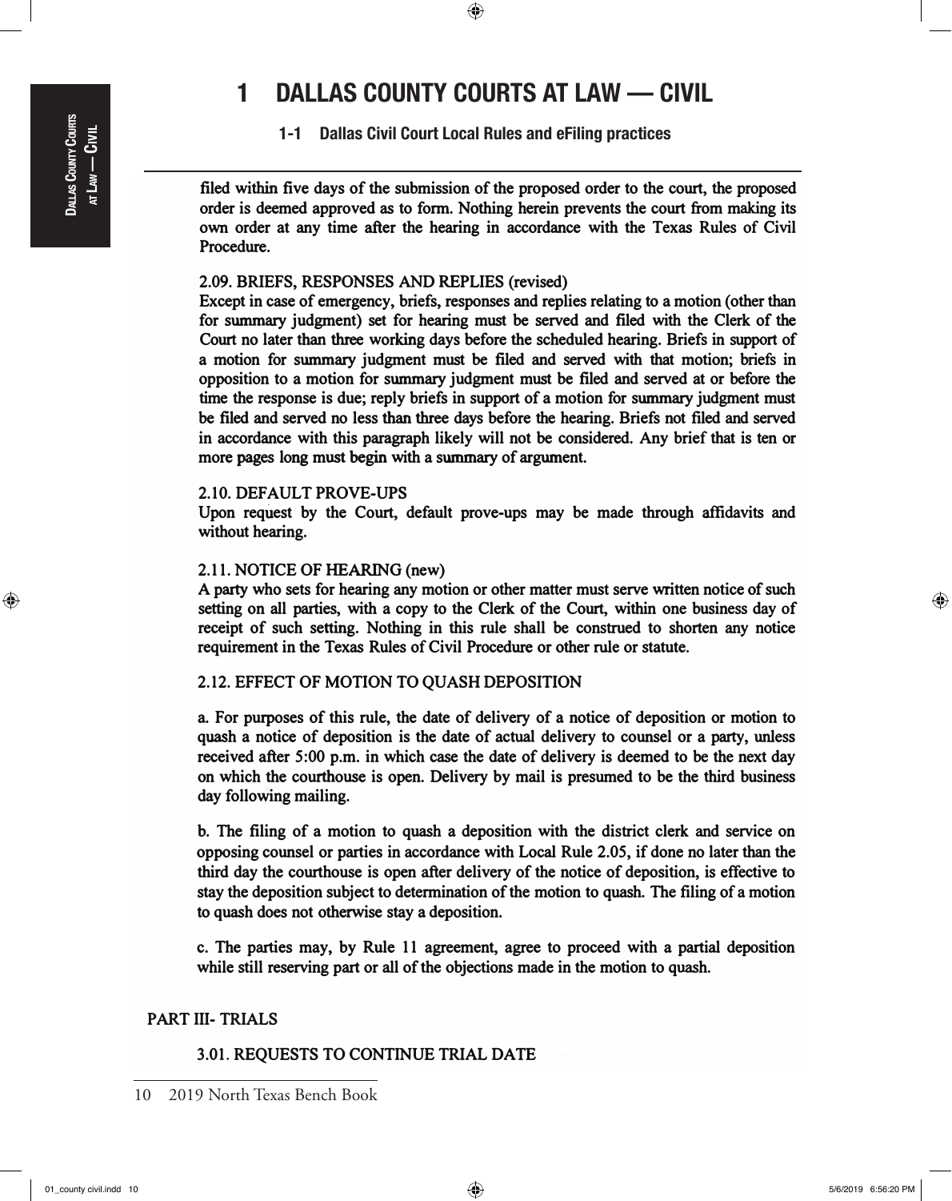filed within five days of the submission of the proposed order to the court, the proposed order is deemed approved as to form. Nothing herein prevents the court from making its own order at any time after the hearing in accordance with the Texas Rules of Civil Procedure.

2.09. BRIEFS, RESPONSES AND REPLIES (revised)
Except in case of emergency, briefs, responses and replies relating to a motion (other than for summary judgment) set for hearing must be served and filed with the Clerk of the Court no later than three working days before the scheduled hearing. Briefs in support of a motion for summary judgment must be filed and served with that motion; briefs in opposition to a motion for summary judgment must be filed and served at or before the time the response is due; reply briefs in support of a motion for summary judgment must be filed and served no less than three days before the hearing. Briefs not filed and served in accordance with this paragraph likely will not be considered. Any brief that is ten or more pages long must begin with a summary of argument.

2.10. DEFAULT PROVE-UPS
Upon request by the Court, default prove-ups may be made through affidavits and without hearing.

2.11. NOTICE OF HEARING (new)
A party who sets for hearing any motion or other matter must serve written notice of such setting on all parties, with a copy to the Clerk of the Court, within one business day of receipt of such setting. Nothing in this rule shall be construed to shorten any notice requirement in the Texas Rules of Civil Procedure or other rule or statute.

2.12. EFFECT OF MOTION TO QUASH DEPOSITION

a. For purposes of this rule, the date of delivery of a notice of deposition or motion to quash a notice of deposition is the date of actual delivery to counsel or a party, unless received after 5:00 p.m. in which case the date of delivery is deemed to be the next day on which the courthouse is open. Delivery by mail is presumed to be the third business day following mailing.

b. The filing of a motion to quash a deposition with the district clerk and service on opposing counsel or parties in accordance with Local Rule 2.05, if done no later than the third day the courthouse is open after delivery of the notice of deposition, is effective to stay the deposition subject to determination of the motion to quash. The filing of a motion to quash does not otherwise stay a deposition.

c. The parties may, by Rule 11 agreement, agree to proceed with a partial deposition while still reserving part or all of the objections made in the motion to quash.

## PART III- TRIALS

3.01. REQUESTS TO CONTINUE TRIAL DATE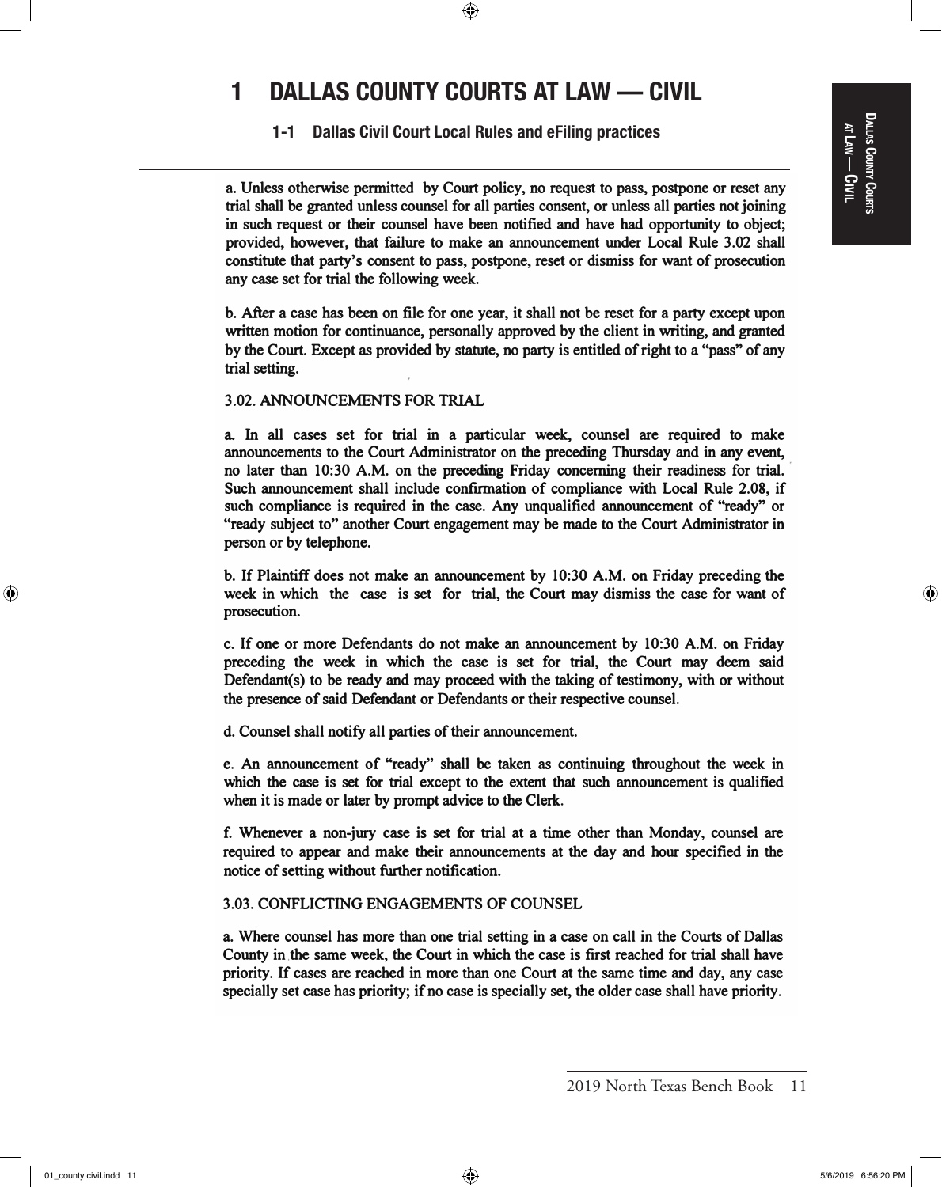# 1 DALLAS COUNTY COURTS AT LAW — CIVIL

## 1-1 Dallas Civil Court Local Rules and eFiling practices

a. Unless otherwise permitted by Court policy, no request to pass, postpone or reset any trial shall be granted unless counsel for all parties consent, or unless all parties not joining in such request or their counsel have been notified and have had opportunity to object; provided, however, that failure to make an announcement under Local Rule 3.02 shall constitute that party's consent to pass, postpone, reset or dismiss for want of prosecution any case set for trial the following week.

b. After a case has been on file for one year, it shall not be reset for a party except upon written motion for continuance, personally approved by the client in writing, and granted by the Court. Except as provided by statute, no party is entitled of right to a "pass" of any trial setting.

3.02. ANNOUNCEMENTS FOR TRIAL

a. In all cases set for trial in a particular week, counsel are required to make announcements to the Court Administrator on the preceding Thursday and in any event, no later than 10:30 A.M. on the preceding Friday concerning their readiness for trial. Such announcement shall include confirmation of compliance with Local Rule 2.08, if such compliance is required in the case. Any unqualified announcement of "ready" or "ready subject to" another Court engagement may be made to the Court Administrator in person or by telephone.

b. If Plaintiff does not make an announcement by 10:30 A.M. on Friday preceding the week in which the case is set for trial, the Court may dismiss the case for want of prosecution.

c. If one or more Defendants do not make an announcement by 10:30 A.M. on Friday preceding the week in which the case is set for trial, the Court may deem said Defendant(s) to be ready and may proceed with the taking of testimony, with or without the presence of said Defendant or Defendants or their respective counsel.

d. Counsel shall notify all parties of their announcement.

e. An announcement of "ready" shall be taken as continuing throughout the week in which the case is set for trial except to the extent that such announcement is qualified when it is made or later by prompt advice to the Clerk.

f. Whenever a non-jury case is set for trial at a time other than Monday, counsel are required to appear and make their announcements at the day and hour specified in the notice of setting without further notification.

3.03. CONFLICTING ENGAGEMENTS OF COUNSEL

a. Where counsel has more than one trial setting in a case on call in the Courts of Dallas County in the same week, the Court in which the case is first reached for trial shall have priority. If cases are reached in more than one Court at the same time and day, any case specially set case has priority; if no case is specially set, the older case shall have priority.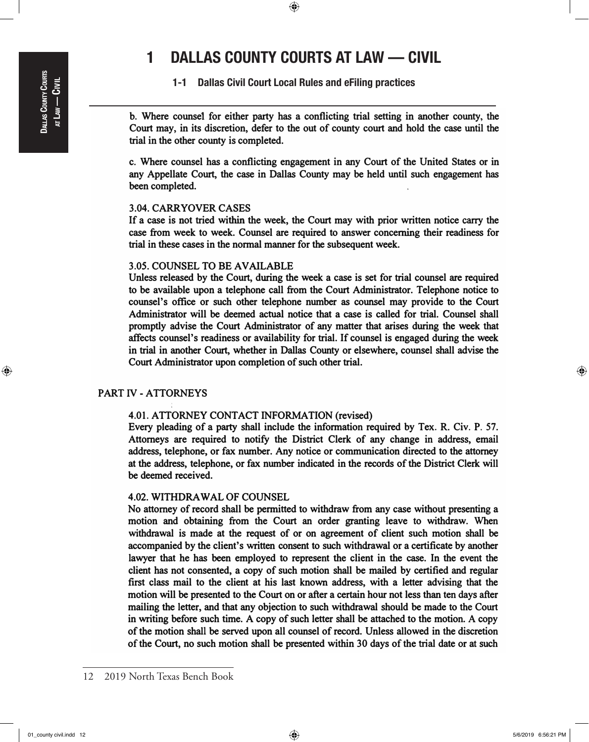# 1 DALLAS COUNTY COURTS AT LAW — CIVIL

### 1-1 Dallas Civil Court Local Rules and eFiling practices

b. Where counsel for either party has a conflicting trial setting in another county, the Court may, in its discretion, defer to the out of county court and hold the case until the trial in the other county is completed.

c. Where counsel has a conflicting engagement in any Court of the United States or in any Appellate Court, the case in Dallas County may be held until such engagement has been completed.

3.04. CARRYOVER CASES
If a case is not tried within the week, the Court may with prior written notice carry the case from week to week. Counsel are required to answer concerning their readiness for trial in these cases in the normal manner for the subsequent week.

3.05. COUNSEL TO BE AVAILABLE
Unless released by the Court, during the week a case is set for trial counsel are required to be available upon a telephone call from the Court Administrator. Telephone notice to counsel's office or such other telephone number as counsel may provide to the Court Administrator will be deemed actual notice that a case is called for trial. Counsel shall promptly advise the Court Administrator of any matter that arises during the week that affects counsel's readiness or availability for trial. If counsel is engaged during the week in trial in another Court, whether in Dallas County or elsewhere, counsel shall advise the Court Administrator upon completion of such other trial.

PART IV - ATTORNEYS

4.01. ATTORNEY CONTACT INFORMATION (revised)
Every pleading of a party shall include the information required by Tex. R. Civ. P. 57. Attorneys are required to notify the District Clerk of any change in address, email address, telephone, or fax number. Any notice or communication directed to the attorney at the address, telephone, or fax number indicated in the records of the District Clerk will be deemed received.

4.02. WITHDRAWAL OF COUNSEL
No attorney of record shall be permitted to withdraw from any case without presenting a motion and obtaining from the Court an order granting leave to withdraw. When withdrawal is made at the request of or on agreement of client such motion shall be accompanied by the client's written consent to such withdrawal or a certificate by another lawyer that he has been employed to represent the client in the case. In the event the client has not consented, a copy of such motion shall be mailed by certified and regular first class mail to the client at his last known address, with a letter advising that the motion will be presented to the Court on or after a certain hour not less than ten days after mailing the letter, and that any objection to such withdrawal should be made to the Court in writing before such time. A copy of such letter shall be attached to the motion. A copy of the motion shall be served upon all counsel of record. Unless allowed in the discretion of the Court, no such motion shall be presented within 30 days of the trial date or at such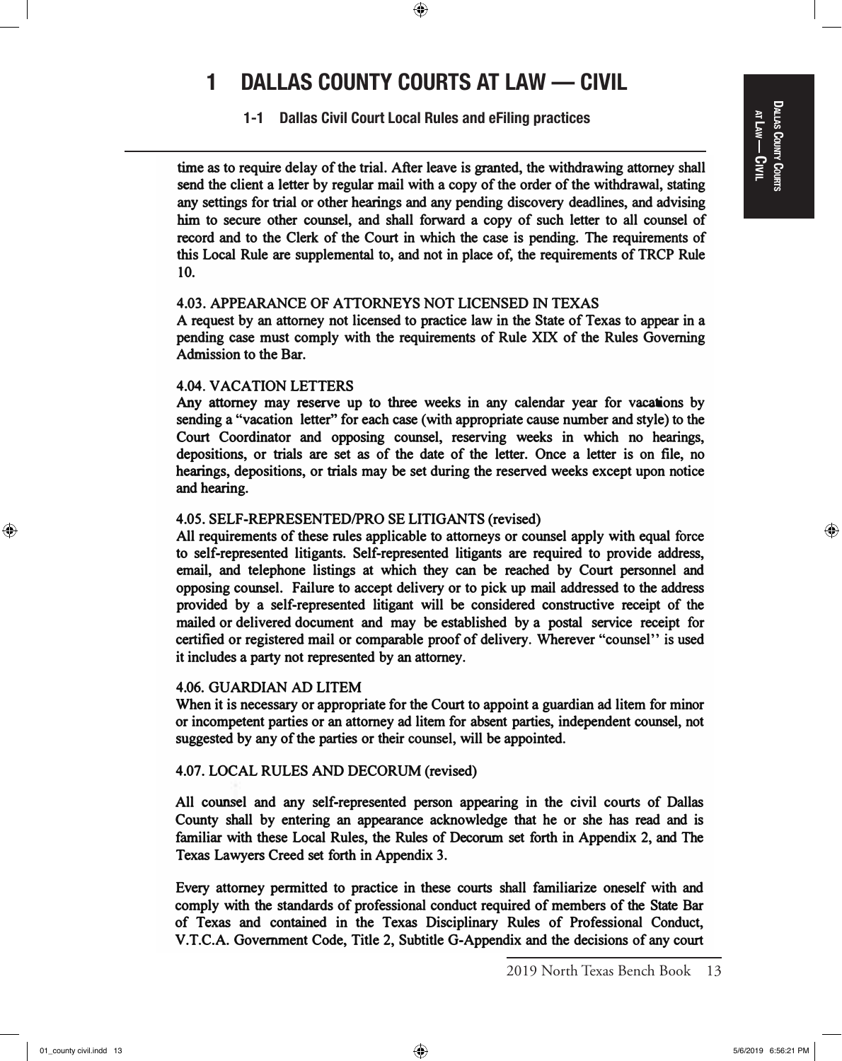time as to require delay of the trial. After leave is granted, the withdrawing attorney shall send the client a letter by regular mail with a copy of the order of the withdrawal, stating any settings for trial or other hearings and any pending discovery deadlines, and advising him to secure other counsel, and shall forward a copy of such letter to all counsel of record and to the Clerk of the Court in which the case is pending. The requirements of this Local Rule are supplemental to, and not in place of, the requirements of TRCP Rule 10.

#### 4.03. APPEARANCE OF ATTORNEYS NOT LICENSED IN TEXAS

A request by an attorney not licensed to practice law in the State of Texas to appear in a pending case must comply with the requirements of Rule XIX of the Rules Governing Admission to the Bar.

#### 4.04. VACATION LETTERS

Any attorney may reserve up to three weeks in any calendar year for vacations by sending a "vacation letter" for each case (with appropriate cause number and style) to the Court Coordinator and opposing counsel, reserving weeks in which no hearings, depositions, or trials are set as of the date of the letter. Once a letter is on file, no hearings, depositions, or trials may be set during the reserved weeks except upon notice and hearing.

#### 4.05. SELF-REPRESENTED/PRO SE LITIGANTS (revised)

All requirements of these rules applicable to attorneys or counsel apply with equal force to self-represented litigants. Self-represented litigants are required to provide address, email, and telephone listings at which they can be reached by Court personnel and opposing counsel. Failure to accept delivery or to pick up mail addressed to the address provided by a self-represented litigant will be considered constructive receipt of the mailed or delivered document and may be established by a postal service receipt for certified or registered mail or comparable proof of delivery. Wherever "counsel'' is used it includes a party not represented by an attorney.

#### 4.06. GUARDIAN AD LITEM

When it is necessary or appropriate for the Court to appoint a guardian ad litem for minor or incompetent parties or an attorney ad litem for absent parties, independent counsel, not suggested by any of the parties or their counsel, will be appointed.

#### 4.07. LOCAL RULES AND DECORUM (revised)

All counsel and any self-represented person appearing in the civil courts of Dallas County shall by entering an appearance acknowledge that he or she has read and is familiar with these Local Rules, the Rules of Decorum set forth in Appendix 2, and The Texas Lawyers Creed set forth in Appendix 3.

Every attorney permitted to practice in these courts shall familiarize oneself with and comply with the standards of professional conduct required of members of the State Bar of Texas and contained in the Texas Disciplinary Rules of Professional Conduct, V.T.C.A. Government Code, Title 2, Subtitle G-Appendix and the decisions of any court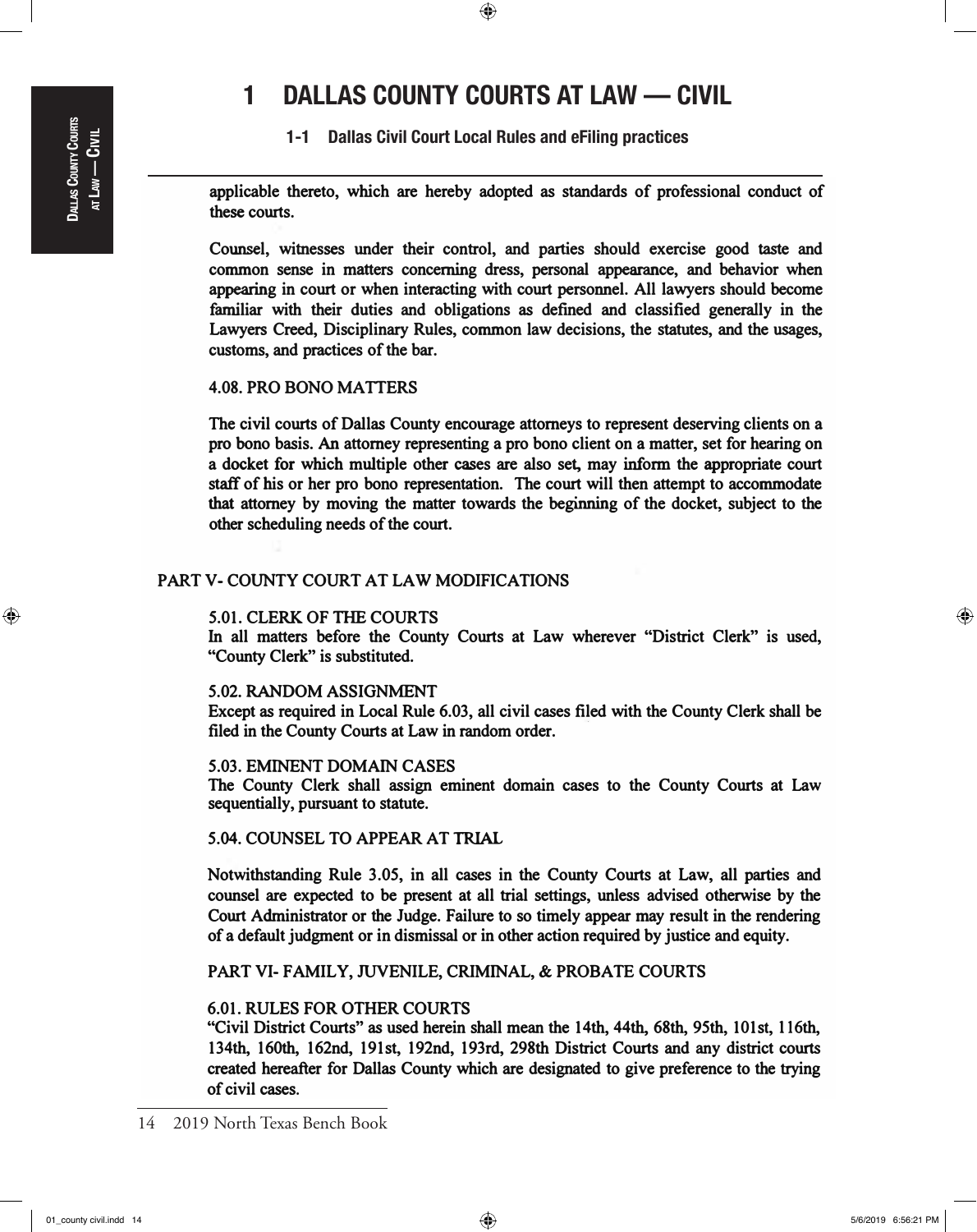applicable thereto, which are hereby adopted as standards of professional conduct of these courts.

Counsel, witnesses under their control, and parties should exercise good taste and common sense in matters concerning dress, personal appearance, and behavior when appearing in court or when interacting with court personnel. All lawyers should become familiar with their duties and obligations as defined and classified generally in the Lawyers Creed, Disciplinary Rules, common law decisions, the statutes, and the usages, customs, and practices of the bar.

4.08. PRO BONO MATTERS

The civil courts of Dallas County encourage attorneys to represent deserving clients on a pro bono basis. An attorney representing a pro bono client on a matter, set for hearing on a docket for which multiple other cases are also set, may inform the appropriate court staff of his or her pro bono representation. The court will then attempt to accommodate that attorney by moving the matter towards the beginning of the docket, subject to the other scheduling needs of the court.

## PART V- COUNTY COURT AT LAW MODIFICATIONS

5.01. CLERK OF THE COURTS
In all matters before the County Courts at Law wherever "District Clerk" is used, "County Clerk" is substituted.

5.02. RANDOM ASSIGNMENT
Except as required in Local Rule 6.03, all civil cases filed with the County Clerk shall be filed in the County Courts at Law in random order.

5.03. EMINENT DOMAIN CASES
The County Clerk shall assign eminent domain cases to the County Courts at Law sequentially, pursuant to statute.

5.04. COUNSEL TO APPEAR AT TRIAL

Notwithstanding Rule 3.05, in all cases in the County Courts at Law, all parties and counsel are expected to be present at all trial settings, unless advised otherwise by the Court Administrator or the Judge. Failure to so timely appear may result in the rendering of a default judgment or in dismissal or in other action required by justice and equity.

## PART VI- FAMILY, JUVENILE, CRIMINAL, & PROBATE COURTS

6.01. RULES FOR OTHER COURTS
"Civil District Courts" as used herein shall mean the 14th, 44th, 68th, 95th, 101st, 116th, 134th, 160th, 162nd, 191st, 192nd, 193rd, 298th District Courts and any district courts created hereafter for Dallas County which are designated to give preference to the trying of civil cases.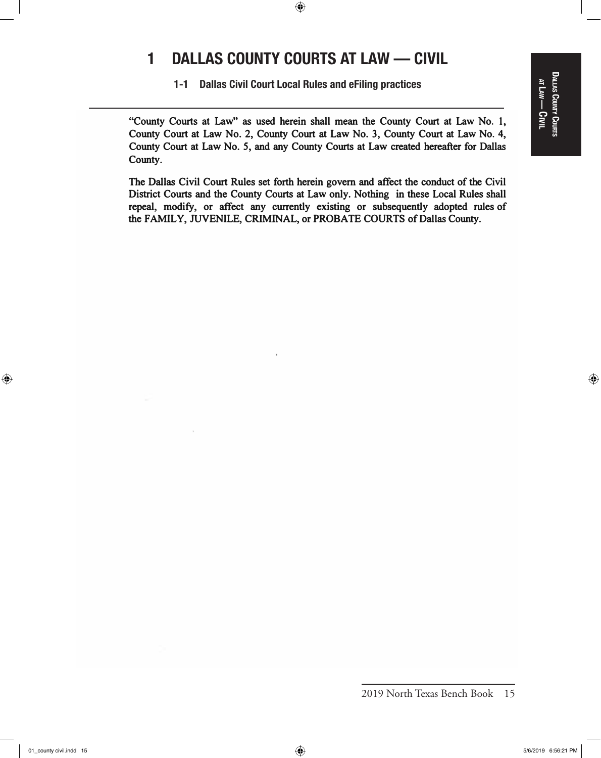# 1 DALLAS COUNTY COURTS AT LAW — CIVIL

## 1-1 Dallas Civil Court Local Rules and eFiling practices

"County Courts at Law" as used herein shall mean the County Court at Law No. 1, County Court at Law No. 2, County Court at Law No. 3, County Court at Law No. 4, County Court at Law No. 5, and any County Courts at Law created hereafter for Dallas County.

The Dallas Civil Court Rules set forth herein govern and affect the conduct of the Civil District Courts and the County Courts at Law only. Nothing in these Local Rules shall repeal, modify, or affect any currently existing or subsequently adopted rules of the FAMILY, JUVENILE, CRIMINAL, or PROBATE COURTS of Dallas County.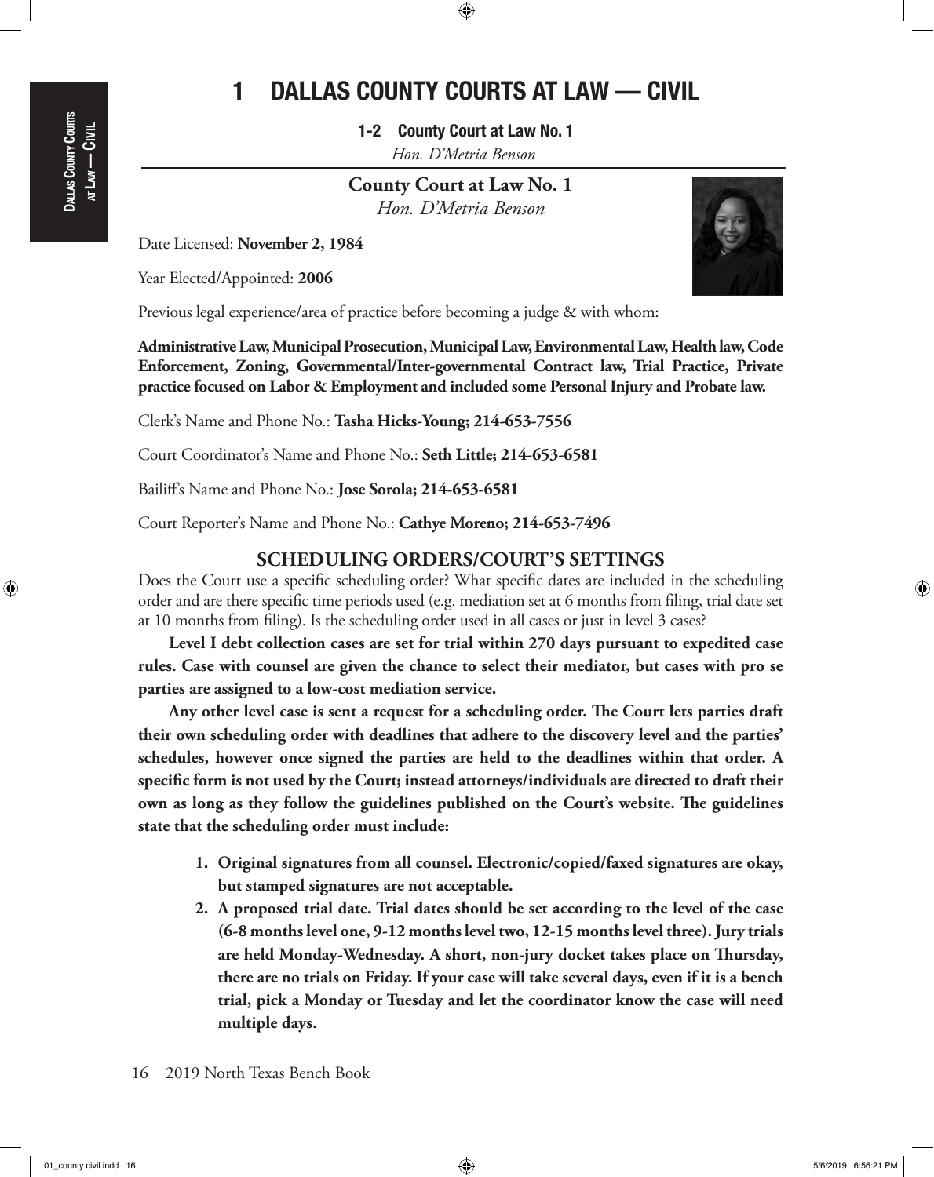# 1 DALLAS COUNTY COURTS AT LAW — CIVIL

**1-2 County Court at Law No. 1**

*Hon. D'Metria Benson*

## County Court at Law No. 1

*Hon. D'Metria Benson*

Date Licensed: **November 2, 1984**

Year Elected/Appointed: **2006**

Previous legal experience/area of practice before becoming a judge & with whom:

**Administrative Law, Municipal Prosecution, Municipal Law, Environmental Law, Health law, Code Enforcement, Zoning, Governmental/Inter-governmental Contract law, Trial Practice, Private practice focused on Labor & Employment and included some Personal Injury and Probate law.**

Clerk's Name and Phone No.: **Tasha Hicks-Young; 214-653-7556**

Court Coordinator's Name and Phone No.: **Seth Little; 214-653-6581**

Bailiff's Name and Phone No.: **Jose Sorola; 214-653-6581**

Court Reporter's Name and Phone No.: **Cathye Moreno; 214-653-7496**

### SCHEDULING ORDERS/COURT'S SETTINGS

Does the Court use a specific scheduling order? What specific dates are included in the scheduling order and are there specific time periods used (e.g. mediation set at 6 months from filing, trial date set at 10 months from filing). Is the scheduling order used in all cases or just in level 3 cases?

**Level I debt collection cases are set for trial within 270 days pursuant to expedited case rules. Case with counsel are given the chance to select their mediator, but cases with pro se parties are assigned to a low-cost mediation service.**

**Any other level case is sent a request for a scheduling order. The Court lets parties draft their own scheduling order with deadlines that adhere to the discovery level and the parties' schedules, however once signed the parties are held to the deadlines within that order. A specific form is not used by the Court; instead attorneys/individuals are directed to draft their own as long as they follow the guidelines published on the Court's website. The guidelines state that the scheduling order must include:**

1. **Original signatures from all counsel. Electronic/copied/faxed signatures are okay, but stamped signatures are not acceptable.**
2. **A proposed trial date. Trial dates should be set according to the level of the case (6-8 months level one, 9-12 months level two, 12-15 months level three). Jury trials are held Monday-Wednesday. A short, non-jury docket takes place on Thursday, there are no trials on Friday. If your case will take several days, even if it is a bench trial, pick a Monday or Tuesday and let the coordinator know the case will need multiple days.**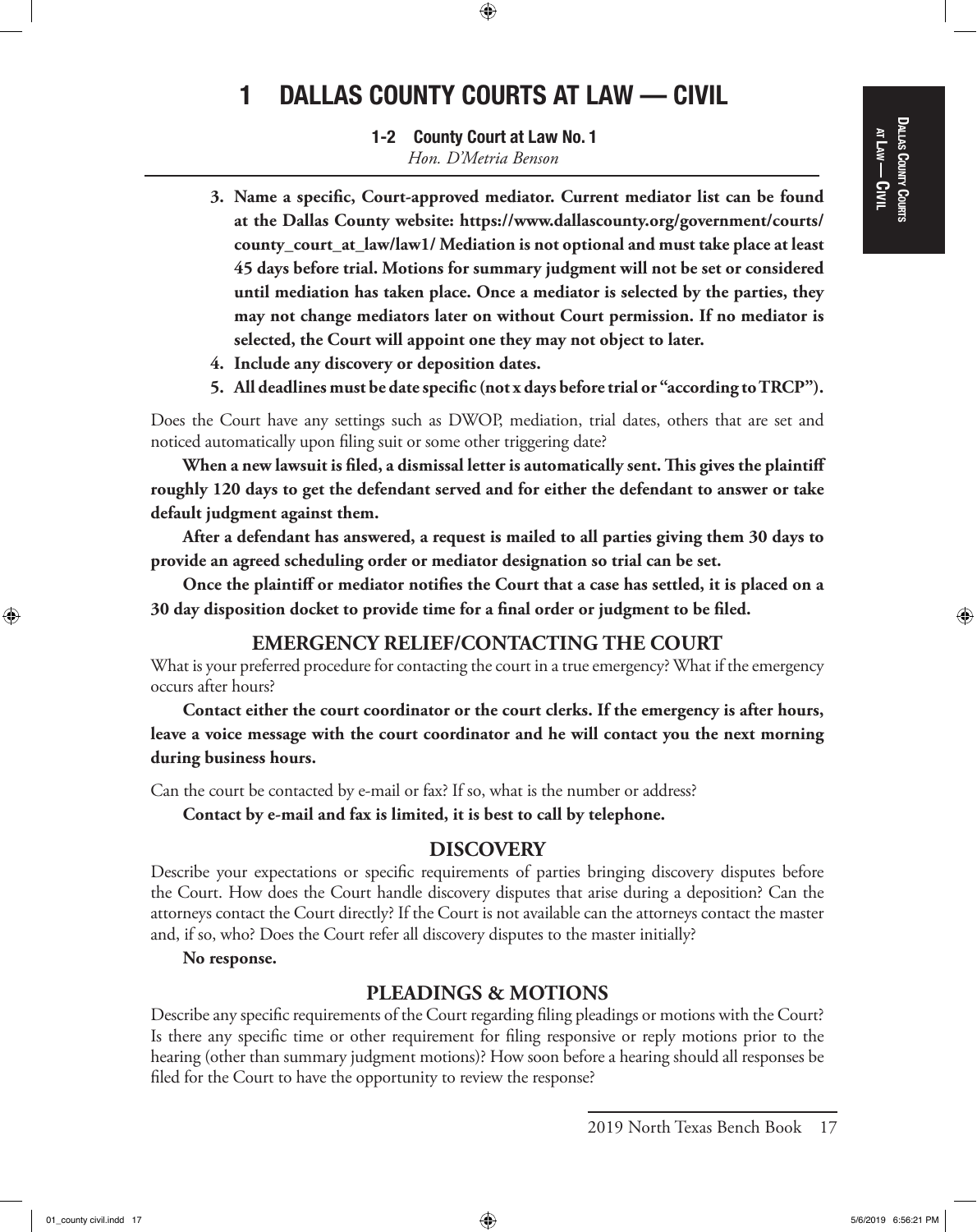# 1 DALLAS COUNTY COURTS AT LAW — CIVIL

## 1-2 County Court at Law No. 1

*Hon. D'Metria Benson*

3. **Name a specific, Court-approved mediator. Current mediator list can be found at the Dallas County website: https://www.dallascounty.org/government/courts/county_court_at_law/law1/ Mediation is not optional and must take place at least 45 days before trial. Motions for summary judgment will not be set or considered until mediation has taken place. Once a mediator is selected by the parties, they may not change mediators later on without Court permission. If no mediator is selected, the Court will appoint one they may not object to later.**
4. **Include any discovery or deposition dates.**
5. **All deadlines must be date specific (not x days before trial or "according to TRCP").**

Does the Court have any settings such as DWOP, mediation, trial dates, others that are set and noticed automatically upon filing suit or some other triggering date?

**When a new lawsuit is filed, a dismissal letter is automatically sent. This gives the plaintiff roughly 120 days to get the defendant served and for either the defendant to answer or take default judgment against them.**

**After a defendant has answered, a request is mailed to all parties giving them 30 days to provide an agreed scheduling order or mediator designation so trial can be set.**

**Once the plaintiff or mediator notifies the Court that a case has settled, it is placed on a 30 day disposition docket to provide time for a final order or judgment to be filed.**

### EMERGENCY RELIEF/CONTACTING THE COURT

What is your preferred procedure for contacting the court in a true emergency? What if the emergency occurs after hours?

**Contact either the court coordinator or the court clerks. If the emergency is after hours, leave a voice message with the court coordinator and he will contact you the next morning during business hours.**

Can the court be contacted by e-mail or fax? If so, what is the number or address?

**Contact by e-mail and fax is limited, it is best to call by telephone.**

### DISCOVERY

Describe your expectations or specific requirements of parties bringing discovery disputes before the Court. How does the Court handle discovery disputes that arise during a deposition? Can the attorneys contact the Court directly? If the Court is not available can the attorneys contact the master and, if so, who? Does the Court refer all discovery disputes to the master initially?

**No response.**

### PLEADINGS & MOTIONS

Describe any specific requirements of the Court regarding filing pleadings or motions with the Court? Is there any specific time or other requirement for filing responsive or reply motions prior to the hearing (other than summary judgment motions)? How soon before a hearing should all responses be filed for the Court to have the opportunity to review the response?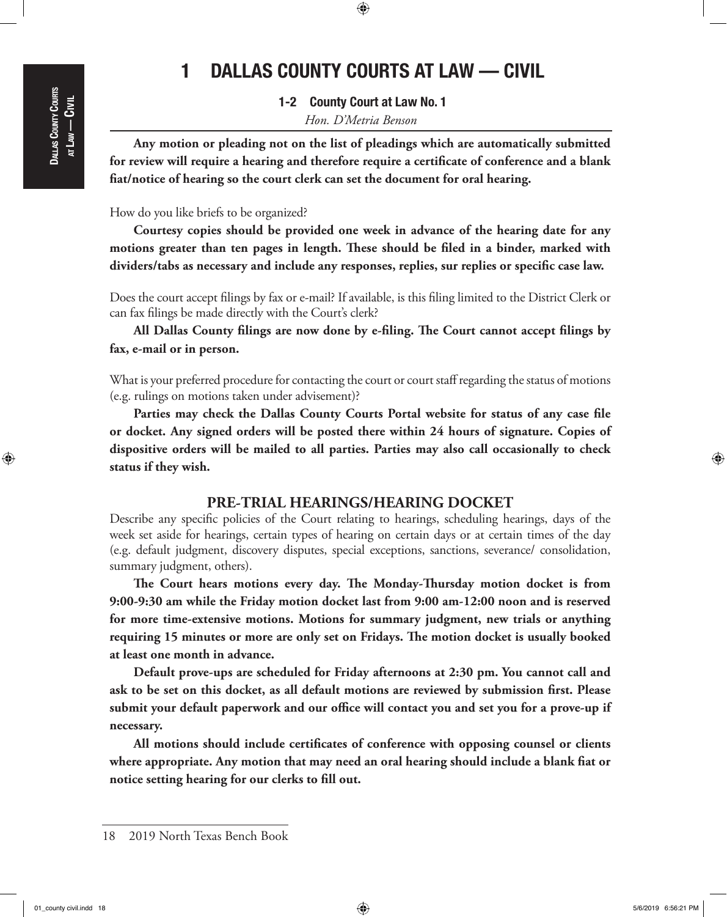# 1 DALLAS COUNTY COURTS AT LAW — CIVIL

## 1-2 County Court at Law No. 1

*Hon. D'Metria Benson*

**Any motion or pleading not on the list of pleadings which are automatically submitted for review will require a hearing and therefore require a certificate of conference and a blank fiat/notice of hearing so the court clerk can set the document for oral hearing.**

How do you like briefs to be organized?

**Courtesy copies should be provided one week in advance of the hearing date for any motions greater than ten pages in length. These should be filed in a binder, marked with dividers/tabs as necessary and include any responses, replies, sur replies or specific case law.**

Does the court accept filings by fax or e-mail? If available, is this filing limited to the District Clerk or can fax filings be made directly with the Court's clerk?

**All Dallas County filings are now done by e-filing. The Court cannot accept filings by fax, e-mail or in person.**

What is your preferred procedure for contacting the court or court staff regarding the status of motions (e.g. rulings on motions taken under advisement)?

**Parties may check the Dallas County Courts Portal website for status of any case file or docket. Any signed orders will be posted there within 24 hours of signature. Copies of dispositive orders will be mailed to all parties. Parties may also call occasionally to check status if they wish.**

### PRE-TRIAL HEARINGS/HEARING DOCKET

Describe any specific policies of the Court relating to hearings, scheduling hearings, days of the week set aside for hearings, certain types of hearing on certain days or at certain times of the day (e.g. default judgment, discovery disputes, special exceptions, sanctions, severance/ consolidation, summary judgment, others).

**The Court hears motions every day. The Monday-Thursday motion docket is from 9:00-9:30 am while the Friday motion docket last from 9:00 am-12:00 noon and is reserved for more time-extensive motions. Motions for summary judgment, new trials or anything requiring 15 minutes or more are only set on Fridays. The motion docket is usually booked at least one month in advance.**

**Default prove-ups are scheduled for Friday afternoons at 2:30 pm. You cannot call and ask to be set on this docket, as all default motions are reviewed by submission first. Please submit your default paperwork and our office will contact you and set you for a prove-up if necessary.**

**All motions should include certificates of conference with opposing counsel or clients where appropriate. Any motion that may need an oral hearing should include a blank fiat or notice setting hearing for our clerks to fill out.**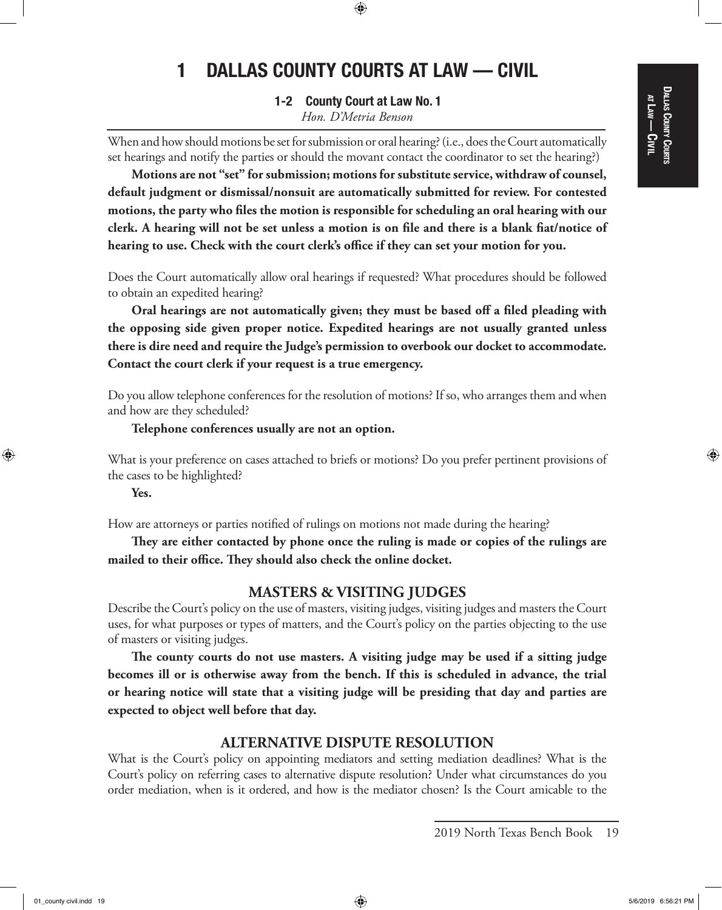# 1 DALLAS COUNTY COURTS AT LAW — CIVIL

### 1-2 County Court at Law No. 1

*Hon. D'Metria Benson*

When and how should motions be set for submission or oral hearing? (i.e., does the Court automatically set hearings and notify the parties or should the movant contact the coordinator to set the hearing?)

**Motions are not "set" for submission; motions for substitute service, withdraw of counsel, default judgment or dismissal/nonsuit are automatically submitted for review. For contested motions, the party who files the motion is responsible for scheduling an oral hearing with our clerk. A hearing will not be set unless a motion is on file and there is a blank fiat/notice of hearing to use. Check with the court clerk's office if they can set your motion for you.**

Does the Court automatically allow oral hearings if requested? What procedures should be followed to obtain an expedited hearing?

**Oral hearings are not automatically given; they must be based off a filed pleading with the opposing side given proper notice. Expedited hearings are not usually granted unless there is dire need and require the Judge's permission to overbook our docket to accommodate. Contact the court clerk if your request is a true emergency.**

Do you allow telephone conferences for the resolution of motions? If so, who arranges them and when and how are they scheduled?

**Telephone conferences usually are not an option.**

What is your preference on cases attached to briefs or motions? Do you prefer pertinent provisions of the cases to be highlighted?

**Yes.**

How are attorneys or parties notified of rulings on motions not made during the hearing?

**They are either contacted by phone once the ruling is made or copies of the rulings are mailed to their office. They should also check the online docket.**

## MASTERS & VISITING JUDGES

Describe the Court's policy on the use of masters, visiting judges, visiting judges and masters the Court uses, for what purposes or types of matters, and the Court's policy on the parties objecting to the use of masters or visiting judges.

**The county courts do not use masters. A visiting judge may be used if a sitting judge becomes ill or is otherwise away from the bench. If this is scheduled in advance, the trial or hearing notice will state that a visiting judge will be presiding that day and parties are expected to object well before that day.**

## ALTERNATIVE DISPUTE RESOLUTION

What is the Court's policy on appointing mediators and setting mediation deadlines? What is the Court's policy on referring cases to alternative dispute resolution? Under what circumstances do you order mediation, when is it ordered, and how is the mediator chosen? Is the Court amicable to the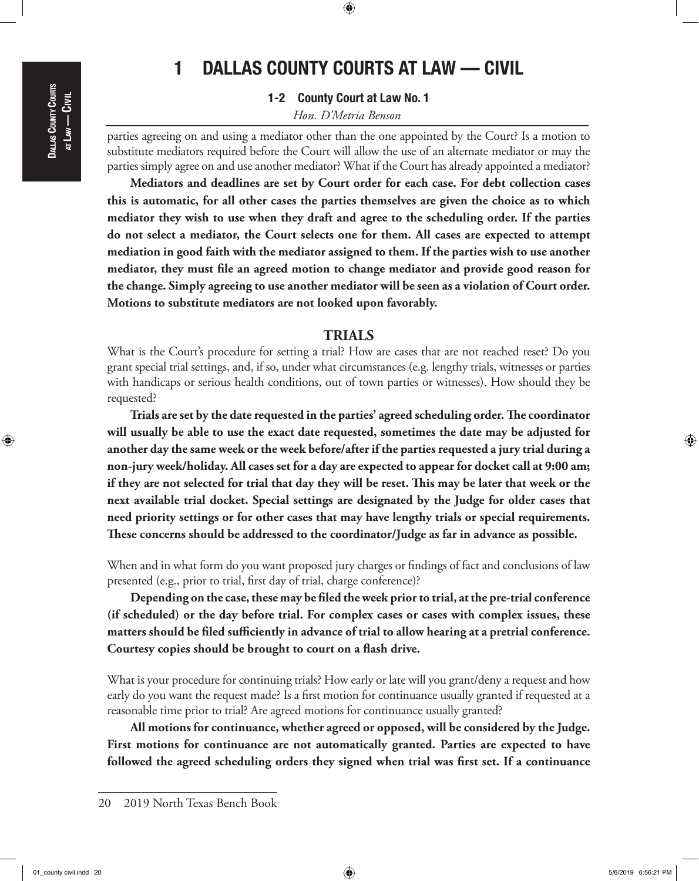parties agreeing on and using a mediator other than the one appointed by the Court? Is a motion to substitute mediators required before the Court will allow the use of an alternate mediator or may the parties simply agree on and use another mediator? What if the Court has already appointed a mediator?

**Mediators and deadlines are set by Court order for each case. For debt collection cases this is automatic, for all other cases the parties themselves are given the choice as to which mediator they wish to use when they draft and agree to the scheduling order. If the parties do not select a mediator, the Court selects one for them. All cases are expected to attempt mediation in good faith with the mediator assigned to them. If the parties wish to use another mediator, they must file an agreed motion to change mediator and provide good reason for the change. Simply agreeing to use another mediator will be seen as a violation of Court order. Motions to substitute mediators are not looked upon favorably.**

## TRIALS

What is the Court's procedure for setting a trial? How are cases that are not reached reset? Do you grant special trial settings, and, if so, under what circumstances (e.g. lengthy trials, witnesses or parties with handicaps or serious health conditions, out of town parties or witnesses). How should they be requested?

**Trials are set by the date requested in the parties' agreed scheduling order. The coordinator will usually be able to use the exact date requested, sometimes the date may be adjusted for another day the same week or the week before/after if the parties requested a jury trial during a non-jury week/holiday. All cases set for a day are expected to appear for docket call at 9:00 am; if they are not selected for trial that day they will be reset. This may be later that week or the next available trial docket. Special settings are designated by the Judge for older cases that need priority settings or for other cases that may have lengthy trials or special requirements. These concerns should be addressed to the coordinator/Judge as far in advance as possible.**

When and in what form do you want proposed jury charges or findings of fact and conclusions of law presented (e.g., prior to trial, first day of trial, charge conference)?

**Depending on the case, these may be filed the week prior to trial, at the pre-trial conference (if scheduled) or the day before trial. For complex cases or cases with complex issues, these matters should be filed sufficiently in advance of trial to allow hearing at a pretrial conference. Courtesy copies should be brought to court on a flash drive.**

What is your procedure for continuing trials? How early or late will you grant/deny a request and how early do you want the request made? Is a first motion for continuance usually granted if requested at a reasonable time prior to trial? Are agreed motions for continuance usually granted?

**All motions for continuance, whether agreed or opposed, will be considered by the Judge. First motions for continuance are not automatically granted. Parties are expected to have followed the agreed scheduling orders they signed when trial was first set. If a continuance**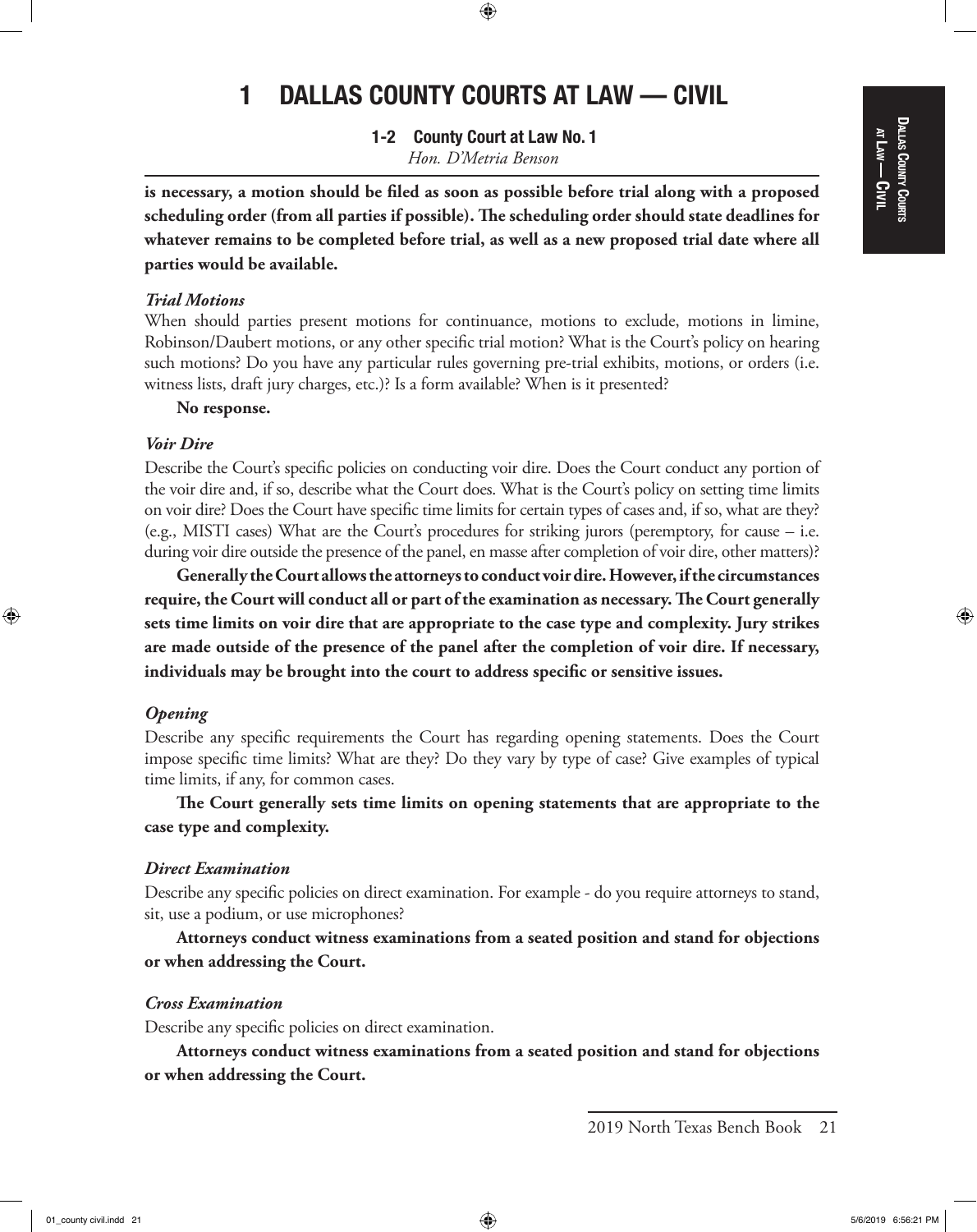is necessary, a motion should be filed as soon as possible before trial along with a proposed scheduling order (from all parties if possible). The scheduling order should state deadlines for whatever remains to be completed before trial, as well as a new proposed trial date where all parties would be available.**

***Trial Motions***

When should parties present motions for continuance, motions to exclude, motions in limine, Robinson/Daubert motions, or any other specific trial motion? What is the Court's policy on hearing such motions? Do you have any particular rules governing pre-trial exhibits, motions, or orders (i.e. witness lists, draft jury charges, etc.)? Is a form available? When is it presented?

**No response.**

***Voir Dire***

Describe the Court's specific policies on conducting voir dire. Does the Court conduct any portion of the voir dire and, if so, describe what the Court does. What is the Court's policy on setting time limits on voir dire? Does the Court have specific time limits for certain types of cases and, if so, what are they? (e.g., MISTI cases) What are the Court's procedures for striking jurors (peremptory, for cause – i.e. during voir dire outside the presence of the panel, en masse after completion of voir dire, other matters)?

**Generally the Court allows the attorneys to conduct voir dire. However, if the circumstances require, the Court will conduct all or part of the examination as necessary. The Court generally sets time limits on voir dire that are appropriate to the case type and complexity. Jury strikes are made outside of the presence of the panel after the completion of voir dire. If necessary, individuals may be brought into the court to address specific or sensitive issues.**

***Opening***

Describe any specific requirements the Court has regarding opening statements. Does the Court impose specific time limits? What are they? Do they vary by type of case? Give examples of typical time limits, if any, for common cases.

**The Court generally sets time limits on opening statements that are appropriate to the case type and complexity.**

***Direct Examination***

Describe any specific policies on direct examination. For example - do you require attorneys to stand, sit, use a podium, or use microphones?

**Attorneys conduct witness examinations from a seated position and stand for objections or when addressing the Court.**

***Cross Examination***

Describe any specific policies on direct examination.

**Attorneys conduct witness examinations from a seated position and stand for objections or when addressing the Court.**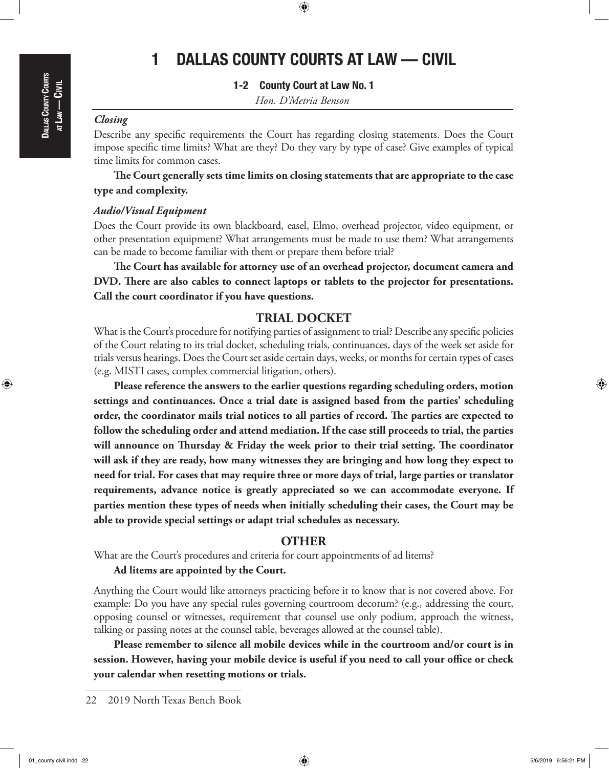# 1 DALLAS COUNTY COURTS AT LAW — CIVIL

## 1-2 County Court at Law No. 1

*Hon. D'Metria Benson*

### *Closing*

Describe any specific requirements the Court has regarding closing statements. Does the Court impose specific time limits? What are they? Do they vary by type of case? Give examples of typical time limits for common cases.

**The Court generally sets time limits on closing statements that are appropriate to the case type and complexity.**

### *Audio/Visual Equipment*

Does the Court provide its own blackboard, easel, Elmo, overhead projector, video equipment, or other presentation equipment? What arrangements must be made to use them? What arrangements can be made to become familiar with them or prepare them before trial?

**The Court has available for attorney use of an overhead projector, document camera and DVD. There are also cables to connect laptops or tablets to the projector for presentations. Call the court coordinator if you have questions.**

## TRIAL DOCKET

What is the Court's procedure for notifying parties of assignment to trial? Describe any specific policies of the Court relating to its trial docket, scheduling trials, continuances, days of the week set aside for trials versus hearings. Does the Court set aside certain days, weeks, or months for certain types of cases (e.g. MISTI cases, complex commercial litigation, others).

**Please reference the answers to the earlier questions regarding scheduling orders, motion settings and continuances. Once a trial date is assigned based from the parties' scheduling order, the coordinator mails trial notices to all parties of record. The parties are expected to follow the scheduling order and attend mediation. If the case still proceeds to trial, the parties will announce on Thursday & Friday the week prior to their trial setting. The coordinator will ask if they are ready, how many witnesses they are bringing and how long they expect to need for trial. For cases that may require three or more days of trial, large parties or translator requirements, advance notice is greatly appreciated so we can accommodate everyone. If parties mention these types of needs when initially scheduling their cases, the Court may be able to provide special settings or adapt trial schedules as necessary.**

## OTHER

What are the Court's procedures and criteria for court appointments of ad litems?

**Ad litems are appointed by the Court.**

Anything the Court would like attorneys practicing before it to know that is not covered above. For example: Do you have any special rules governing courtroom decorum? (e.g., addressing the court, opposing counsel or witnesses, requirement that counsel use only podium, approach the witness, talking or passing notes at the counsel table, beverages allowed at the counsel table).

**Please remember to silence all mobile devices while in the courtroom and/or court is in session. However, having your mobile device is useful if you need to call your office or check your calendar when resetting motions or trials.**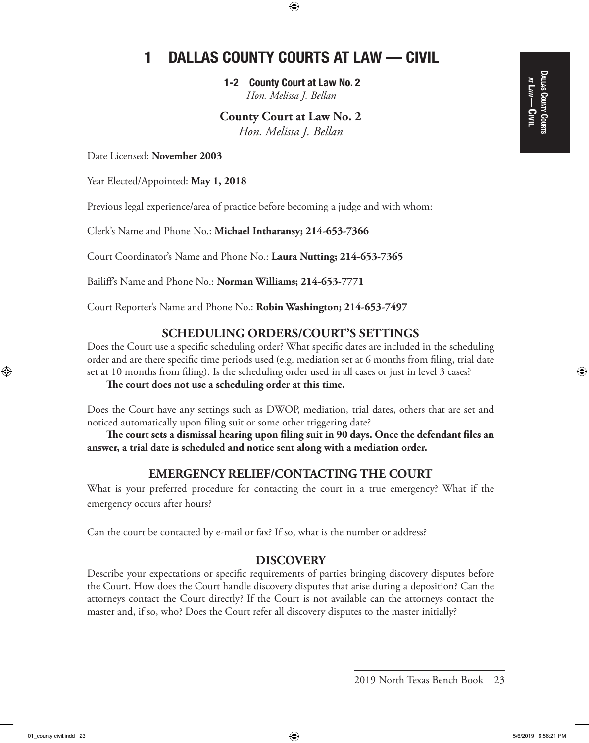# 1 DALLAS COUNTY COURTS AT LAW — CIVIL

**1-2 County Court at Law No. 2**
*Hon. Melissa J. Bellan*

## County Court at Law No. 2
*Hon. Melissa J. Bellan*

Date Licensed: **November 2003**

Year Elected/Appointed: **May 1, 2018**

Previous legal experience/area of practice before becoming a judge and with whom:

Clerk's Name and Phone No.: **Michael Intharansy; 214-653-7366**

Court Coordinator's Name and Phone No.: **Laura Nutting; 214-653-7365**

Bailiff's Name and Phone No.: **Norman Williams; 214-653-7771**

Court Reporter's Name and Phone No.: **Robin Washington; 214-653-7497**

### SCHEDULING ORDERS/COURT'S SETTINGS

Does the Court use a specific scheduling order? What specific dates are included in the scheduling order and are there specific time periods used (e.g. mediation set at 6 months from filing, trial date set at 10 months from filing). Is the scheduling order used in all cases or just in level 3 cases?

**The court does not use a scheduling order at this time.**

Does the Court have any settings such as DWOP, mediation, trial dates, others that are set and noticed automatically upon filing suit or some other triggering date?

**The court sets a dismissal hearing upon filing suit in 90 days. Once the defendant files an answer, a trial date is scheduled and notice sent along with a mediation order.**

### EMERGENCY RELIEF/CONTACTING THE COURT

What is your preferred procedure for contacting the court in a true emergency? What if the emergency occurs after hours?

Can the court be contacted by e-mail or fax? If so, what is the number or address?

### DISCOVERY

Describe your expectations or specific requirements of parties bringing discovery disputes before the Court. How does the Court handle discovery disputes that arise during a deposition? Can the attorneys contact the Court directly? If the Court is not available can the attorneys contact the master and, if so, who? Does the Court refer all discovery disputes to the master initially?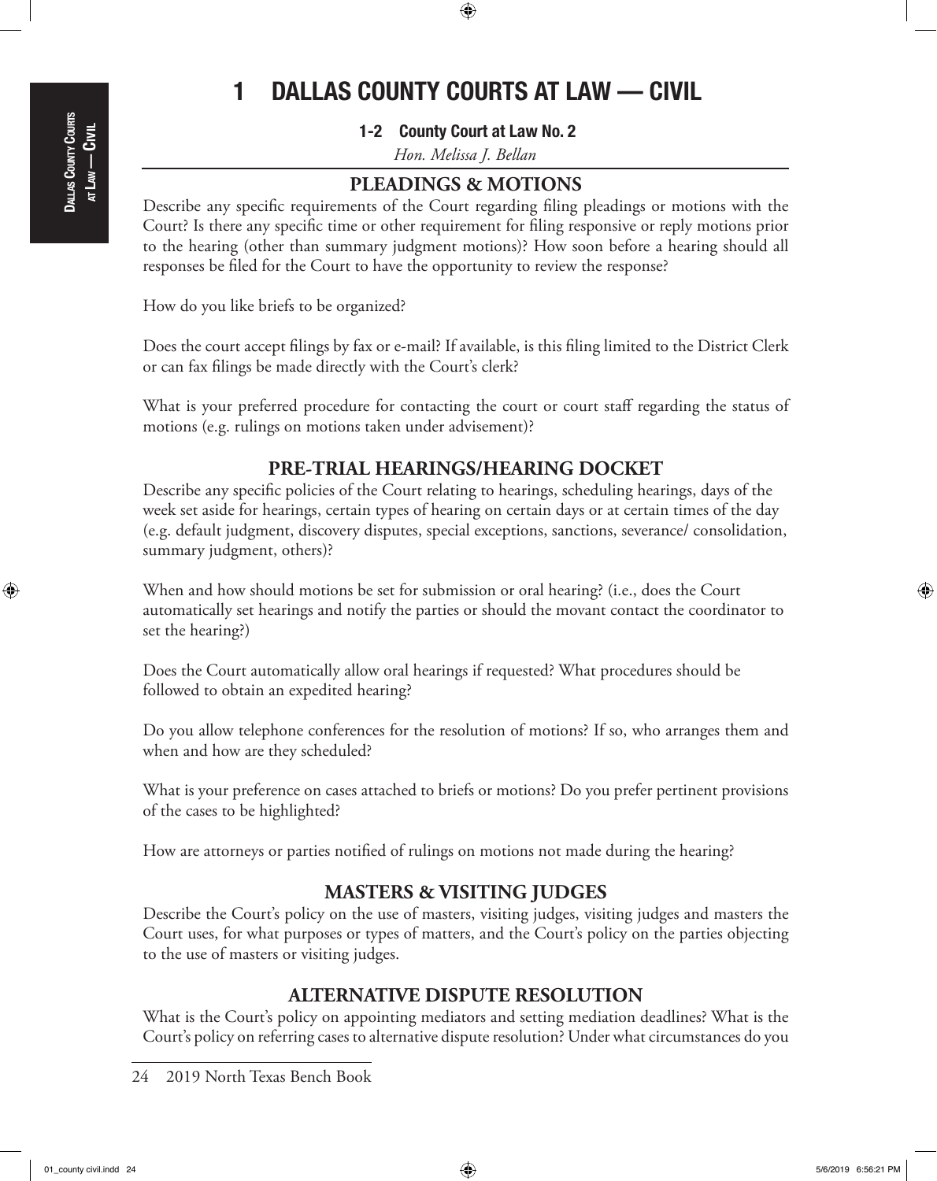# 1 DALLAS COUNTY COURTS AT LAW — CIVIL

### 1-2 County Court at Law No. 2

*Hon. Melissa J. Bellan*

## PLEADINGS & MOTIONS

Describe any specific requirements of the Court regarding filing pleadings or motions with the Court? Is there any specific time or other requirement for filing responsive or reply motions prior to the hearing (other than summary judgment motions)? How soon before a hearing should all responses be filed for the Court to have the opportunity to review the response?

How do you like briefs to be organized?

Does the court accept filings by fax or e-mail? If available, is this filing limited to the District Clerk or can fax filings be made directly with the Court's clerk?

What is your preferred procedure for contacting the court or court staff regarding the status of motions (e.g. rulings on motions taken under advisement)?

## PRE-TRIAL HEARINGS/HEARING DOCKET

Describe any specific policies of the Court relating to hearings, scheduling hearings, days of the week set aside for hearings, certain types of hearing on certain days or at certain times of the day (e.g. default judgment, discovery disputes, special exceptions, sanctions, severance/ consolidation, summary judgment, others)?

When and how should motions be set for submission or oral hearing? (i.e., does the Court automatically set hearings and notify the parties or should the movant contact the coordinator to set the hearing?)

Does the Court automatically allow oral hearings if requested? What procedures should be followed to obtain an expedited hearing?

Do you allow telephone conferences for the resolution of motions? If so, who arranges them and when and how are they scheduled?

What is your preference on cases attached to briefs or motions? Do you prefer pertinent provisions of the cases to be highlighted?

How are attorneys or parties notified of rulings on motions not made during the hearing?

## MASTERS & VISITING JUDGES

Describe the Court's policy on the use of masters, visiting judges, visiting judges and masters the Court uses, for what purposes or types of matters, and the Court's policy on the parties objecting to the use of masters or visiting judges.

## ALTERNATIVE DISPUTE RESOLUTION

What is the Court's policy on appointing mediators and setting mediation deadlines? What is the Court's policy on referring cases to alternative dispute resolution? Under what circumstances do you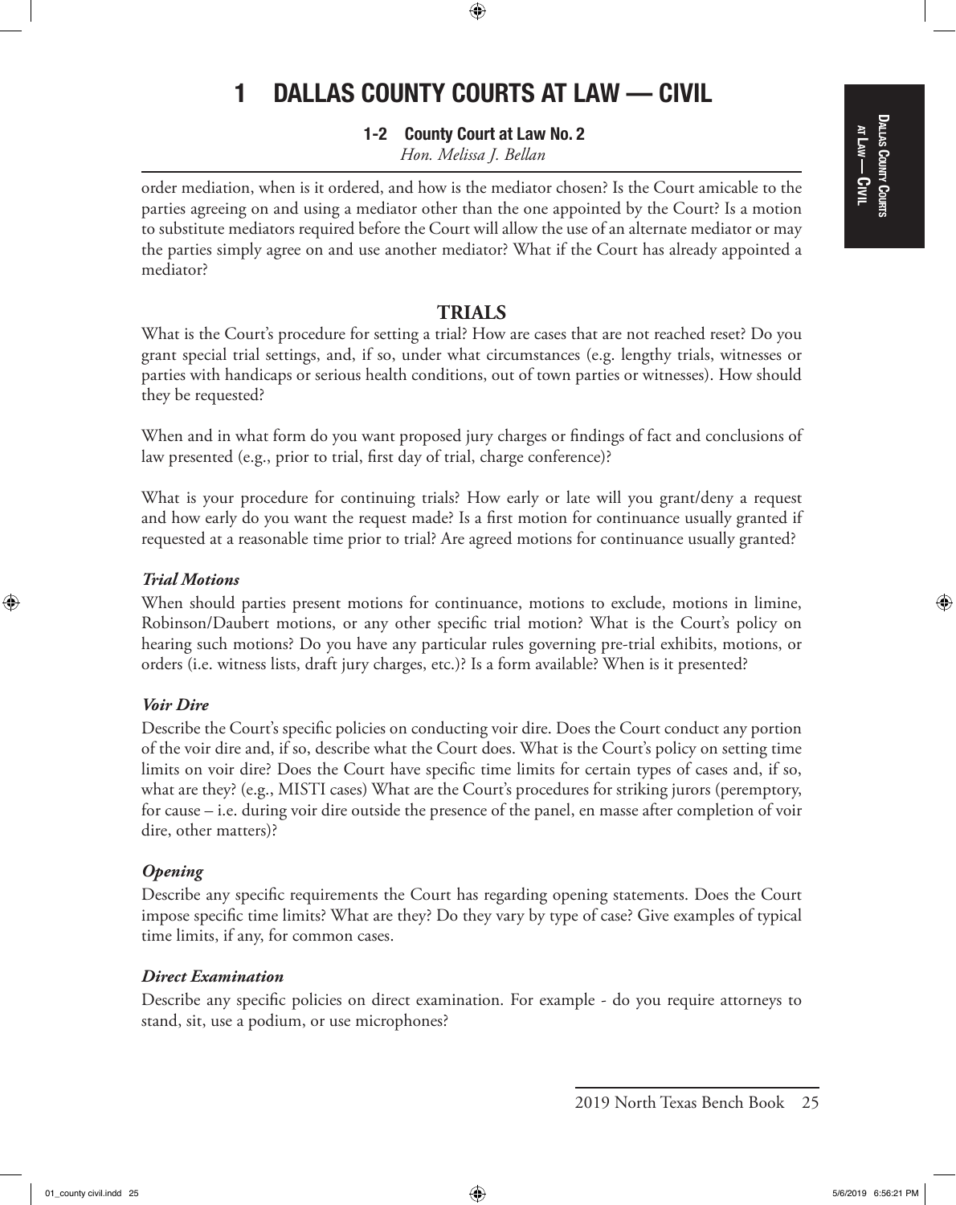# 1 DALLAS COUNTY COURTS AT LAW — CIVIL

## 1-2 County Court at Law No. 2

*Hon. Melissa J. Bellan*

order mediation, when is it ordered, and how is the mediator chosen? Is the Court amicable to the parties agreeing on and using a mediator other than the one appointed by the Court? Is a motion to substitute mediators required before the Court will allow the use of an alternate mediator or may the parties simply agree on and use another mediator? What if the Court has already appointed a mediator?

## TRIALS

What is the Court's procedure for setting a trial? How are cases that are not reached reset? Do you grant special trial settings, and, if so, under what circumstances (e.g. lengthy trials, witnesses or parties with handicaps or serious health conditions, out of town parties or witnesses). How should they be requested?

When and in what form do you want proposed jury charges or findings of fact and conclusions of law presented (e.g., prior to trial, first day of trial, charge conference)?

What is your procedure for continuing trials? How early or late will you grant/deny a request and how early do you want the request made? Is a first motion for continuance usually granted if requested at a reasonable time prior to trial? Are agreed motions for continuance usually granted?

### *Trial Motions*

When should parties present motions for continuance, motions to exclude, motions in limine, Robinson/Daubert motions, or any other specific trial motion? What is the Court's policy on hearing such motions? Do you have any particular rules governing pre-trial exhibits, motions, or orders (i.e. witness lists, draft jury charges, etc.)? Is a form available? When is it presented?

### *Voir Dire*

Describe the Court's specific policies on conducting voir dire. Does the Court conduct any portion of the voir dire and, if so, describe what the Court does. What is the Court's policy on setting time limits on voir dire? Does the Court have specific time limits for certain types of cases and, if so, what are they? (e.g., MISTI cases) What are the Court's procedures for striking jurors (peremptory, for cause – i.e. during voir dire outside the presence of the panel, en masse after completion of voir dire, other matters)?

### *Opening*

Describe any specific requirements the Court has regarding opening statements. Does the Court impose specific time limits? What are they? Do they vary by type of case? Give examples of typical time limits, if any, for common cases.

### *Direct Examination*

Describe any specific policies on direct examination. For example - do you require attorneys to stand, sit, use a podium, or use microphones?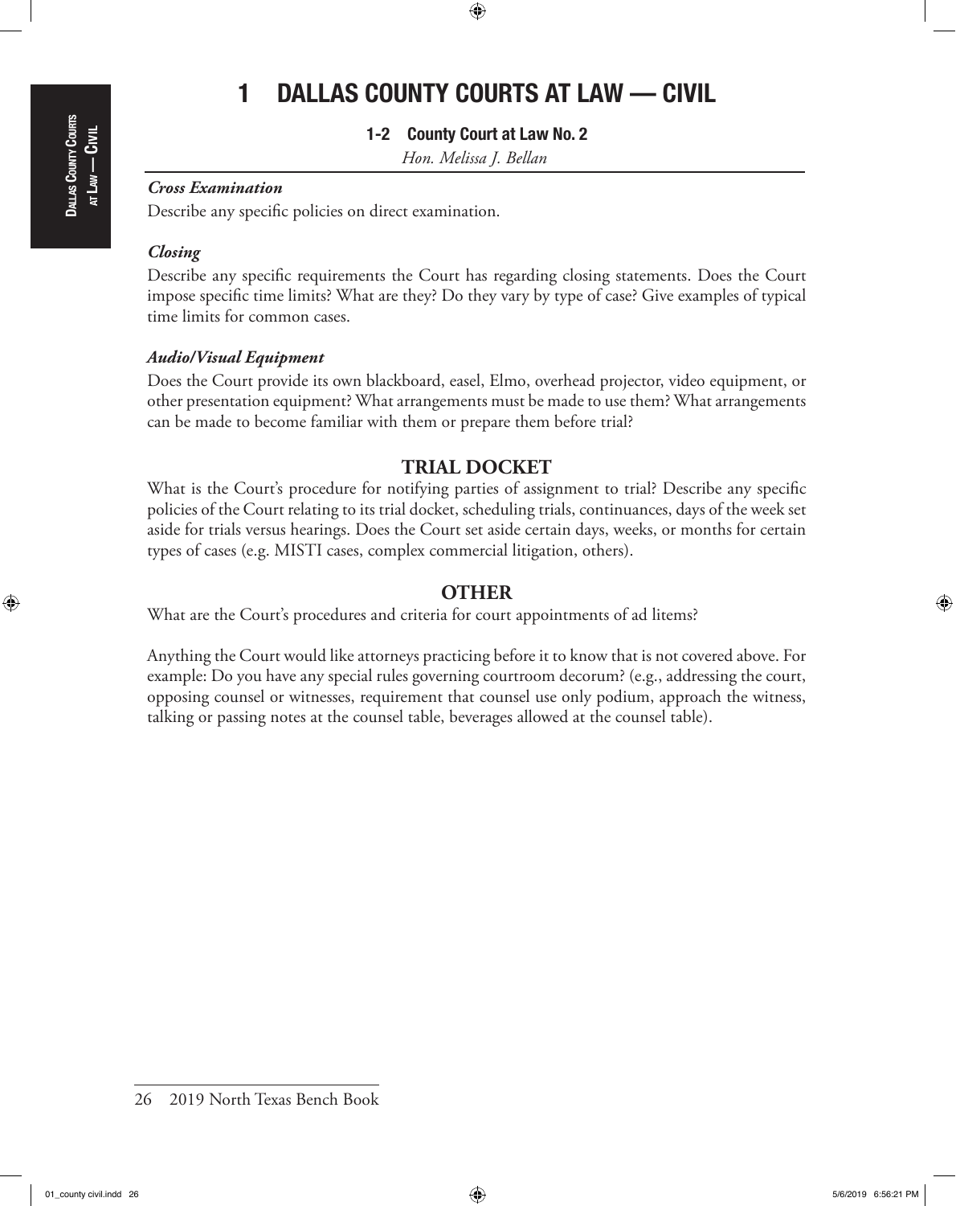# 1 DALLAS COUNTY COURTS AT LAW — CIVIL

## 1-2 County Court at Law No. 2

*Hon. Melissa J. Bellan*

***Cross Examination***

Describe any specific policies on direct examination.

***Closing***

Describe any specific requirements the Court has regarding closing statements. Does the Court impose specific time limits? What are they? Do they vary by type of case? Give examples of typical time limits for common cases.

***Audio/Visual Equipment***

Does the Court provide its own blackboard, easel, Elmo, overhead projector, video equipment, or other presentation equipment? What arrangements must be made to use them? What arrangements can be made to become familiar with them or prepare them before trial?

### TRIAL DOCKET

What is the Court's procedure for notifying parties of assignment to trial? Describe any specific policies of the Court relating to its trial docket, scheduling trials, continuances, days of the week set aside for trials versus hearings. Does the Court set aside certain days, weeks, or months for certain types of cases (e.g. MISTI cases, complex commercial litigation, others).

### OTHER

What are the Court's procedures and criteria for court appointments of ad litems?

Anything the Court would like attorneys practicing before it to know that is not covered above. For example: Do you have any special rules governing courtroom decorum? (e.g., addressing the court, opposing counsel or witnesses, requirement that counsel use only podium, approach the witness, talking or passing notes at the counsel table, beverages allowed at the counsel table).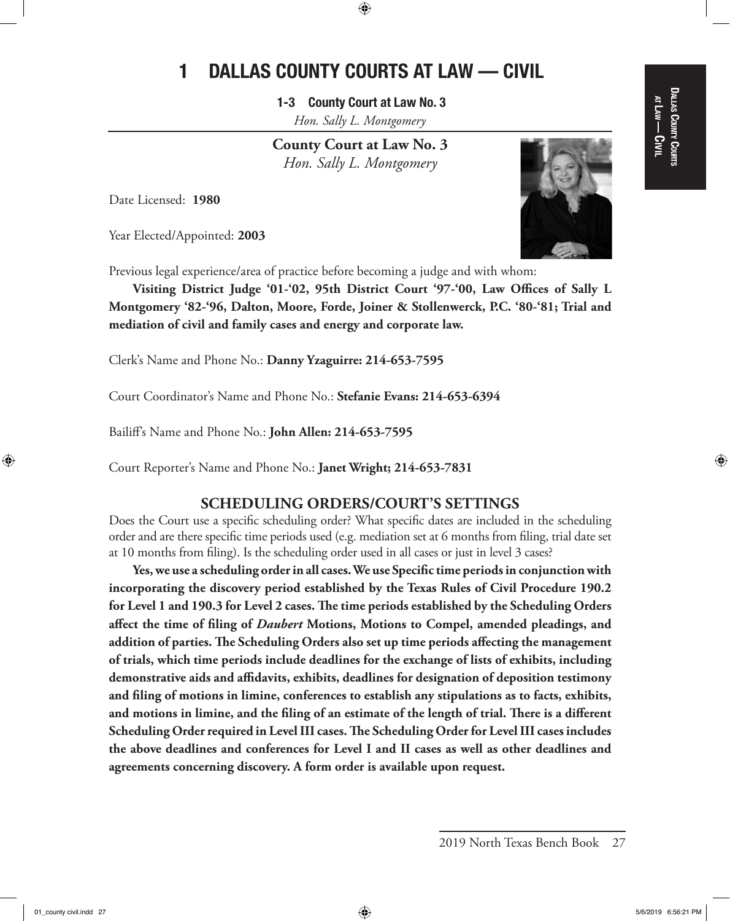# 1 DALLAS COUNTY COURTS AT LAW — CIVIL

**1-3 County Court at Law No. 3**
*Hon. Sally L. Montgomery*

## County Court at Law No. 3
*Hon. Sally L. Montgomery*

Date Licensed: **1980**

Year Elected/Appointed: **2003**

Previous legal experience/area of practice before becoming a judge and with whom:

**Visiting District Judge '01-'02, 95th District Court '97-'00, Law Offices of Sally L Montgomery '82-'96, Dalton, Moore, Forde, Joiner & Stollenwerck, P.C. '80-'81; Trial and mediation of civil and family cases and energy and corporate law.**

Clerk's Name and Phone No.: **Danny Yzaguirre: 214-653-7595**

Court Coordinator's Name and Phone No.: **Stefanie Evans: 214-653-6394**

Bailiff's Name and Phone No.: **John Allen: 214-653-7595**

Court Reporter's Name and Phone No.: **Janet Wright; 214-653-7831**

### SCHEDULING ORDERS/COURT'S SETTINGS

Does the Court use a specific scheduling order? What specific dates are included in the scheduling order and are there specific time periods used (e.g. mediation set at 6 months from filing, trial date set at 10 months from filing). Is the scheduling order used in all cases or just in level 3 cases?

**Yes, we use a scheduling order in all cases. We use Specific time periods in conjunction with incorporating the discovery period established by the Texas Rules of Civil Procedure 190.2 for Level 1 and 190.3 for Level 2 cases. The time periods established by the Scheduling Orders affect the time of filing of *Daubert* Motions, Motions to Compel, amended pleadings, and addition of parties. The Scheduling Orders also set up time periods affecting the management of trials, which time periods include deadlines for the exchange of lists of exhibits, including demonstrative aids and affidavits, exhibits, deadlines for designation of deposition testimony and filing of motions in limine, conferences to establish any stipulations as to facts, exhibits, and motions in limine, and the filing of an estimate of the length of trial. There is a different Scheduling Order required in Level III cases. The Scheduling Order for Level III cases includes the above deadlines and conferences for Level I and II cases as well as other deadlines and agreements concerning discovery. A form order is available upon request.**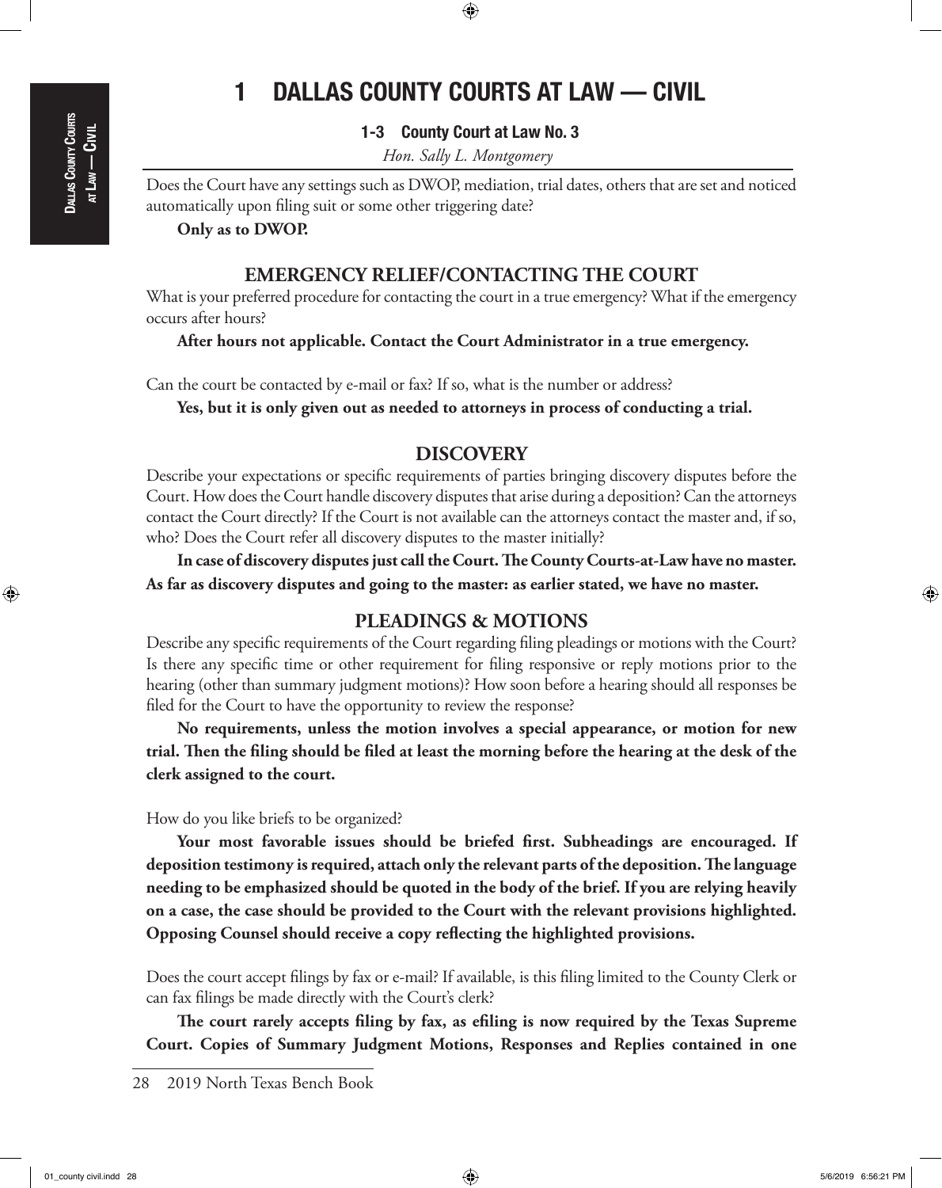# 1 DALLAS COUNTY COURTS AT LAW — CIVIL

### 1-3 County Court at Law No. 3

*Hon. Sally L. Montgomery*

Does the Court have any settings such as DWOP, mediation, trial dates, others that are set and noticed automatically upon filing suit or some other triggering date?

**Only as to DWOP.**

## EMERGENCY RELIEF/CONTACTING THE COURT

What is your preferred procedure for contacting the court in a true emergency? What if the emergency occurs after hours?

**After hours not applicable. Contact the Court Administrator in a true emergency.**

Can the court be contacted by e-mail or fax? If so, what is the number or address?

**Yes, but it is only given out as needed to attorneys in process of conducting a trial.**

## DISCOVERY

Describe your expectations or specific requirements of parties bringing discovery disputes before the Court. How does the Court handle discovery disputes that arise during a deposition? Can the attorneys contact the Court directly? If the Court is not available can the attorneys contact the master and, if so, who? Does the Court refer all discovery disputes to the master initially?

**In case of discovery disputes just call the Court. The County Courts-at-Law have no master. As far as discovery disputes and going to the master: as earlier stated, we have no master.**

## PLEADINGS & MOTIONS

Describe any specific requirements of the Court regarding filing pleadings or motions with the Court? Is there any specific time or other requirement for filing responsive or reply motions prior to the hearing (other than summary judgment motions)? How soon before a hearing should all responses be filed for the Court to have the opportunity to review the response?

**No requirements, unless the motion involves a special appearance, or motion for new trial. Then the filing should be filed at least the morning before the hearing at the desk of the clerk assigned to the court.**

How do you like briefs to be organized?

**Your most favorable issues should be briefed first. Subheadings are encouraged. If deposition testimony is required, attach only the relevant parts of the deposition. The language needing to be emphasized should be quoted in the body of the brief. If you are relying heavily on a case, the case should be provided to the Court with the relevant provisions highlighted. Opposing Counsel should receive a copy reflecting the highlighted provisions.**

Does the court accept filings by fax or e-mail? If available, is this filing limited to the County Clerk or can fax filings be made directly with the Court's clerk?

**The court rarely accepts filing by fax, as efiling is now required by the Texas Supreme Court. Copies of Summary Judgment Motions, Responses and Replies contained in one**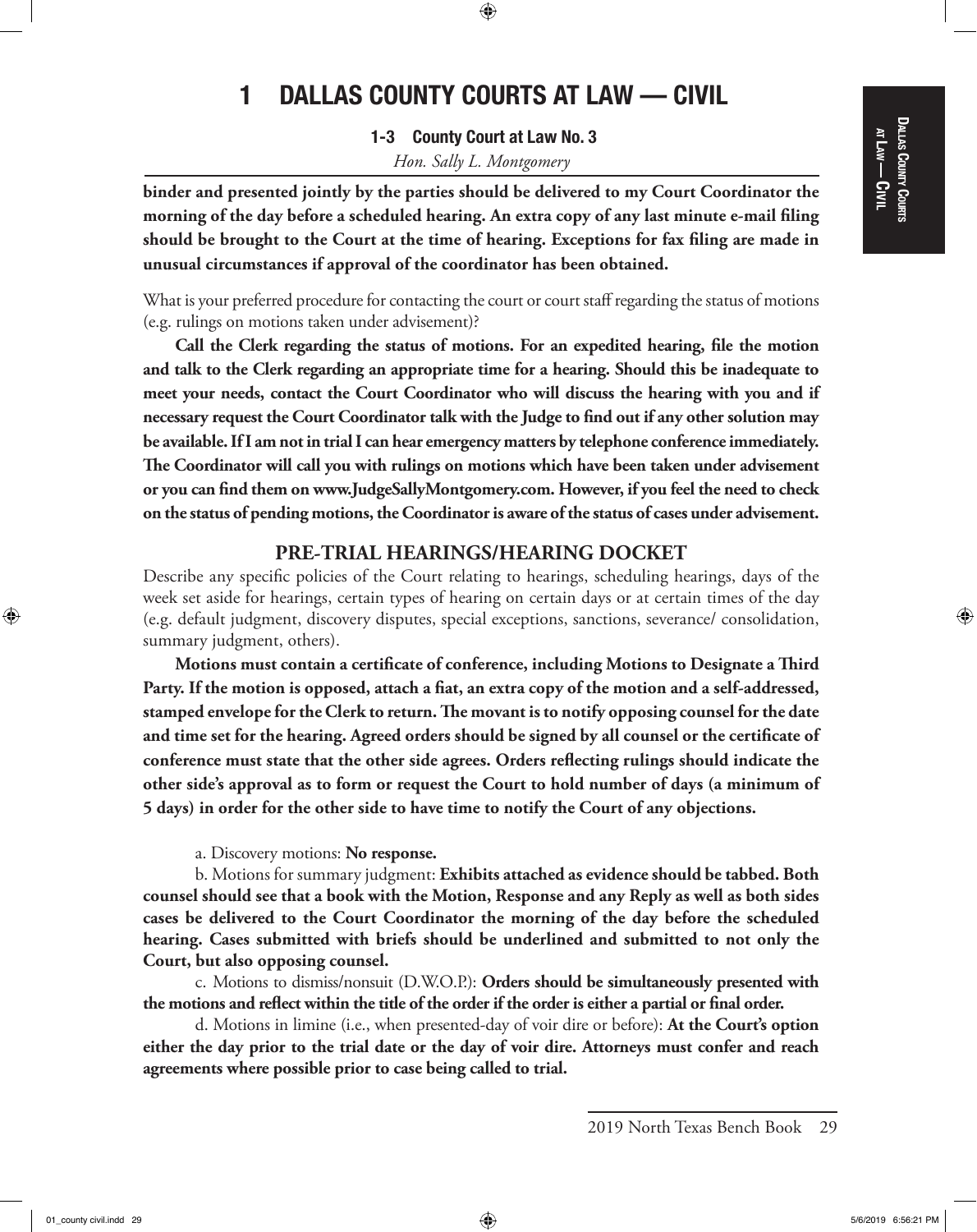binder and presented jointly by the parties should be delivered to my Court Coordinator the morning of the day before a scheduled hearing. An extra copy of any last minute e-mail filing should be brought to the Court at the time of hearing. Exceptions for fax filing are made in unusual circumstances if approval of the coordinator has been obtained.**

What is your preferred procedure for contacting the court or court staff regarding the status of motions (e.g. rulings on motions taken under advisement)?

**Call the Clerk regarding the status of motions. For an expedited hearing, file the motion and talk to the Clerk regarding an appropriate time for a hearing. Should this be inadequate to meet your needs, contact the Court Coordinator who will discuss the hearing with you and if necessary request the Court Coordinator talk with the Judge to find out if any other solution may be available. If I am not in trial I can hear emergency matters by telephone conference immediately. The Coordinator will call you with rulings on motions which have been taken under advisement or you can find them on www.JudgeSallyMontgomery.com. However, if you feel the need to check on the status of pending motions, the Coordinator is aware of the status of cases under advisement.**

## PRE-TRIAL HEARINGS/HEARING DOCKET

Describe any specific policies of the Court relating to hearings, scheduling hearings, days of the week set aside for hearings, certain types of hearing on certain days or at certain times of the day (e.g. default judgment, discovery disputes, special exceptions, sanctions, severance/ consolidation, summary judgment, others).

**Motions must contain a certificate of conference, including Motions to Designate a Third Party. If the motion is opposed, attach a fiat, an extra copy of the motion and a self-addressed, stamped envelope for the Clerk to return. The movant is to notify opposing counsel for the date and time set for the hearing. Agreed orders should be signed by all counsel or the certificate of conference must state that the other side agrees. Orders reflecting rulings should indicate the other side's approval as to form or request the Court to hold number of days (a minimum of 5 days) in order for the other side to have time to notify the Court of any objections.**

a. Discovery motions: **No response.**

b. Motions for summary judgment: **Exhibits attached as evidence should be tabbed. Both counsel should see that a book with the Motion, Response and any Reply as well as both sides cases be delivered to the Court Coordinator the morning of the day before the scheduled hearing. Cases submitted with briefs should be underlined and submitted to not only the Court, but also opposing counsel.**

c. Motions to dismiss/nonsuit (D.W.O.P.): **Orders should be simultaneously presented with the motions and reflect within the title of the order if the order is either a partial or final order.**

d. Motions in limine (i.e., when presented-day of voir dire or before): **At the Court's option either the day prior to the trial date or the day of voir dire. Attorneys must confer and reach agreements where possible prior to case being called to trial.**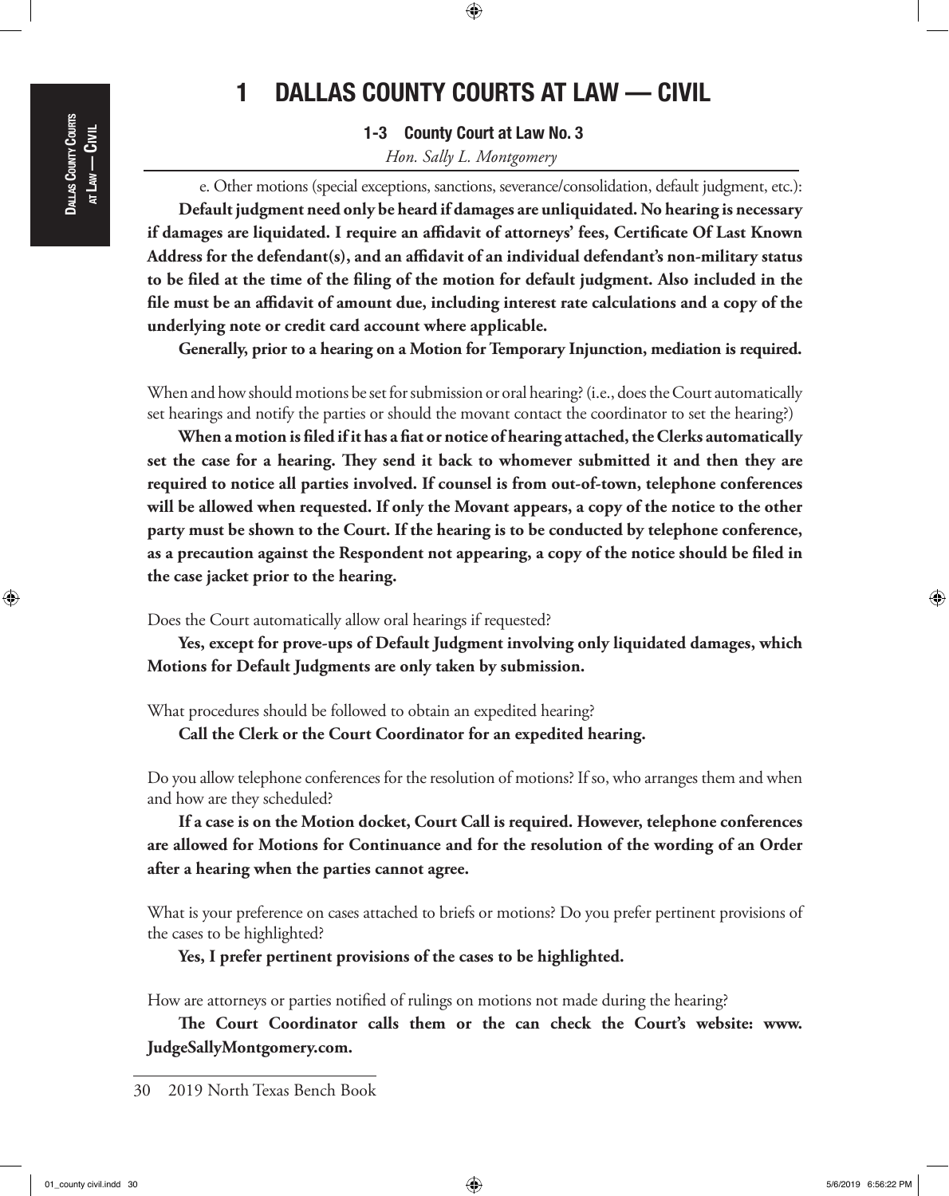# 1 DALLAS COUNTY COURTS AT LAW — CIVIL

## 1-3 County Court at Law No. 3

*Hon. Sally L. Montgomery*

e. Other motions (special exceptions, sanctions, severance/consolidation, default judgment, etc.):

**Default judgment need only be heard if damages are unliquidated. No hearing is necessary if damages are liquidated. I require an affidavit of attorneys' fees, Certificate Of Last Known Address for the defendant(s), and an affidavit of an individual defendant's non-military status to be filed at the time of the filing of the motion for default judgment. Also included in the file must be an affidavit of amount due, including interest rate calculations and a copy of the underlying note or credit card account where applicable.**

**Generally, prior to a hearing on a Motion for Temporary Injunction, mediation is required.**

When and how should motions be set for submission or oral hearing? (i.e., does the Court automatically set hearings and notify the parties or should the movant contact the coordinator to set the hearing?)

**When a motion is filed if it has a fiat or notice of hearing attached, the Clerks automatically set the case for a hearing. They send it back to whomever submitted it and then they are required to notice all parties involved. If counsel is from out-of-town, telephone conferences will be allowed when requested. If only the Movant appears, a copy of the notice to the other party must be shown to the Court. If the hearing is to be conducted by telephone conference, as a precaution against the Respondent not appearing, a copy of the notice should be filed in the case jacket prior to the hearing.**

Does the Court automatically allow oral hearings if requested?

**Yes, except for prove-ups of Default Judgment involving only liquidated damages, which Motions for Default Judgments are only taken by submission.**

What procedures should be followed to obtain an expedited hearing?

**Call the Clerk or the Court Coordinator for an expedited hearing.**

Do you allow telephone conferences for the resolution of motions? If so, who arranges them and when and how are they scheduled?

**If a case is on the Motion docket, Court Call is required. However, telephone conferences are allowed for Motions for Continuance and for the resolution of the wording of an Order after a hearing when the parties cannot agree.**

What is your preference on cases attached to briefs or motions? Do you prefer pertinent provisions of the cases to be highlighted?

**Yes, I prefer pertinent provisions of the cases to be highlighted.**

How are attorneys or parties notified of rulings on motions not made during the hearing?

**The Court Coordinator calls them or the can check the Court's website: www.JudgeSallyMontgomery.com.**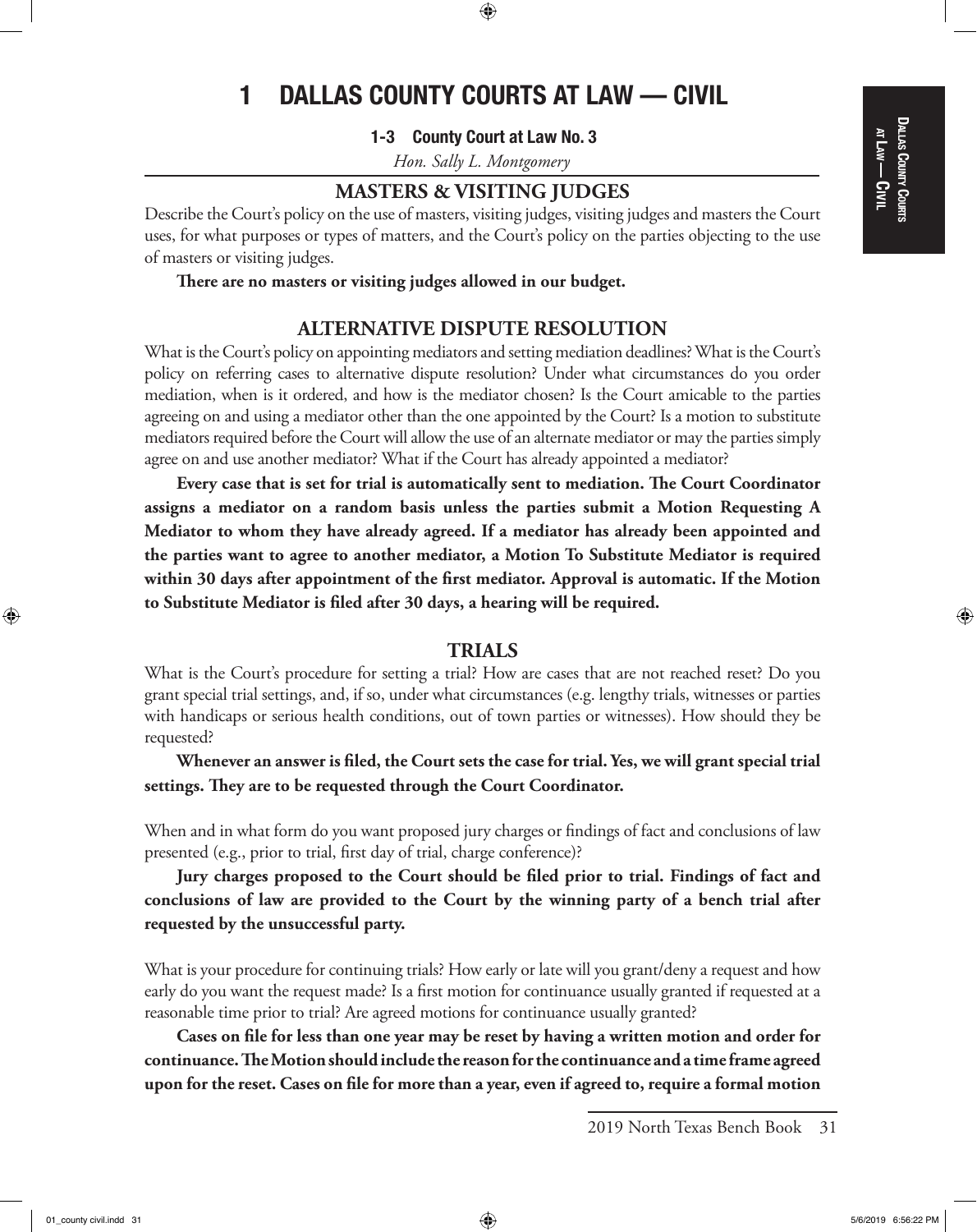# 1 DALLAS COUNTY COURTS AT LAW — CIVIL

### 1-3 County Court at Law No. 3

*Hon. Sally L. Montgomery*

## MASTERS & VISITING JUDGES

Describe the Court's policy on the use of masters, visiting judges, visiting judges and masters the Court uses, for what purposes or types of matters, and the Court's policy on the parties objecting to the use of masters or visiting judges.

**There are no masters or visiting judges allowed in our budget.**

## ALTERNATIVE DISPUTE RESOLUTION

What is the Court's policy on appointing mediators and setting mediation deadlines? What is the Court's policy on referring cases to alternative dispute resolution? Under what circumstances do you order mediation, when is it ordered, and how is the mediator chosen? Is the Court amicable to the parties agreeing on and using a mediator other than the one appointed by the Court? Is a motion to substitute mediators required before the Court will allow the use of an alternate mediator or may the parties simply agree on and use another mediator? What if the Court has already appointed a mediator?

**Every case that is set for trial is automatically sent to mediation. The Court Coordinator assigns a mediator on a random basis unless the parties submit a Motion Requesting A Mediator to whom they have already agreed. If a mediator has already been appointed and the parties want to agree to another mediator, a Motion To Substitute Mediator is required within 30 days after appointment of the first mediator. Approval is automatic. If the Motion to Substitute Mediator is filed after 30 days, a hearing will be required.**

## TRIALS

What is the Court's procedure for setting a trial? How are cases that are not reached reset? Do you grant special trial settings, and, if so, under what circumstances (e.g. lengthy trials, witnesses or parties with handicaps or serious health conditions, out of town parties or witnesses). How should they be requested?

**Whenever an answer is filed, the Court sets the case for trial. Yes, we will grant special trial settings. They are to be requested through the Court Coordinator.**

When and in what form do you want proposed jury charges or findings of fact and conclusions of law presented (e.g., prior to trial, first day of trial, charge conference)?

**Jury charges proposed to the Court should be filed prior to trial. Findings of fact and conclusions of law are provided to the Court by the winning party of a bench trial after requested by the unsuccessful party.**

What is your procedure for continuing trials? How early or late will you grant/deny a request and how early do you want the request made? Is a first motion for continuance usually granted if requested at a reasonable time prior to trial? Are agreed motions for continuance usually granted?

**Cases on file for less than one year may be reset by having a written motion and order for continuance. The Motion should include the reason for the continuance and a time frame agreed upon for the reset. Cases on file for more than a year, even if agreed to, require a formal motion**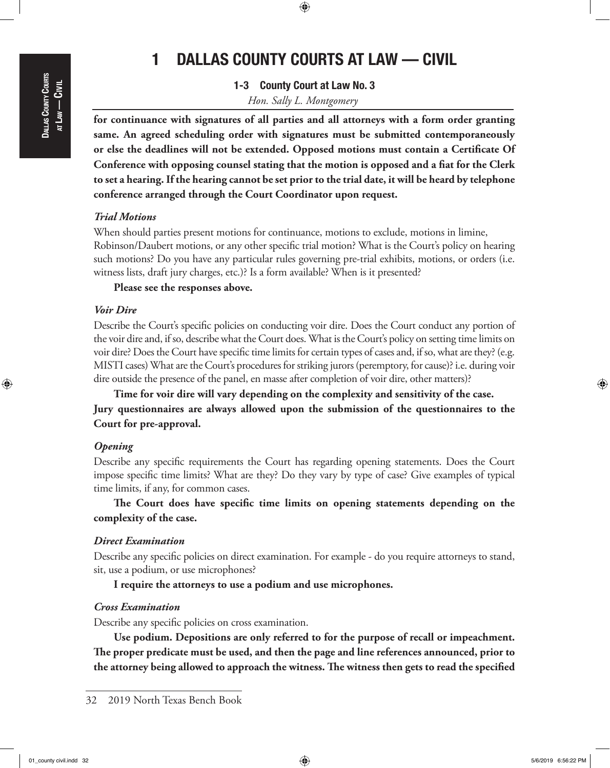# 1 DALLAS COUNTY COURTS AT LAW — CIVIL

## 1-3 County Court at Law No. 3

*Hon. Sally L. Montgomery*

**for continuance with signatures of all parties and all attorneys with a form order granting same. An agreed scheduling order with signatures must be submitted contemporaneously or else the deadlines will not be extended. Opposed motions must contain a Certificate Of Conference with opposing counsel stating that the motion is opposed and a fiat for the Clerk to set a hearing. If the hearing cannot be set prior to the trial date, it will be heard by telephone conference arranged through the Court Coordinator upon request.**

### *Trial Motions*

When should parties present motions for continuance, motions to exclude, motions in limine, Robinson/Daubert motions, or any other specific trial motion? What is the Court's policy on hearing such motions? Do you have any particular rules governing pre-trial exhibits, motions, or orders (i.e. witness lists, draft jury charges, etc.)? Is a form available? When is it presented?

**Please see the responses above.**

### *Voir Dire*

Describe the Court's specific policies on conducting voir dire. Does the Court conduct any portion of the voir dire and, if so, describe what the Court does. What is the Court's policy on setting time limits on voir dire? Does the Court have specific time limits for certain types of cases and, if so, what are they? (e.g. MISTI cases) What are the Court's procedures for striking jurors (peremptory, for cause)? i.e. during voir dire outside the presence of the panel, en masse after completion of voir dire, other matters)?

**Time for voir dire will vary depending on the complexity and sensitivity of the case. Jury questionnaires are always allowed upon the submission of the questionnaires to the Court for pre-approval.**

### *Opening*

Describe any specific requirements the Court has regarding opening statements. Does the Court impose specific time limits? What are they? Do they vary by type of case? Give examples of typical time limits, if any, for common cases.

**The Court does have specific time limits on opening statements depending on the complexity of the case.**

### *Direct Examination*

Describe any specific policies on direct examination. For example - do you require attorneys to stand, sit, use a podium, or use microphones?

**I require the attorneys to use a podium and use microphones.**

### *Cross Examination*

Describe any specific policies on cross examination.

**Use podium. Depositions are only referred to for the purpose of recall or impeachment. The proper predicate must be used, and then the page and line references announced, prior to the attorney being allowed to approach the witness. The witness then gets to read the specified**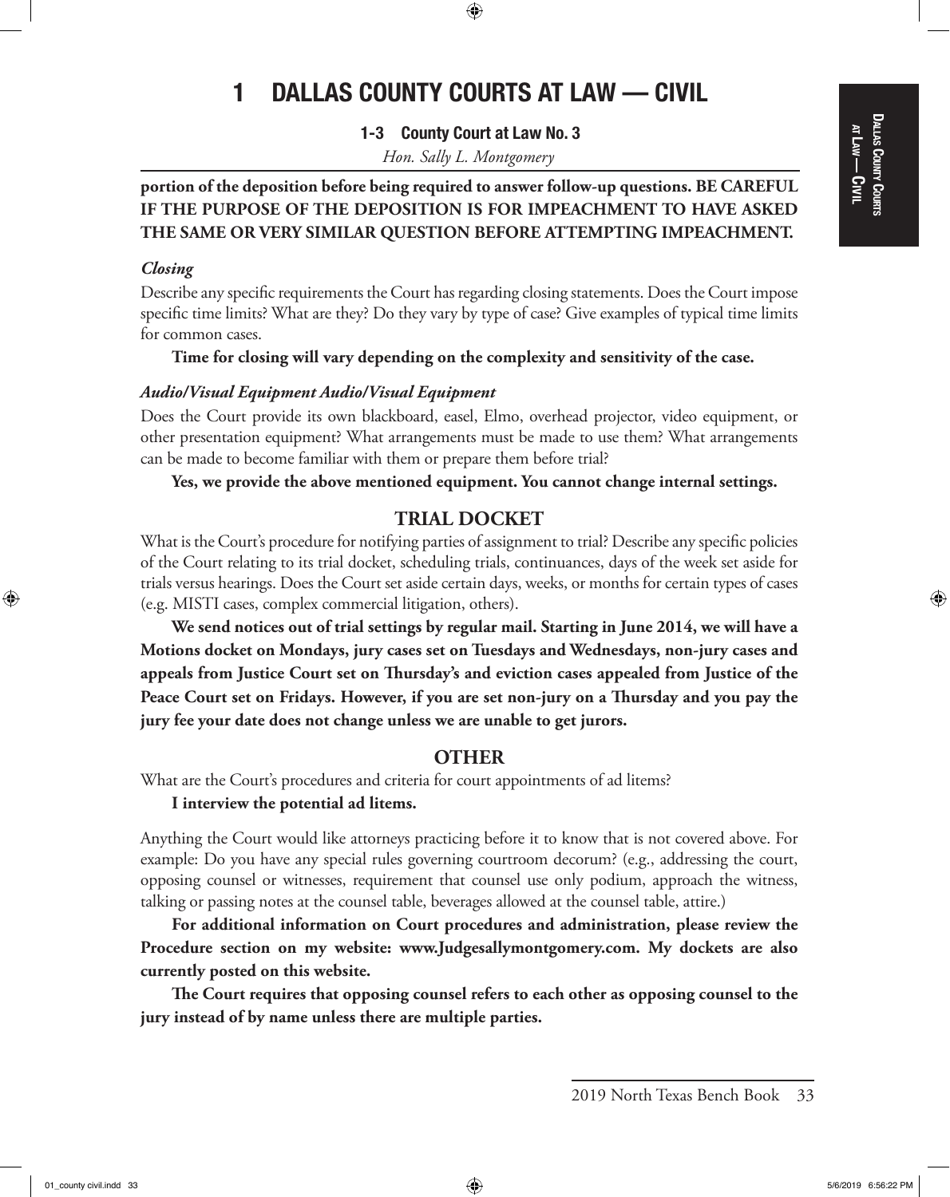# 1 DALLAS COUNTY COURTS AT LAW — CIVIL

### 1-3 County Court at Law No. 3

*Hon. Sally L. Montgomery*

**portion of the deposition before being required to answer follow-up questions. BE CAREFUL IF THE PURPOSE OF THE DEPOSITION IS FOR IMPEACHMENT TO HAVE ASKED THE SAME OR VERY SIMILAR QUESTION BEFORE ATTEMPTING IMPEACHMENT.**

***Closing***

Describe any specific requirements the Court has regarding closing statements. Does the Court impose specific time limits? What are they? Do they vary by type of case? Give examples of typical time limits for common cases.

**Time for closing will vary depending on the complexity and sensitivity of the case.**

***Audio/Visual Equipment Audio/Visual Equipment***

Does the Court provide its own blackboard, easel, Elmo, overhead projector, video equipment, or other presentation equipment? What arrangements must be made to use them? What arrangements can be made to become familiar with them or prepare them before trial?

**Yes, we provide the above mentioned equipment. You cannot change internal settings.**

## TRIAL DOCKET

What is the Court's procedure for notifying parties of assignment to trial? Describe any specific policies of the Court relating to its trial docket, scheduling trials, continuances, days of the week set aside for trials versus hearings. Does the Court set aside certain days, weeks, or months for certain types of cases (e.g. MISTI cases, complex commercial litigation, others).

**We send notices out of trial settings by regular mail. Starting in June 2014, we will have a Motions docket on Mondays, jury cases set on Tuesdays and Wednesdays, non-jury cases and appeals from Justice Court set on Thursday's and eviction cases appealed from Justice of the Peace Court set on Fridays. However, if you are set non-jury on a Thursday and you pay the jury fee your date does not change unless we are unable to get jurors.**

## OTHER

What are the Court's procedures and criteria for court appointments of ad litems?

**I interview the potential ad litems.**

Anything the Court would like attorneys practicing before it to know that is not covered above. For example: Do you have any special rules governing courtroom decorum? (e.g., addressing the court, opposing counsel or witnesses, requirement that counsel use only podium, approach the witness, talking or passing notes at the counsel table, beverages allowed at the counsel table, attire.)

**For additional information on Court procedures and administration, please review the Procedure section on my website: www.Judgesallymontgomery.com. My dockets are also currently posted on this website.**

**The Court requires that opposing counsel refers to each other as opposing counsel to the jury instead of by name unless there are multiple parties.**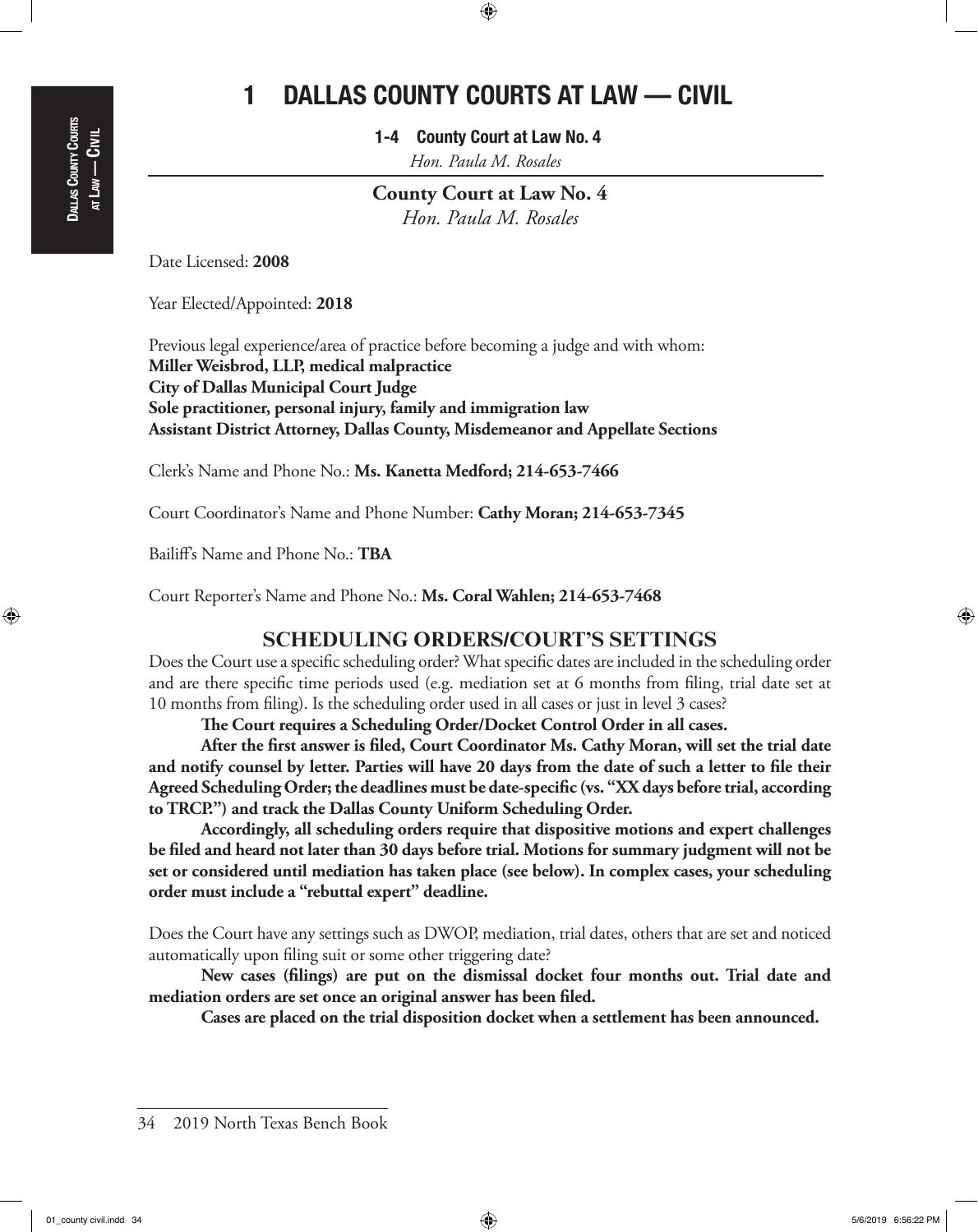# 1 DALLAS COUNTY COURTS AT LAW — CIVIL

**1-4 County Court at Law No. 4**

*Hon. Paula M. Rosales*

## County Court at Law No. 4

*Hon. Paula M. Rosales*

Date Licensed: **2008**

Year Elected/Appointed: **2018**

Previous legal experience/area of practice before becoming a judge and with whom:
**Miller Weisbrod, LLP, medical malpractice**
**City of Dallas Municipal Court Judge**
**Sole practitioner, personal injury, family and immigration law**
**Assistant District Attorney, Dallas County, Misdemeanor and Appellate Sections**

Clerk's Name and Phone No.: **Ms. Kanetta Medford; 214-653-7466**

Court Coordinator's Name and Phone Number: **Cathy Moran; 214-653-7345**

Bailiff's Name and Phone No.: **TBA**

Court Reporter's Name and Phone No.: **Ms. Coral Wahlen; 214-653-7468**

## SCHEDULING ORDERS/COURT'S SETTINGS

Does the Court use a specific scheduling order? What specific dates are included in the scheduling order and are there specific time periods used (e.g. mediation set at 6 months from filing, trial date set at 10 months from filing). Is the scheduling order used in all cases or just in level 3 cases?

**The Court requires a Scheduling Order/Docket Control Order in all cases.**

**After the first answer is filed, Court Coordinator Ms. Cathy Moran, will set the trial date and notify counsel by letter. Parties will have 20 days from the date of such a letter to file their Agreed Scheduling Order; the deadlines must be date-specific (vs. "XX days before trial, according to TRCP.") and track the Dallas County Uniform Scheduling Order.**

**Accordingly, all scheduling orders require that dispositive motions and expert challenges be filed and heard not later than 30 days before trial. Motions for summary judgment will not be set or considered until mediation has taken place (see below). In complex cases, your scheduling order must include a "rebuttal expert" deadline.**

Does the Court have any settings such as DWOP, mediation, trial dates, others that are set and noticed automatically upon filing suit or some other triggering date?

**New cases (filings) are put on the dismissal docket four months out. Trial date and mediation orders are set once an original answer has been filed.**

**Cases are placed on the trial disposition docket when a settlement has been announced.**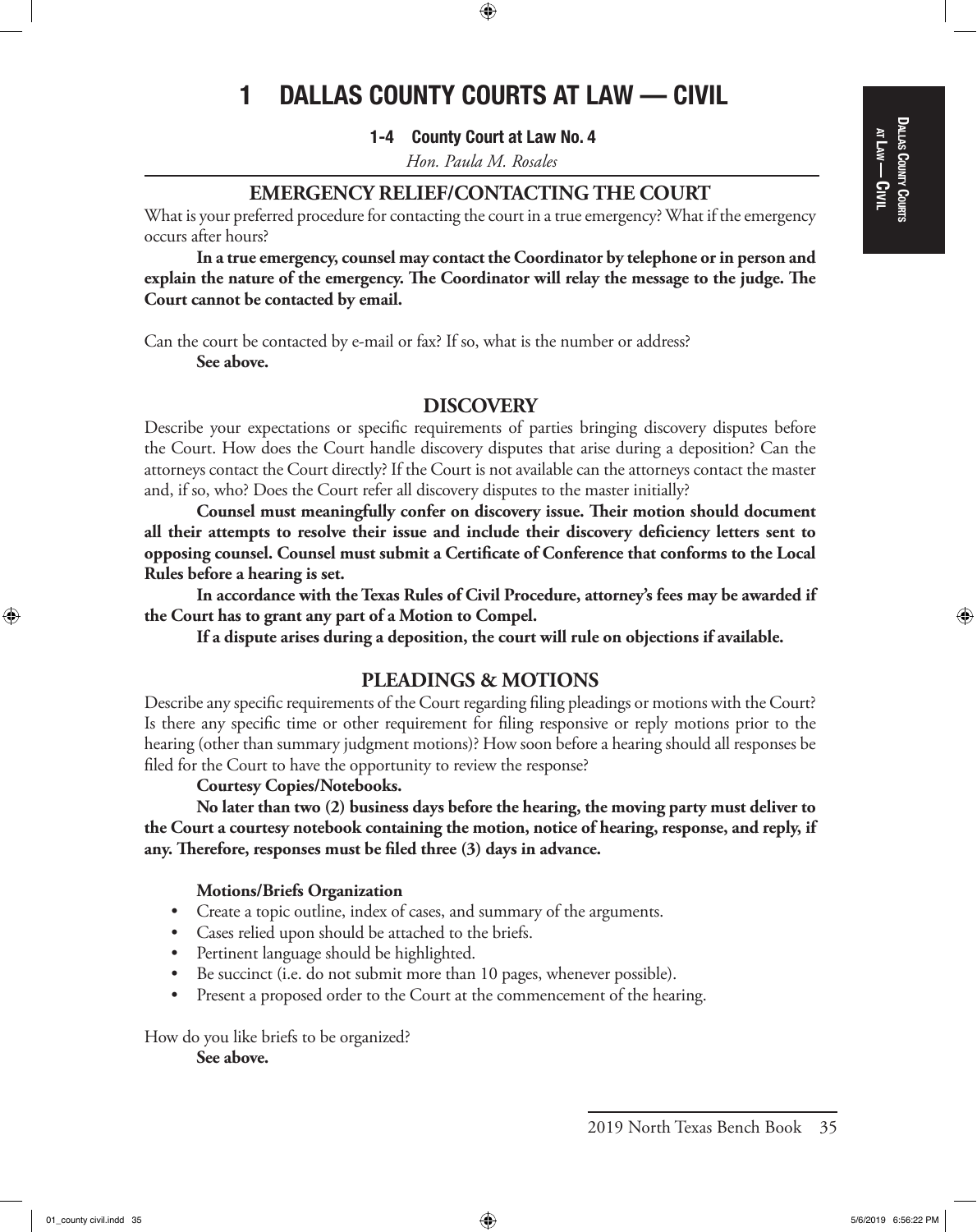# 1 DALLAS COUNTY COURTS AT LAW — CIVIL

### 1-4 County Court at Law No. 4

*Hon. Paula M. Rosales*

## EMERGENCY RELIEF/CONTACTING THE COURT

What is your preferred procedure for contacting the court in a true emergency? What if the emergency occurs after hours?

**In a true emergency, counsel may contact the Coordinator by telephone or in person and explain the nature of the emergency. The Coordinator will relay the message to the judge. The Court cannot be contacted by email.**

Can the court be contacted by e-mail or fax? If so, what is the number or address?

**See above.**

## DISCOVERY

Describe your expectations or specific requirements of parties bringing discovery disputes before the Court. How does the Court handle discovery disputes that arise during a deposition? Can the attorneys contact the Court directly? If the Court is not available can the attorneys contact the master and, if so, who? Does the Court refer all discovery disputes to the master initially?

**Counsel must meaningfully confer on discovery issue. Their motion should document all their attempts to resolve their issue and include their discovery deficiency letters sent to opposing counsel. Counsel must submit a Certificate of Conference that conforms to the Local Rules before a hearing is set.**

**In accordance with the Texas Rules of Civil Procedure, attorney's fees may be awarded if the Court has to grant any part of a Motion to Compel.**

**If a dispute arises during a deposition, the court will rule on objections if available.**

## PLEADINGS & MOTIONS

Describe any specific requirements of the Court regarding filing pleadings or motions with the Court? Is there any specific time or other requirement for filing responsive or reply motions prior to the hearing (other than summary judgment motions)? How soon before a hearing should all responses be filed for the Court to have the opportunity to review the response?

**Courtesy Copies/Notebooks.**

**No later than two (2) business days before the hearing, the moving party must deliver to the Court a courtesy notebook containing the motion, notice of hearing, response, and reply, if any. Therefore, responses must be filed three (3) days in advance.**

**Motions/Briefs Organization**

- Create a topic outline, index of cases, and summary of the arguments.
- Cases relied upon should be attached to the briefs.
- Pertinent language should be highlighted.
- Be succinct (i.e. do not submit more than 10 pages, whenever possible).
- Present a proposed order to the Court at the commencement of the hearing.

How do you like briefs to be organized?

**See above.**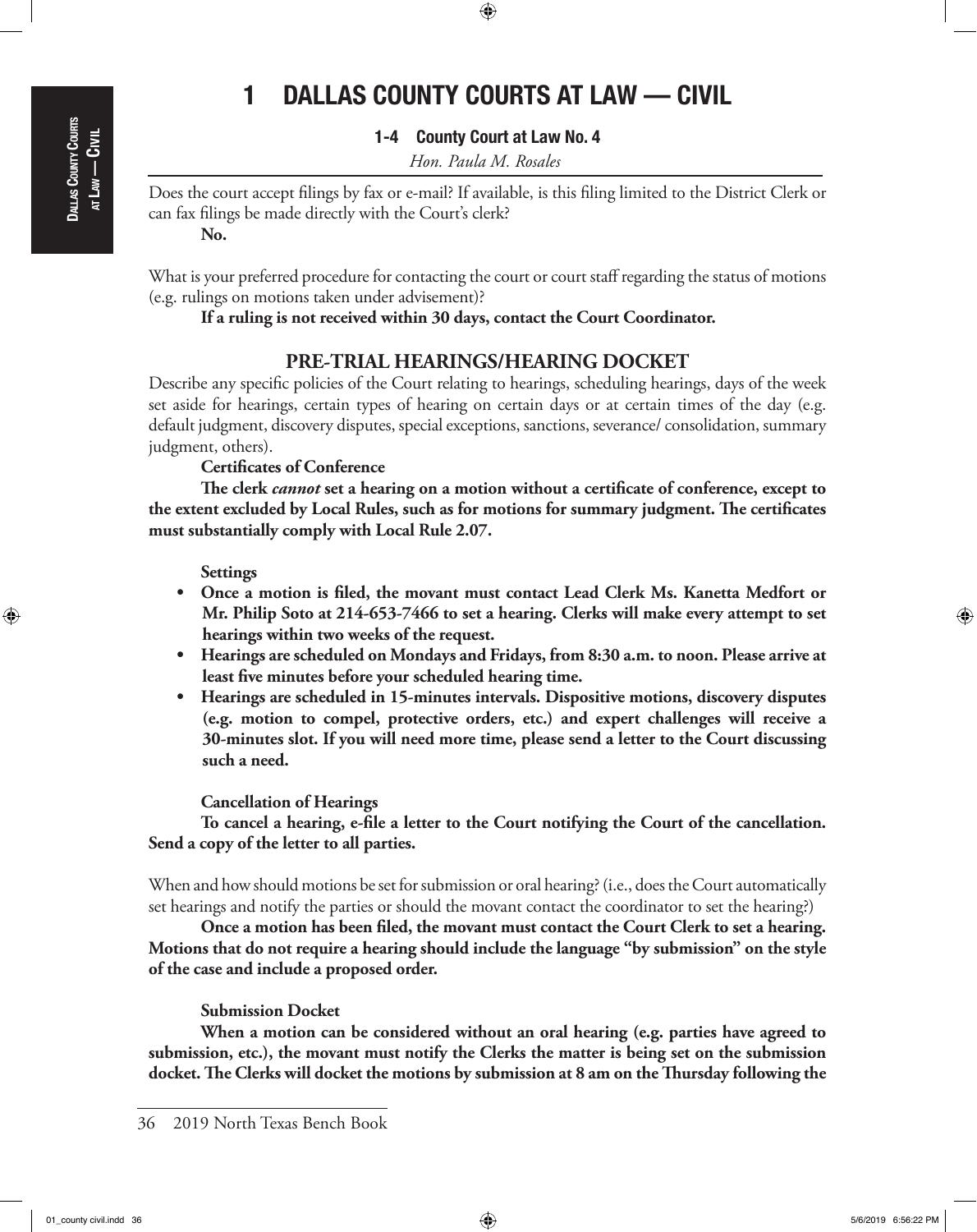# 1 DALLAS COUNTY COURTS AT LAW — CIVIL

### 1-4 County Court at Law No. 4

*Hon. Paula M. Rosales*

Does the court accept filings by fax or e-mail? If available, is this filing limited to the District Clerk or can fax filings be made directly with the Court's clerk?

**No.**

What is your preferred procedure for contacting the court or court staff regarding the status of motions (e.g. rulings on motions taken under advisement)?

**If a ruling is not received within 30 days, contact the Court Coordinator.**

## PRE-TRIAL HEARINGS/HEARING DOCKET

Describe any specific policies of the Court relating to hearings, scheduling hearings, days of the week set aside for hearings, certain types of hearing on certain days or at certain times of the day (e.g. default judgment, discovery disputes, special exceptions, sanctions, severance/ consolidation, summary judgment, others).

**Certificates of Conference**

**The clerk *cannot* set a hearing on a motion without a certificate of conference, except to the extent excluded by Local Rules, such as for motions for summary judgment. The certificates must substantially comply with Local Rule 2.07.**

**Settings**

- **Once a motion is filed, the movant must contact Lead Clerk Ms. Kanetta Medfort or Mr. Philip Soto at 214-653-7466 to set a hearing. Clerks will make every attempt to set hearings within two weeks of the request.**
- **Hearings are scheduled on Mondays and Fridays, from 8:30 a.m. to noon. Please arrive at least five minutes before your scheduled hearing time.**
- **Hearings are scheduled in 15-minutes intervals. Dispositive motions, discovery disputes (e.g. motion to compel, protective orders, etc.) and expert challenges will receive a 30-minutes slot. If you will need more time, please send a letter to the Court discussing such a need.**

**Cancellation of Hearings**

**To cancel a hearing, e-file a letter to the Court notifying the Court of the cancellation. Send a copy of the letter to all parties.**

When and how should motions be set for submission or oral hearing? (i.e., does the Court automatically set hearings and notify the parties or should the movant contact the coordinator to set the hearing?)

**Once a motion has been filed, the movant must contact the Court Clerk to set a hearing. Motions that do not require a hearing should include the language "by submission" on the style of the case and include a proposed order.**

**Submission Docket**

**When a motion can be considered without an oral hearing (e.g. parties have agreed to submission, etc.), the movant must notify the Clerks the matter is being set on the submission docket. The Clerks will docket the motions by submission at 8 am on the Thursday following the**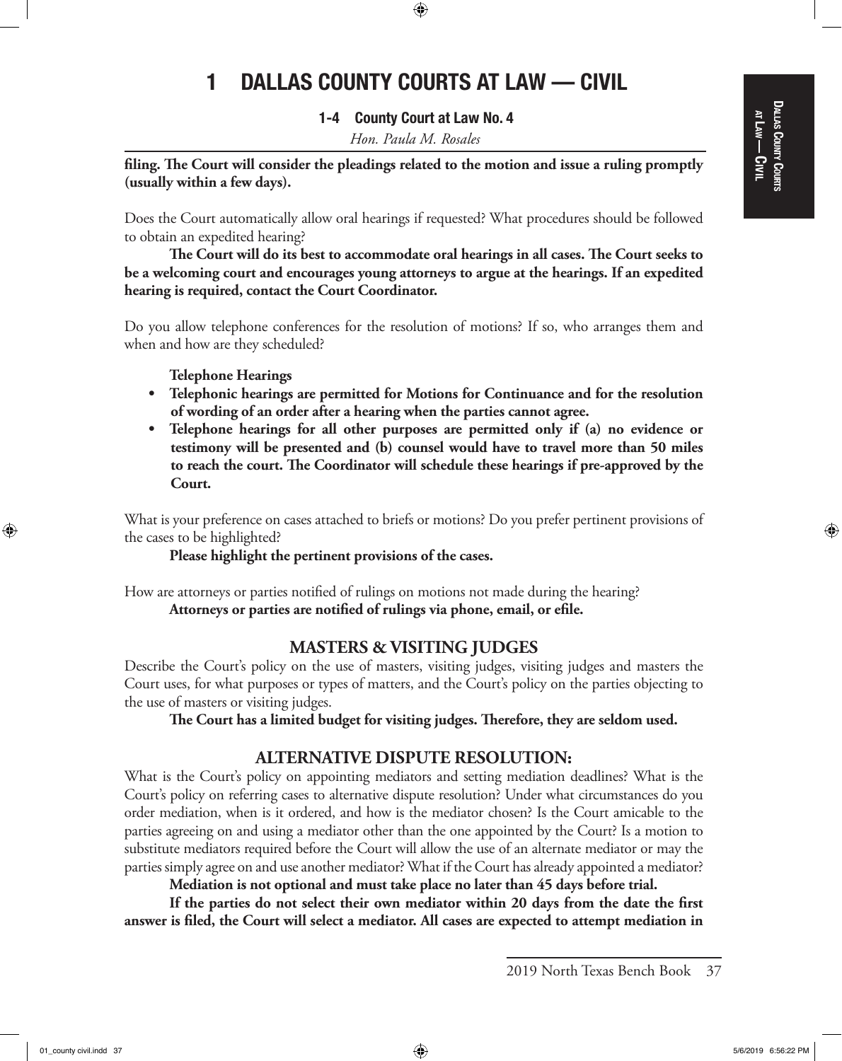# 1 DALLAS COUNTY COURTS AT LAW — CIVIL

## 1-4 County Court at Law No. 4

*Hon. Paula M. Rosales*

**filing. The Court will consider the pleadings related to the motion and issue a ruling promptly (usually within a few days).**

Does the Court automatically allow oral hearings if requested? What procedures should be followed to obtain an expedited hearing?

**The Court will do its best to accommodate oral hearings in all cases. The Court seeks to be a welcoming court and encourages young attorneys to argue at the hearings. If an expedited hearing is required, contact the Court Coordinator.**

Do you allow telephone conferences for the resolution of motions? If so, who arranges them and when and how are they scheduled?

**Telephone Hearings**

- **Telephonic hearings are permitted for Motions for Continuance and for the resolution of wording of an order after a hearing when the parties cannot agree.**
- **Telephone hearings for all other purposes are permitted only if (a) no evidence or testimony will be presented and (b) counsel would have to travel more than 50 miles to reach the court. The Coordinator will schedule these hearings if pre-approved by the Court.**

What is your preference on cases attached to briefs or motions? Do you prefer pertinent provisions of the cases to be highlighted?

**Please highlight the pertinent provisions of the cases.**

How are attorneys or parties notified of rulings on motions not made during the hearing?

**Attorneys or parties are notified of rulings via phone, email, or efile.**

### MASTERS & VISITING JUDGES

Describe the Court's policy on the use of masters, visiting judges, visiting judges and masters the Court uses, for what purposes or types of matters, and the Court's policy on the parties objecting to the use of masters or visiting judges.

**The Court has a limited budget for visiting judges. Therefore, they are seldom used.**

### ALTERNATIVE DISPUTE RESOLUTION:

What is the Court's policy on appointing mediators and setting mediation deadlines? What is the Court's policy on referring cases to alternative dispute resolution? Under what circumstances do you order mediation, when is it ordered, and how is the mediator chosen? Is the Court amicable to the parties agreeing on and using a mediator other than the one appointed by the Court? Is a motion to substitute mediators required before the Court will allow the use of an alternate mediator or may the parties simply agree on and use another mediator? What if the Court has already appointed a mediator?

**Mediation is not optional and must take place no later than 45 days before trial.**

**If the parties do not select their own mediator within 20 days from the date the first answer is filed, the Court will select a mediator. All cases are expected to attempt mediation in**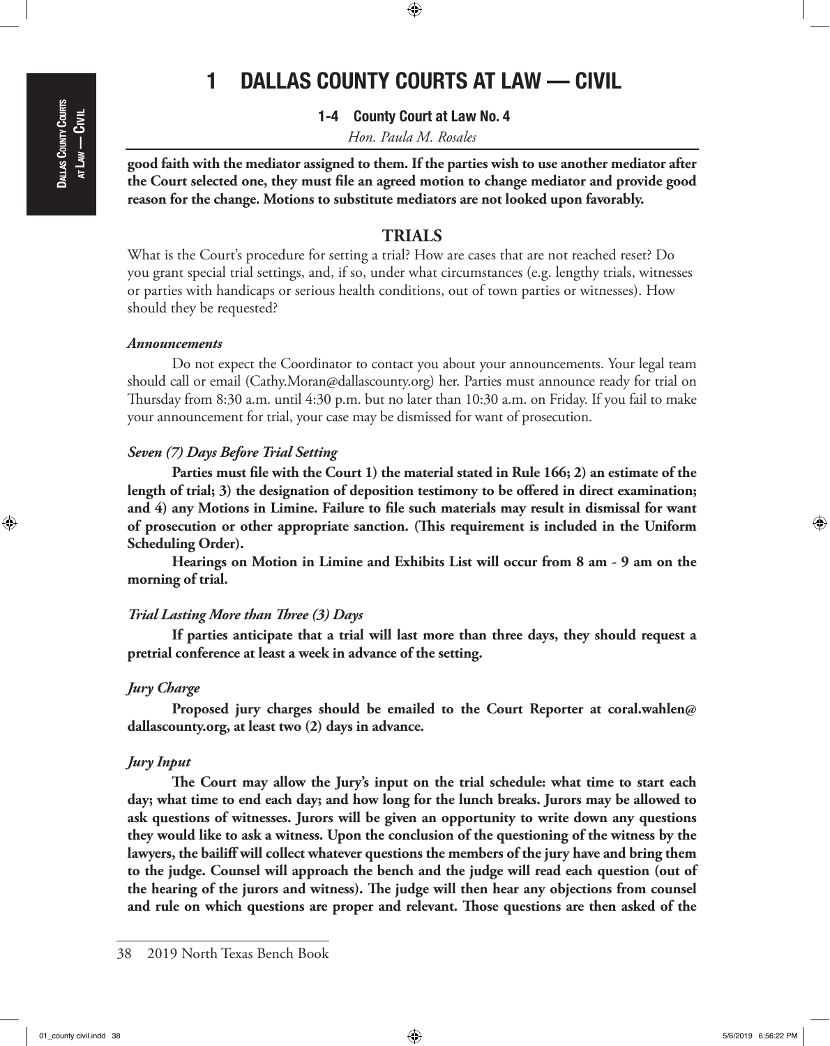# 1 DALLAS COUNTY COURTS AT LAW — CIVIL

## 1-4 County Court at Law No. 4

*Hon. Paula M. Rosales*

**good faith with the mediator assigned to them. If the parties wish to use another mediator after the Court selected one, they must file an agreed motion to change mediator and provide good reason for the change. Motions to substitute mediators are not looked upon favorably.**

## TRIALS

What is the Court's procedure for setting a trial? How are cases that are not reached reset? Do you grant special trial settings, and, if so, under what circumstances (e.g. lengthy trials, witnesses or parties with handicaps or serious health conditions, out of town parties or witnesses). How should they be requested?

### *Announcements*

Do not expect the Coordinator to contact you about your announcements. Your legal team should call or email (Cathy.Moran@dallascounty.org) her. Parties must announce ready for trial on Thursday from 8:30 a.m. until 4:30 p.m. but no later than 10:30 a.m. on Friday. If you fail to make your announcement for trial, your case may be dismissed for want of prosecution.

### *Seven (7) Days Before Trial Setting*

**Parties must file with the Court 1) the material stated in Rule 166; 2) an estimate of the length of trial; 3) the designation of deposition testimony to be offered in direct examination; and 4) any Motions in Limine. Failure to file such materials may result in dismissal for want of prosecution or other appropriate sanction. (This requirement is included in the Uniform Scheduling Order).**

**Hearings on Motion in Limine and Exhibits List will occur from 8 am - 9 am on the morning of trial.**

### *Trial Lasting More than Three (3) Days*

**If parties anticipate that a trial will last more than three days, they should request a pretrial conference at least a week in advance of the setting.**

### *Jury Charge*

**Proposed jury charges should be emailed to the Court Reporter at coral.wahlen@dallascounty.org, at least two (2) days in advance.**

### *Jury Input*

**The Court may allow the Jury's input on the trial schedule: what time to start each day; what time to end each day; and how long for the lunch breaks. Jurors may be allowed to ask questions of witnesses. Jurors will be given an opportunity to write down any questions they would like to ask a witness. Upon the conclusion of the questioning of the witness by the lawyers, the bailiff will collect whatever questions the members of the jury have and bring them to the judge. Counsel will approach the bench and the judge will read each question (out of the hearing of the jurors and witness). The judge will then hear any objections from counsel and rule on which questions are proper and relevant. Those questions are then asked of the**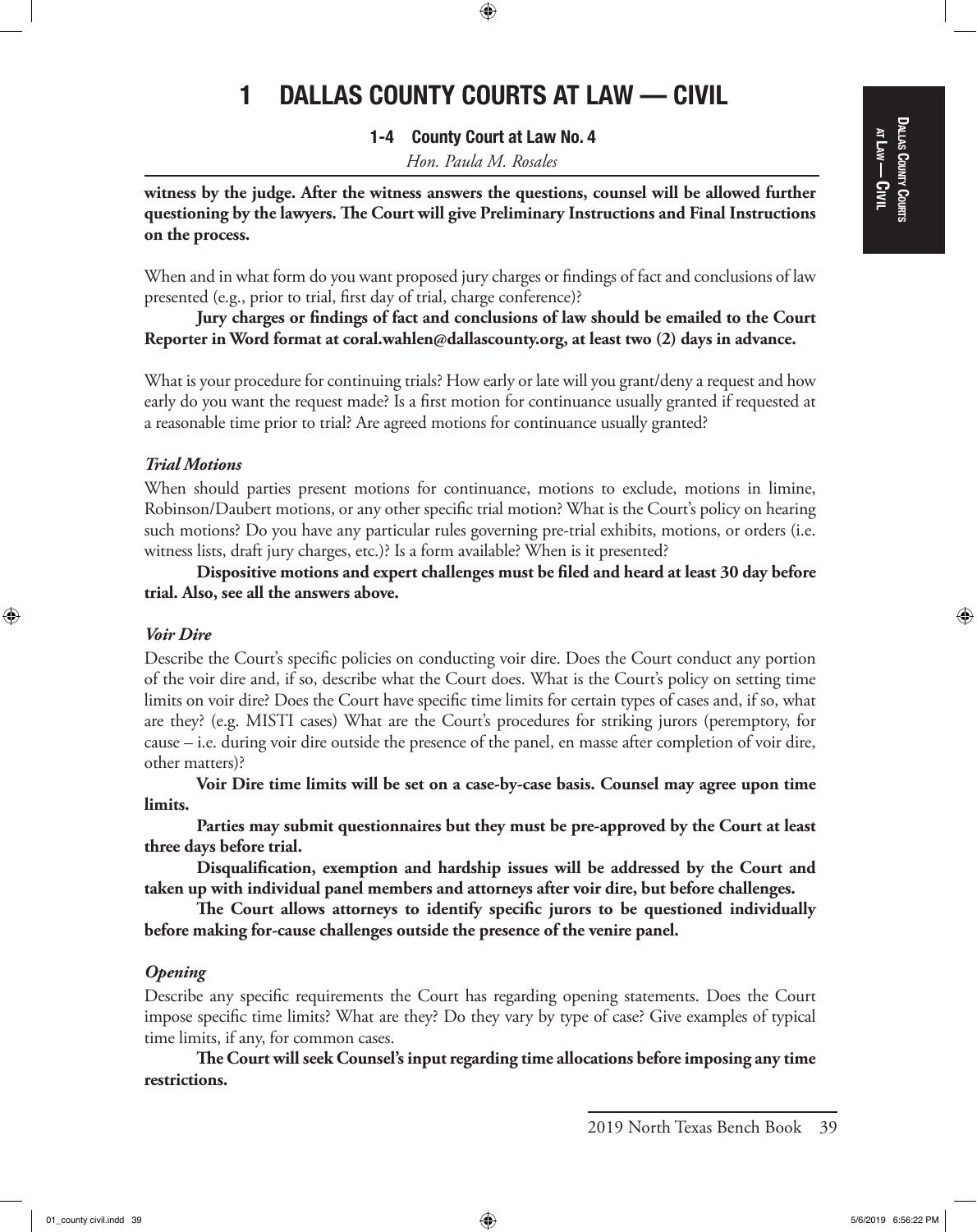**witness by the judge. After the witness answers the questions, counsel will be allowed further questioning by the lawyers. The Court will give Preliminary Instructions and Final Instructions on the process.**

When and in what form do you want proposed jury charges or findings of fact and conclusions of law presented (e.g., prior to trial, first day of trial, charge conference)?

**Jury charges or findings of fact and conclusions of law should be emailed to the Court Reporter in Word format at coral.wahlen@dallascounty.org, at least two (2) days in advance.**

What is your procedure for continuing trials? How early or late will you grant/deny a request and how early do you want the request made? Is a first motion for continuance usually granted if requested at a reasonable time prior to trial? Are agreed motions for continuance usually granted?

***Trial Motions***

When should parties present motions for continuance, motions to exclude, motions in limine, Robinson/Daubert motions, or any other specific trial motion? What is the Court's policy on hearing such motions? Do you have any particular rules governing pre-trial exhibits, motions, or orders (i.e. witness lists, draft jury charges, etc.)? Is a form available? When is it presented?

**Dispositive motions and expert challenges must be filed and heard at least 30 day before trial. Also, see all the answers above.**

***Voir Dire***

Describe the Court's specific policies on conducting voir dire. Does the Court conduct any portion of the voir dire and, if so, describe what the Court does. What is the Court's policy on setting time limits on voir dire? Does the Court have specific time limits for certain types of cases and, if so, what are they? (e.g. MISTI cases) What are the Court's procedures for striking jurors (peremptory, for cause – i.e. during voir dire outside the presence of the panel, en masse after completion of voir dire, other matters)?

**Voir Dire time limits will be set on a case-by-case basis. Counsel may agree upon time limits.**

**Parties may submit questionnaires but they must be pre-approved by the Court at least three days before trial.**

**Disqualification, exemption and hardship issues will be addressed by the Court and taken up with individual panel members and attorneys after voir dire, but before challenges.**

**The Court allows attorneys to identify specific jurors to be questioned individually before making for-cause challenges outside the presence of the venire panel.**

***Opening***

Describe any specific requirements the Court has regarding opening statements. Does the Court impose specific time limits? What are they? Do they vary by type of case? Give examples of typical time limits, if any, for common cases.

**The Court will seek Counsel's input regarding time allocations before imposing any time restrictions.**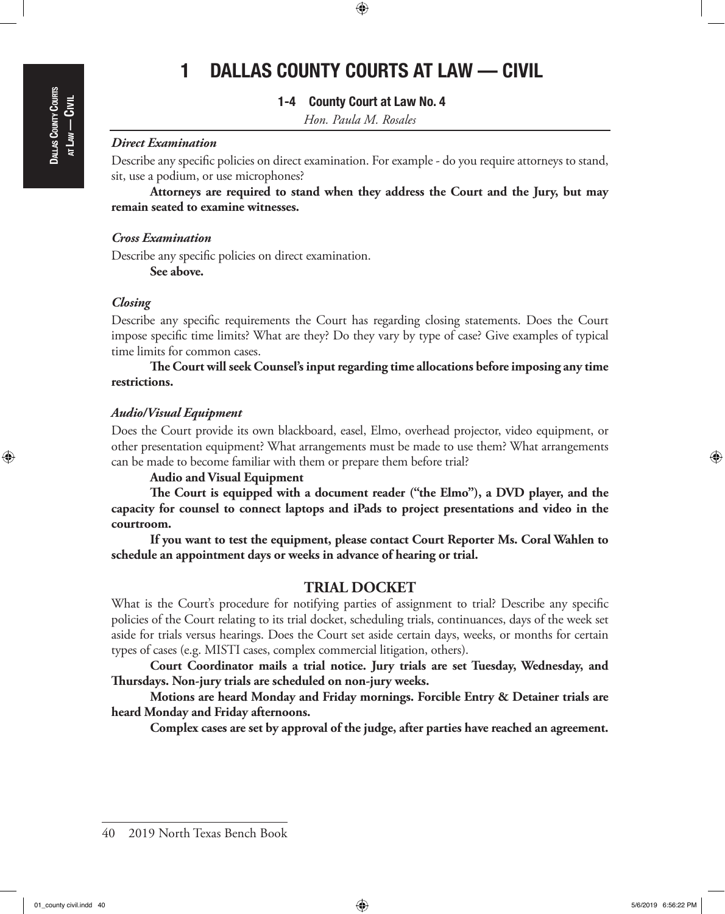# 1 DALLAS COUNTY COURTS AT LAW — CIVIL

## 1-4 County Court at Law No. 4

*Hon. Paula M. Rosales*

### *Direct Examination*

Describe any specific policies on direct examination. For example - do you require attorneys to stand, sit, use a podium, or use microphones?

**Attorneys are required to stand when they address the Court and the Jury, but may remain seated to examine witnesses.**

### *Cross Examination*

Describe any specific policies on direct examination.

**See above.**

### *Closing*

Describe any specific requirements the Court has regarding closing statements. Does the Court impose specific time limits? What are they? Do they vary by type of case? Give examples of typical time limits for common cases.

**The Court will seek Counsel's input regarding time allocations before imposing any time restrictions.**

### *Audio/Visual Equipment*

Does the Court provide its own blackboard, easel, Elmo, overhead projector, video equipment, or other presentation equipment? What arrangements must be made to use them? What arrangements can be made to become familiar with them or prepare them before trial?

**Audio and Visual Equipment**

**The Court is equipped with a document reader ("the Elmo"), a DVD player, and the capacity for counsel to connect laptops and iPads to project presentations and video in the courtroom.**

**If you want to test the equipment, please contact Court Reporter Ms. Coral Wahlen to schedule an appointment days or weeks in advance of hearing or trial.**

## TRIAL DOCKET

What is the Court's procedure for notifying parties of assignment to trial? Describe any specific policies of the Court relating to its trial docket, scheduling trials, continuances, days of the week set aside for trials versus hearings. Does the Court set aside certain days, weeks, or months for certain types of cases (e.g. MISTI cases, complex commercial litigation, others).

**Court Coordinator mails a trial notice. Jury trials are set Tuesday, Wednesday, and Thursdays. Non-jury trials are scheduled on non-jury weeks.**

**Motions are heard Monday and Friday mornings. Forcible Entry & Detainer trials are heard Monday and Friday afternoons.**

**Complex cases are set by approval of the judge, after parties have reached an agreement.**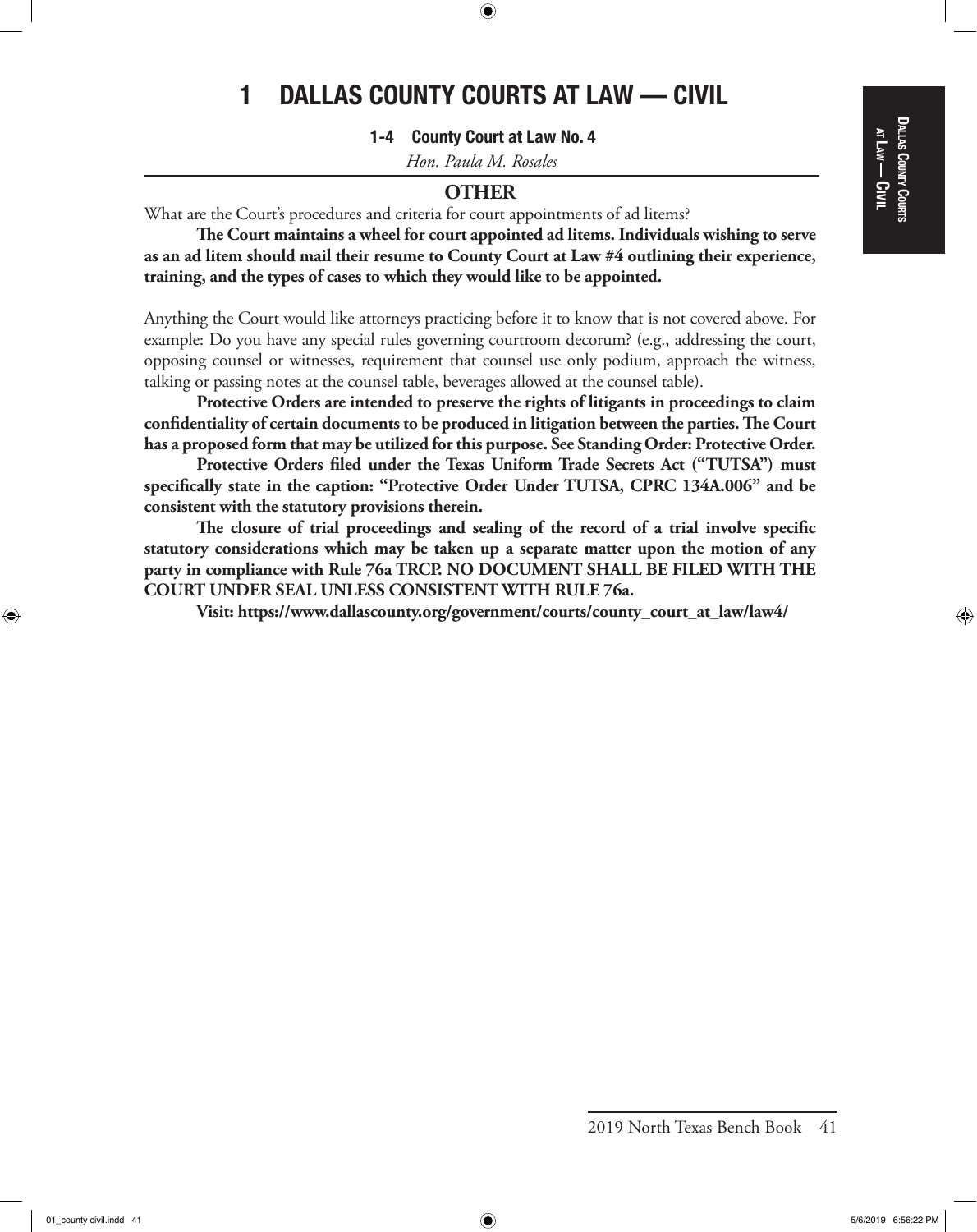# 1 DALLAS COUNTY COURTS AT LAW — CIVIL

## 1-4 County Court at Law No. 4

*Hon. Paula M. Rosales*

### OTHER

What are the Court's procedures and criteria for court appointments of ad litems?

**The Court maintains a wheel for court appointed ad litems. Individuals wishing to serve as an ad litem should mail their resume to County Court at Law #4 outlining their experience, training, and the types of cases to which they would like to be appointed.**

Anything the Court would like attorneys practicing before it to know that is not covered above. For example: Do you have any special rules governing courtroom decorum? (e.g., addressing the court, opposing counsel or witnesses, requirement that counsel use only podium, approach the witness, talking or passing notes at the counsel table, beverages allowed at the counsel table).

**Protective Orders are intended to preserve the rights of litigants in proceedings to claim confidentiality of certain documents to be produced in litigation between the parties. The Court has a proposed form that may be utilized for this purpose. See Standing Order: Protective Order.**

**Protective Orders filed under the Texas Uniform Trade Secrets Act ("TUTSA") must specifically state in the caption: "Protective Order Under TUTSA, CPRC 134A.006" and be consistent with the statutory provisions therein.**

**The closure of trial proceedings and sealing of the record of a trial involve specific statutory considerations which may be taken up a separate matter upon the motion of any party in compliance with Rule 76a TRCP. NO DOCUMENT SHALL BE FILED WITH THE COURT UNDER SEAL UNLESS CONSISTENT WITH RULE 76a.**

**Visit: https://www.dallascounty.org/government/courts/county_court_at_law/law4/**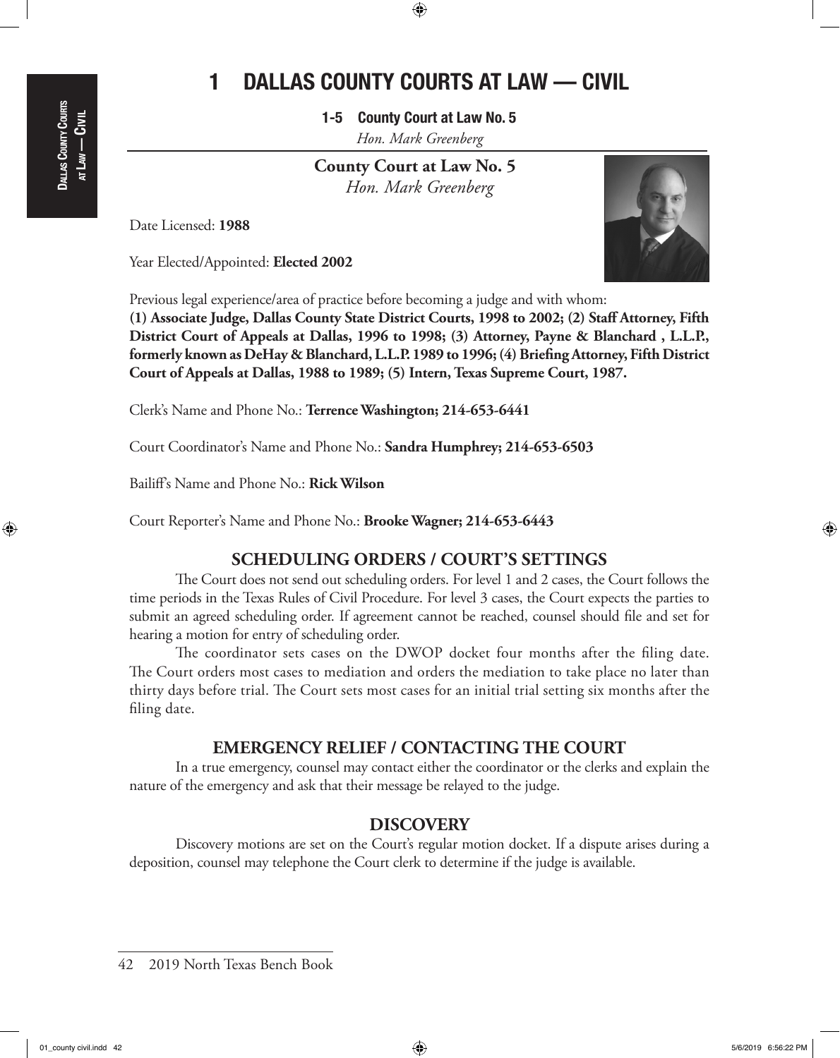# 1 DALLAS COUNTY COURTS AT LAW — CIVIL

**1-5 County Court at Law No. 5**
*Hon. Mark Greenberg*

## County Court at Law No. 5
*Hon. Mark Greenberg*

Date Licensed: **1988**

Year Elected/Appointed: **Elected 2002**

Previous legal experience/area of practice before becoming a judge and with whom:
**(1) Associate Judge, Dallas County State District Courts, 1998 to 2002; (2) Staff Attorney, Fifth District Court of Appeals at Dallas, 1996 to 1998; (3) Attorney, Payne & Blanchard , L.L.P., formerly known as DeHay & Blanchard, L.L.P. 1989 to 1996; (4) Briefing Attorney, Fifth District Court of Appeals at Dallas, 1988 to 1989; (5) Intern, Texas Supreme Court, 1987.**

Clerk's Name and Phone No.: **Terrence Washington; 214-653-6441**

Court Coordinator's Name and Phone No.: **Sandra Humphrey; 214-653-6503**

Bailiff's Name and Phone No.: **Rick Wilson**

Court Reporter's Name and Phone No.: **Brooke Wagner; 214-653-6443**

### SCHEDULING ORDERS / COURT'S SETTINGS

The Court does not send out scheduling orders. For level 1 and 2 cases, the Court follows the time periods in the Texas Rules of Civil Procedure. For level 3 cases, the Court expects the parties to submit an agreed scheduling order. If agreement cannot be reached, counsel should file and set for hearing a motion for entry of scheduling order.

The coordinator sets cases on the DWOP docket four months after the filing date. The Court orders most cases to mediation and orders the mediation to take place no later than thirty days before trial. The Court sets most cases for an initial trial setting six months after the filing date.

### EMERGENCY RELIEF / CONTACTING THE COURT

In a true emergency, counsel may contact either the coordinator or the clerks and explain the nature of the emergency and ask that their message be relayed to the judge.

### DISCOVERY

Discovery motions are set on the Court's regular motion docket. If a dispute arises during a deposition, counsel may telephone the Court clerk to determine if the judge is available.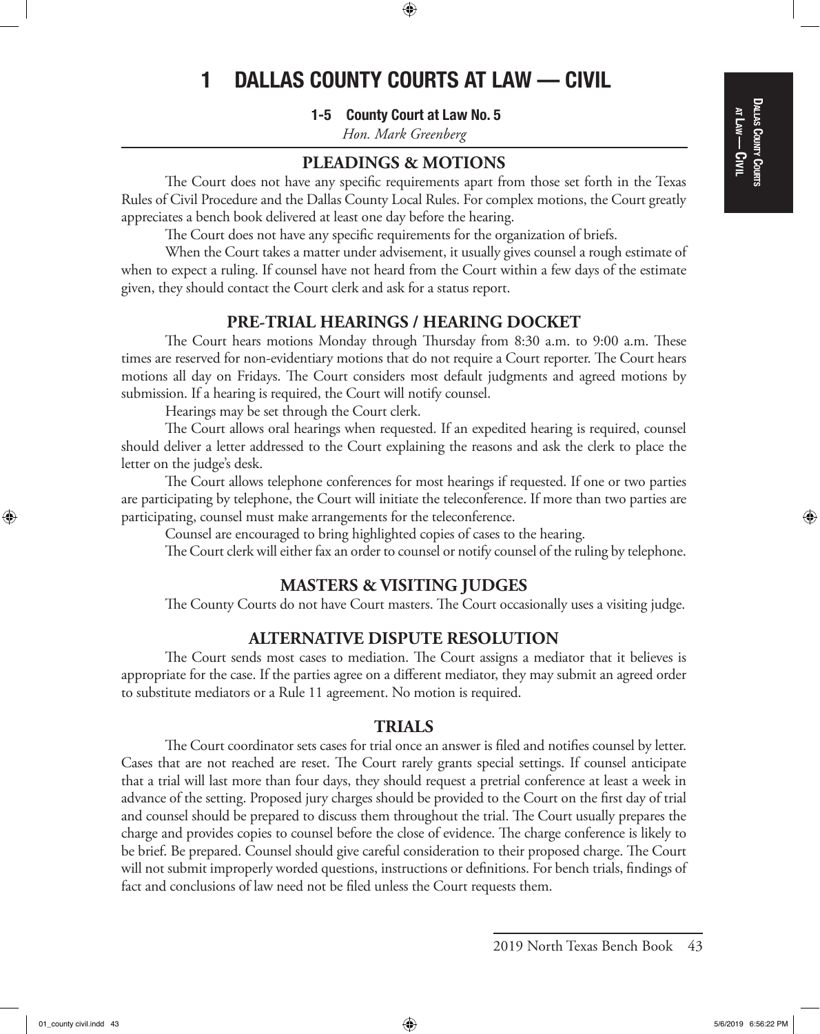# 1 DALLAS COUNTY COURTS AT LAW — CIVIL

## 1-5 County Court at Law No. 5

*Hon. Mark Greenberg*

### PLEADINGS & MOTIONS

The Court does not have any specific requirements apart from those set forth in the Texas Rules of Civil Procedure and the Dallas County Local Rules. For complex motions, the Court greatly appreciates a bench book delivered at least one day before the hearing.

The Court does not have any specific requirements for the organization of briefs.

When the Court takes a matter under advisement, it usually gives counsel a rough estimate of when to expect a ruling. If counsel have not heard from the Court within a few days of the estimate given, they should contact the Court clerk and ask for a status report.

### PRE-TRIAL HEARINGS / HEARING DOCKET

The Court hears motions Monday through Thursday from 8:30 a.m. to 9:00 a.m. These times are reserved for non-evidentiary motions that do not require a Court reporter. The Court hears motions all day on Fridays. The Court considers most default judgments and agreed motions by submission. If a hearing is required, the Court will notify counsel.

Hearings may be set through the Court clerk.

The Court allows oral hearings when requested. If an expedited hearing is required, counsel should deliver a letter addressed to the Court explaining the reasons and ask the clerk to place the letter on the judge's desk.

The Court allows telephone conferences for most hearings if requested. If one or two parties are participating by telephone, the Court will initiate the teleconference. If more than two parties are participating, counsel must make arrangements for the teleconference.

Counsel are encouraged to bring highlighted copies of cases to the hearing.

The Court clerk will either fax an order to counsel or notify counsel of the ruling by telephone.

### MASTERS & VISITING JUDGES

The County Courts do not have Court masters. The Court occasionally uses a visiting judge.

### ALTERNATIVE DISPUTE RESOLUTION

The Court sends most cases to mediation. The Court assigns a mediator that it believes is appropriate for the case. If the parties agree on a different mediator, they may submit an agreed order to substitute mediators or a Rule 11 agreement. No motion is required.

### TRIALS

The Court coordinator sets cases for trial once an answer is filed and notifies counsel by letter. Cases that are not reached are reset. The Court rarely grants special settings. If counsel anticipate that a trial will last more than four days, they should request a pretrial conference at least a week in advance of the setting. Proposed jury charges should be provided to the Court on the first day of trial and counsel should be prepared to discuss them throughout the trial. The Court usually prepares the charge and provides copies to counsel before the close of evidence. The charge conference is likely to be brief. Be prepared. Counsel should give careful consideration to their proposed charge. The Court will not submit improperly worded questions, instructions or definitions. For bench trials, findings of fact and conclusions of law need not be filed unless the Court requests them.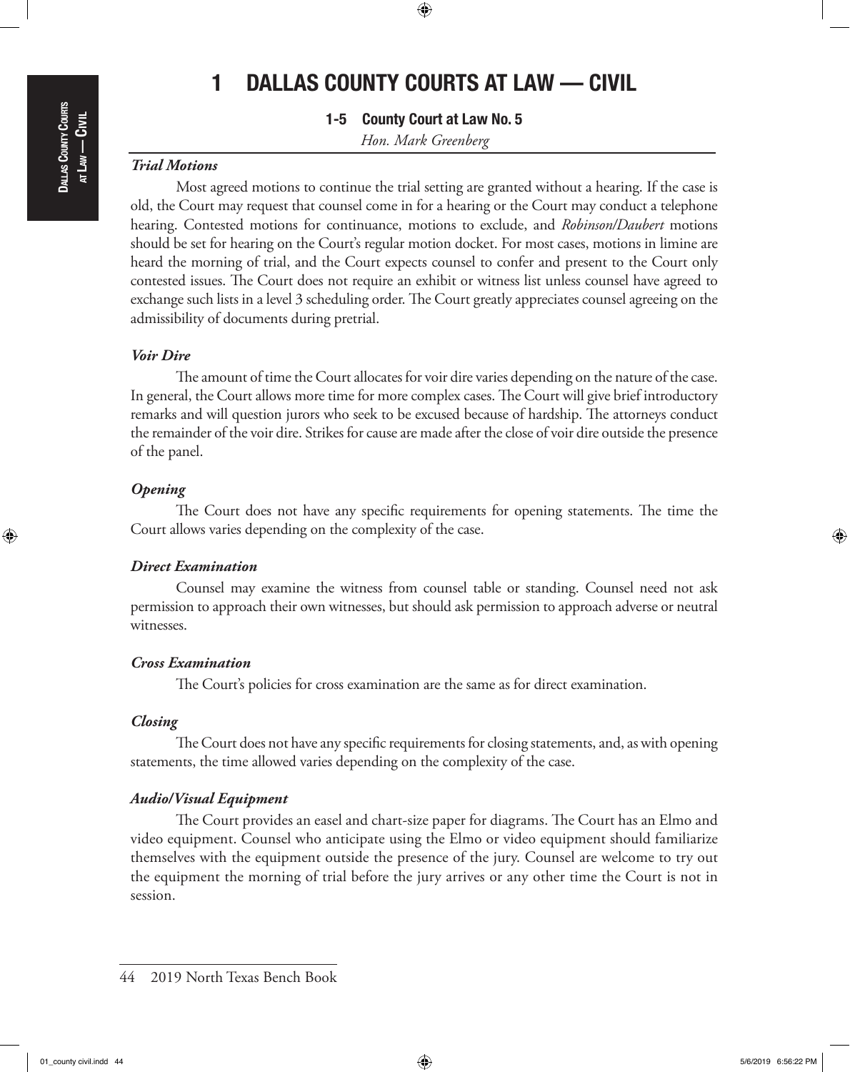# 1 DALLAS COUNTY COURTS AT LAW — CIVIL

## 1-5 County Court at Law No. 5

*Hon. Mark Greenberg*

### *Trial Motions*

Most agreed motions to continue the trial setting are granted without a hearing. If the case is old, the Court may request that counsel come in for a hearing or the Court may conduct a telephone hearing. Contested motions for continuance, motions to exclude, and *Robinson/Daubert* motions should be set for hearing on the Court's regular motion docket. For most cases, motions in limine are heard the morning of trial, and the Court expects counsel to confer and present to the Court only contested issues. The Court does not require an exhibit or witness list unless counsel have agreed to exchange such lists in a level 3 scheduling order. The Court greatly appreciates counsel agreeing on the admissibility of documents during pretrial.

### *Voir Dire*

The amount of time the Court allocates for voir dire varies depending on the nature of the case. In general, the Court allows more time for more complex cases. The Court will give brief introductory remarks and will question jurors who seek to be excused because of hardship. The attorneys conduct the remainder of the voir dire. Strikes for cause are made after the close of voir dire outside the presence of the panel.

### *Opening*

The Court does not have any specific requirements for opening statements. The time the Court allows varies depending on the complexity of the case.

### *Direct Examination*

Counsel may examine the witness from counsel table or standing. Counsel need not ask permission to approach their own witnesses, but should ask permission to approach adverse or neutral witnesses.

### *Cross Examination*

The Court's policies for cross examination are the same as for direct examination.

### *Closing*

The Court does not have any specific requirements for closing statements, and, as with opening statements, the time allowed varies depending on the complexity of the case.

### *Audio/Visual Equipment*

The Court provides an easel and chart-size paper for diagrams. The Court has an Elmo and video equipment. Counsel who anticipate using the Elmo or video equipment should familiarize themselves with the equipment outside the presence of the jury. Counsel are welcome to try out the equipment the morning of trial before the jury arrives or any other time the Court is not in session.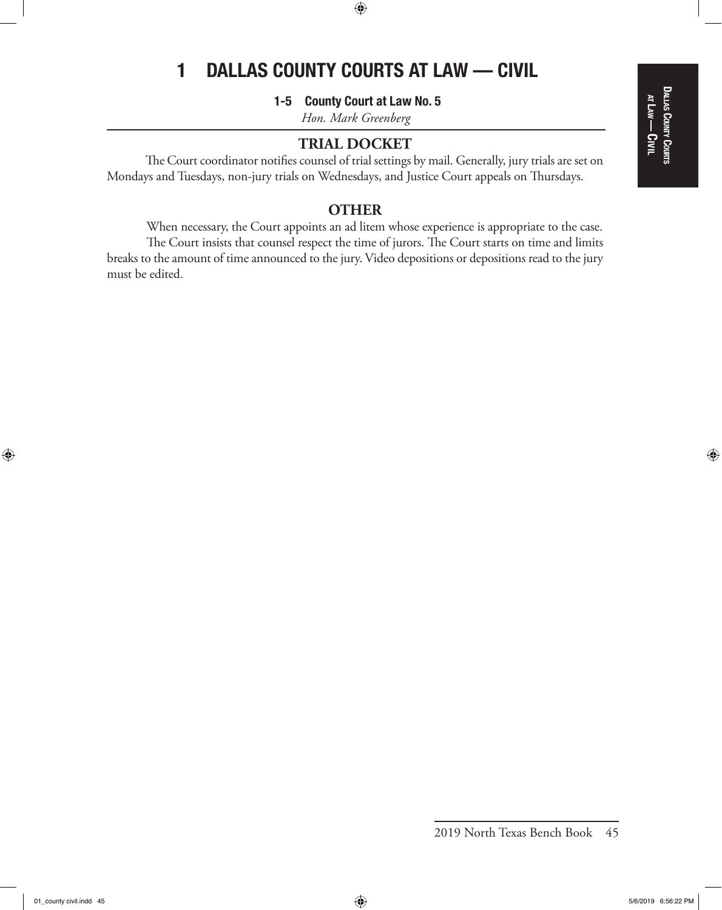# 1 DALLAS COUNTY COURTS AT LAW — CIVIL

## 1-5 County Court at Law No. 5

*Hon. Mark Greenberg*

### TRIAL DOCKET

The Court coordinator notifies counsel of trial settings by mail. Generally, jury trials are set on Mondays and Tuesdays, non-jury trials on Wednesdays, and Justice Court appeals on Thursdays.

### OTHER

When necessary, the Court appoints an ad litem whose experience is appropriate to the case.

The Court insists that counsel respect the time of jurors. The Court starts on time and limits breaks to the amount of time announced to the jury. Video depositions or depositions read to the jury must be edited.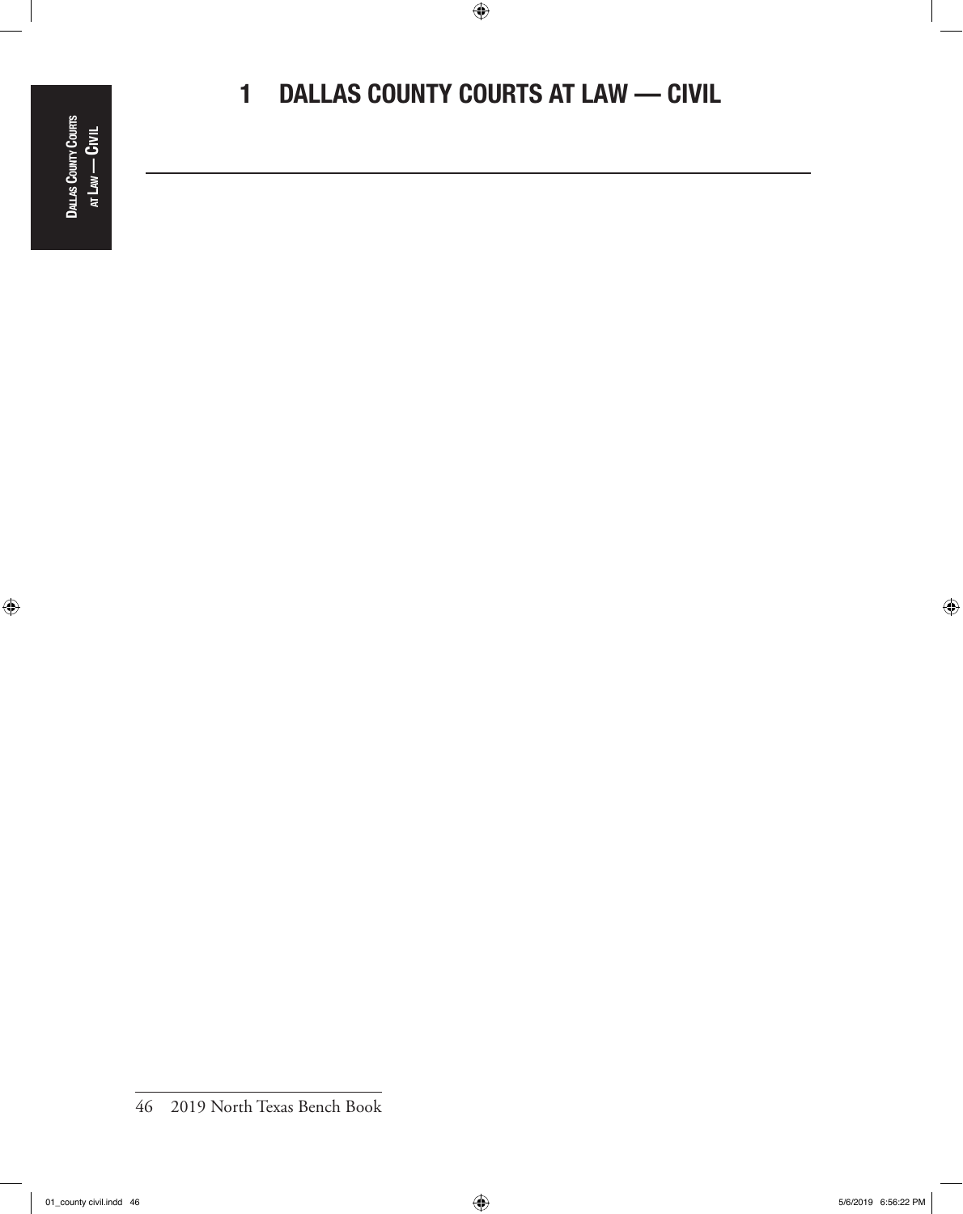# 1 DALLAS COUNTY COURTS AT LAW — CIVIL